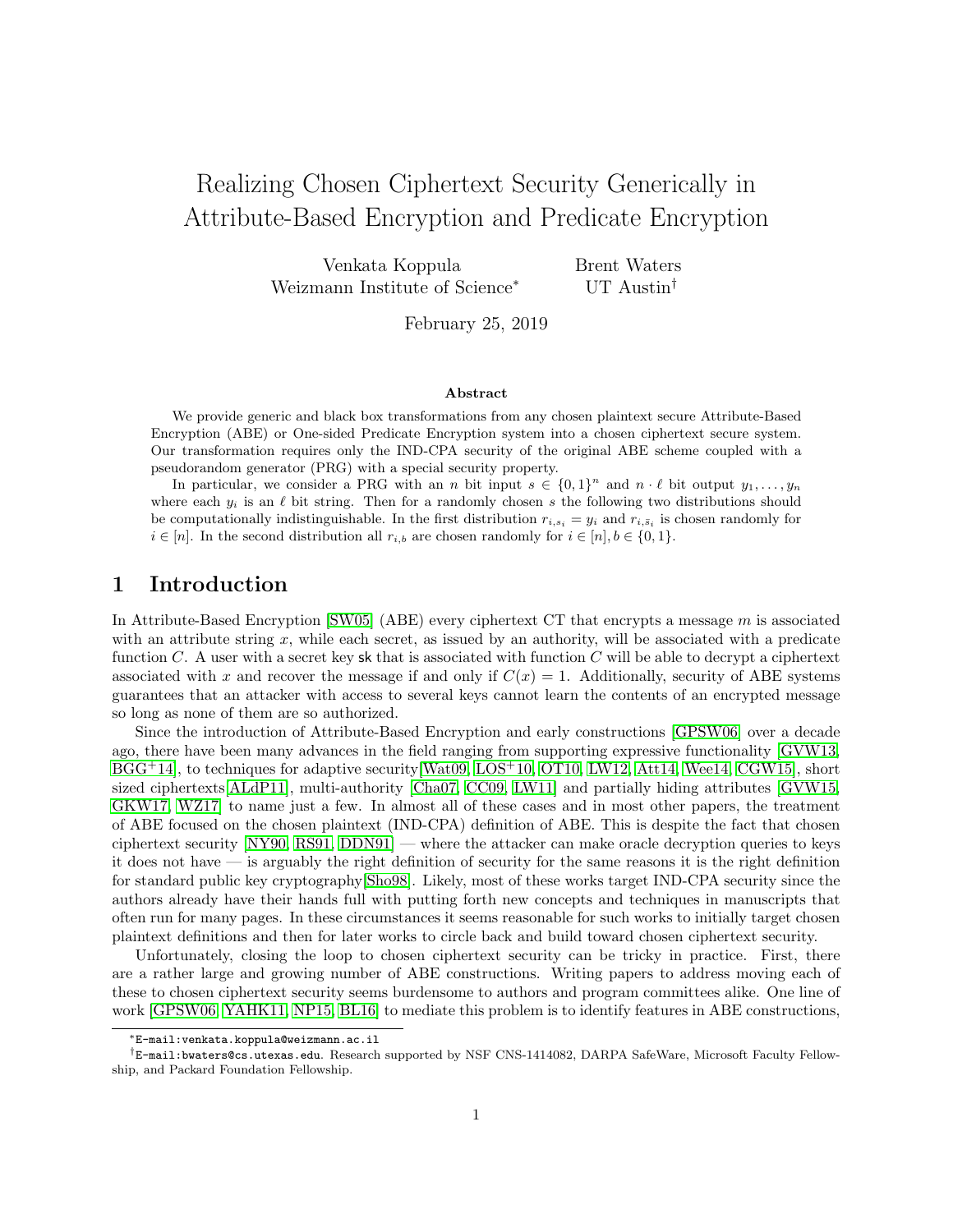# Realizing Chosen Ciphertext Security Generically in Attribute-Based Encryption and Predicate Encryption

Venkata Koppula
Weizmann Institute of Science*

Brent Waters
UT Austin†

February 25, 2019

### Abstract

We provide generic and black box transformations from any chosen plaintext secure Attribute-Based Encryption (ABE) or One-sided Predicate Encryption system into a chosen ciphertext secure system. Our transformation requires only the IND-CPA security of the original ABE scheme coupled with a pseudorandom generator (PRG) with a special security property.

In particular, we consider a PRG with an $n$ bit input $s \in \{0,1\}^n$ and $n \cdot \ell$ bit output $y_1, \ldots, y_n$ where each $y_i$ is an $\ell$ bit string. Then for a randomly chosen $s$ the following two distributions should be computationally indistinguishable. In the first distribution $r_{i,s_i} = y_i$ and $r_{i,\bar{s}_i}$ is chosen randomly for $i \in [n]$. In the second distribution all $r_{i,b}$ are chosen randomly for $i \in [n], b \in \{0,1\}$.

## 1 Introduction

In Attribute-Based Encryption [SW05] (ABE) every ciphertext CT that encrypts a message $m$ is associated with an attribute string $x$, while each secret, as issued by an authority, will be associated with a predicate function $C$. A user with a secret key $\mathsf{sk}$ that is associated with function $C$ will be able to decrypt a ciphertext associated with $x$ and recover the message if and only if $C(x) = 1$. Additionally, security of ABE systems guarantees that an attacker with access to several keys cannot learn the contents of an encrypted message so long as none of them are so authorized.

Since the introduction of Attribute-Based Encryption and early constructions [GPSW06] over a decade ago, there have been many advances in the field ranging from supporting expressive functionality [GVW13, BGG+14], to techniques for adaptive security[Wat09, LOS+10, OT10, LW12, Att14, Wee14, CGW15], short sized ciphertexts[ALdP11], multi-authority [Cha07, CC09, LW11] and partially hiding attributes [GVW15, GKW17, WZ17] to name just a few. In almost all of these cases and in most other papers, the treatment of ABE focused on the chosen plaintext (IND-CPA) definition of ABE. This is despite the fact that chosen ciphertext security [NY90, RS91, DDN91] — where the attacker can make oracle decryption queries to keys it does not have — is arguably the right definition of security for the same reasons it is the right definition for standard public key cryptography[Sho98]. Likely, most of these works target IND-CPA security since the authors already have their hands full with putting forth new concepts and techniques in manuscripts that often run for many pages. In these circumstances it seems reasonable for such works to initially target chosen plaintext definitions and then for later works to circle back and build toward chosen ciphertext security.

Unfortunately, closing the loop to chosen ciphertext security can be tricky in practice. First, there are a rather large and growing number of ABE constructions. Writing papers to address moving each of these to chosen ciphertext security seems burdensome to authors and program committees alike. One line of work [GPSW06, YAHK11, NP15, BL16] to mediate this problem is to identify features in ABE constructions,

---

*E-mail:venkata.koppula@weizmann.ac.il

†E-mail:bwaters@cs.utexas.edu. Research supported by NSF CNS-1414082, DARPA SafeWare, Microsoft Faculty Fellowship, and Packard Foundation Fellowship.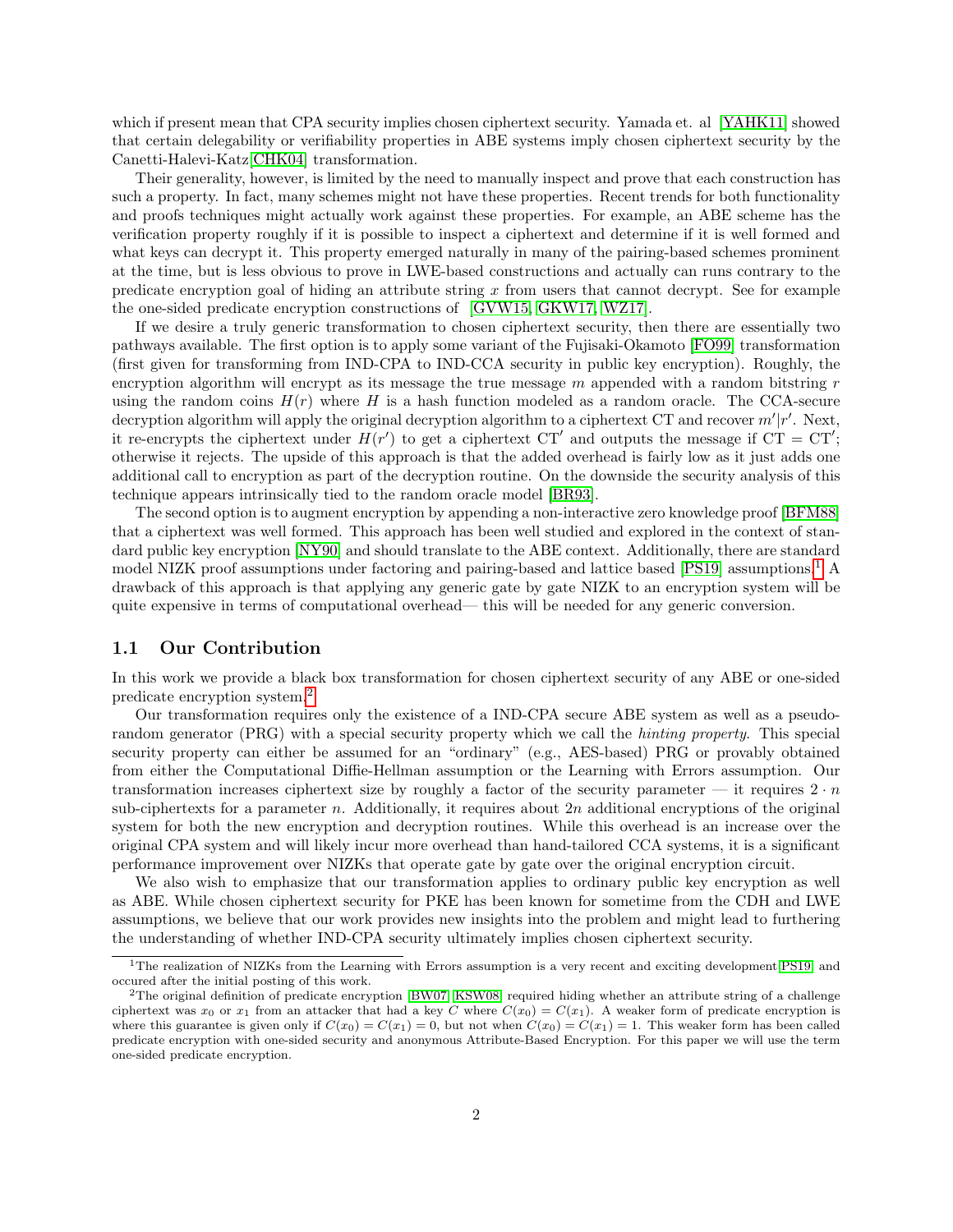which if present mean that CPA security implies chosen ciphertext security. Yamada et. al [YAHK11] showed that certain delegability or verifiability properties in ABE systems imply chosen ciphertext security by the Canetti-Halevi-Katz[CHK04] transformation.

Their generality, however, is limited by the need to manually inspect and prove that each construction has such a property. In fact, many schemes might not have these properties. Recent trends for both functionality and proofs techniques might actually work against these properties. For example, an ABE scheme has the verification property roughly if it is possible to inspect a ciphertext and determine if it is well formed and what keys can decrypt it. This property emerged naturally in many of the pairing-based schemes prominent at the time, but is less obvious to prove in LWE-based constructions and actually can runs contrary to the predicate encryption goal of hiding an attribute string $x$ from users that cannot decrypt. See for example the one-sided predicate encryption constructions of [GVW15, GKW17, WZ17].

If we desire a truly generic transformation to chosen ciphertext security, then there are essentially two pathways available. The first option is to apply some variant of the Fujisaki-Okamoto [FO99] transformation (first given for transforming from IND-CPA to IND-CCA security in public key encryption). Roughly, the encryption algorithm will encrypt as its message the true message $m$ appended with a random bitstring $r$ using the random coins $H(r)$ where $H$ is a hash function modeled as a random oracle. The CCA-secure decryption algorithm will apply the original decryption algorithm to a ciphertext CT and recover $m'|r'$. Next, it re-encrypts the ciphertext under $H(r')$ to get a ciphertext $\mathrm{CT}'$ and outputs the message if $\mathrm{CT} = \mathrm{CT}'$; otherwise it rejects. The upside of this approach is that the added overhead is fairly low as it just adds one additional call to encryption as part of the decryption routine. On the downside the security analysis of this technique appears intrinsically tied to the random oracle model [BR93].

The second option is to augment encryption by appending a non-interactive zero knowledge proof [BFM88] that a ciphertext was well formed. This approach has been well studied and explored in the context of standard public key encryption [NY90] and should translate to the ABE context. Additionally, there are standard model NIZK proof assumptions under factoring and pairing-based and lattice based [PS19] assumptions.[1] A drawback of this approach is that applying any generic gate by gate NIZK to an encryption system will be quite expensive in terms of computational overhead— this will be needed for any generic conversion.

## 1.1 Our Contribution

In this work we provide a black box transformation for chosen ciphertext security of any ABE or one-sided predicate encryption system.[2]

Our transformation requires only the existence of a IND-CPA secure ABE system as well as a pseudorandom generator (PRG) with a special security property which we call the *hinting property*. This special security property can either be assumed for an "ordinary" (e.g., AES-based) PRG or provably obtained from either the Computational Diffie-Hellman assumption or the Learning with Errors assumption. Our transformation increases ciphertext size by roughly a factor of the security parameter — it requires $2 \cdot n$ sub-ciphertexts for a parameter $n$. Additionally, it requires about $2n$ additional encryptions of the original system for both the new encryption and decryption routines. While this overhead is an increase over the original CPA system and will likely incur more overhead than hand-tailored CCA systems, it is a significant performance improvement over NIZKs that operate gate by gate over the original encryption circuit.

We also wish to emphasize that our transformation applies to ordinary public key encryption as well as ABE. While chosen ciphertext security for PKE has been known for sometime from the CDH and LWE assumptions, we believe that our work provides new insights into the problem and might lead to furthering the understanding of whether IND-CPA security ultimately implies chosen ciphertext security.

[1] The realization of NIZKs from the Learning with Errors assumption is a very recent and exciting development[PS19] and occured after the initial posting of this work.

[2] The original definition of predicate encryption [BW07, KSW08] required hiding whether an attribute string of a challenge ciphertext was $x_0$ or $x_1$ from an attacker that had a key $C$ where $C(x_0) = C(x_1)$. A weaker form of predicate encryption is where this guarantee is given only if $C(x_0) = C(x_1) = 0$, but not when $C(x_0) = C(x_1) = 1$. This weaker form has been called predicate encryption with one-sided security and anonymous Attribute-Based Encryption. For this paper we will use the term one-sided predicate encryption.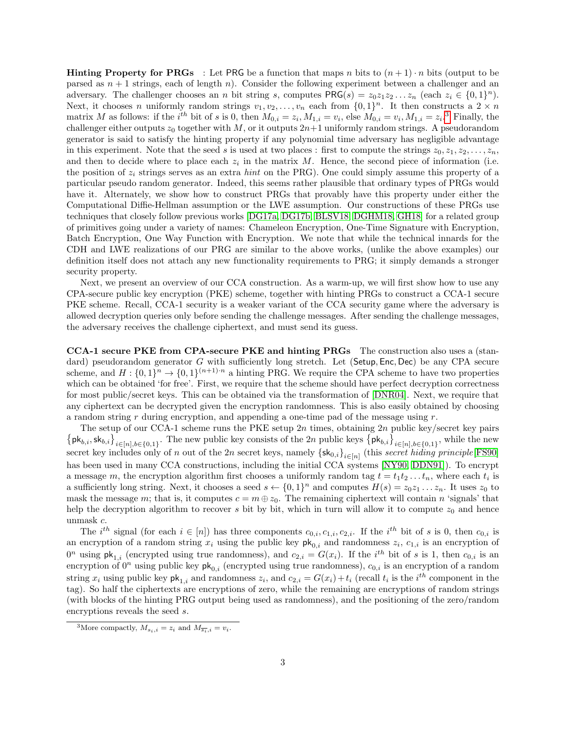**Hinting Property for PRGs** : Let $\mathsf{PRG}$ be a function that maps $n$ bits to $(n+1)\cdot n$ bits (output to be parsed as $n+1$ strings, each of length $n$). Consider the following experiment between a challenger and an adversary. The challenger chooses an $n$ bit string $s$, computes $\mathsf{PRG}(s) = z_0 z_1 z_2 \dots z_n$ (each $z_i \in \{0,1\}^n$). Next, it chooses $n$ uniformly random strings $v_1, v_2, \dots, v_n$ each from $\{0,1\}^n$. It then constructs a $2 \times n$ matrix $M$ as follows: if the $i^{th}$ bit of $s$ is 0, then $M_{0,i} = z_i, M_{1,i} = v_i$, else $M_{0,i} = v_i, M_{1,i} = z_i$.[3] Finally, the challenger either outputs $z_0$ together with $M$, or it outputs $2n+1$ uniformly random strings. A pseudorandom generator is said to satisfy the hinting property if any polynomial time adversary has negligible advantage in this experiment. Note that the seed $s$ is used at two places : first to compute the strings $z_0, z_1, z_2, \dots, z_n$, and then to decide where to place each $z_i$ in the matrix $M$. Hence, the second piece of information (i.e. the position of $z_i$ strings serves as an extra *hint* on the PRG). One could simply assume this property of a particular pseudo random generator. Indeed, this seems rather plausible that ordinary types of PRGs would have it. Alternately, we show how to construct PRGs that provably have this property under either the Computational Diffie-Hellman assumption or the LWE assumption. Our constructions of these PRGs use techniques that closely follow previous works [DG17a, DG17b, BLSV18, DGHM18, GH18] for a related group of primitives going under a variety of names: Chameleon Encryption, One-Time Signature with Encryption, Batch Encryption, One Way Function with Encryption. We note that while the technical innards for the CDH and LWE realizations of our PRG are similar to the above works, (unlike the above examples) our definition itself does not attach any new functionality requirements to PRG; it simply demands a stronger security property.

Next, we present an overview of our CCA construction. As a warm-up, we will first show how to use any CPA-secure public key encryption (PKE) scheme, together with hinting PRGs to construct a CCA-1 secure PKE scheme. Recall, CCA-1 security is a weaker variant of the CCA security game where the adversary is allowed decryption queries only before sending the challenge messages. After sending the challenge messages, the adversary receives the challenge ciphertext, and must send its guess.

**CCA-1 secure PKE from CPA-secure PKE and hinting PRGs** The construction also uses a (standard) pseudorandom generator $G$ with sufficiently long stretch. Let $(\mathsf{Setup}, \mathsf{Enc}, \mathsf{Dec})$ be any CPA secure scheme, and $H : \{0,1\}^n \to \{0,1\}^{(n+1)\cdot n}$ a hinting PRG. We require the CPA scheme to have two properties which can be obtained 'for free'. First, we require that the scheme should have perfect decryption correctness for most public/secret keys. This can be obtained via the transformation of [DNR04]. Next, we require that any ciphertext can be decrypted given the encryption randomness. This is also easily obtained by choosing a random string $r$ during encryption, and appending a one-time pad of the message using $r$.

The setup of our CCA-1 scheme runs the PKE setup $2n$ times, obtaining $2n$ public key/secret key pairs $\{\mathsf{pk}_{b,i}, \mathsf{sk}_{b,i}\}_{i\in[n], b\in\{0,1\}}$. The new public key consists of the $2n$ public keys $\{\mathsf{pk}_{b,i}\}_{i\in[n], b\in\{0,1\}}$, while the new secret key includes only of $n$ out of the $2n$ secret keys, namely $\{\mathsf{sk}_{0,i}\}_{i\in[n]}$ (this *secret hiding principle*[FS90] has been used in many CCA constructions, including the initial CCA systems [NY90, DDN91]). To encrypt a message $m$, the encryption algorithm first chooses a uniformly random tag $t = t_1 t_2 \dots t_n$, where each $t_i$ is a sufficiently long string. Next, it chooses a seed $s \leftarrow \{0,1\}^n$ and computes $H(s) = z_0 z_1 \dots z_n$. It uses $z_0$ to mask the message $m$; that is, it computes $c = m \oplus z_0$. The remaining ciphertext will contain $n$ 'signals' that help the decryption algorithm to recover $s$ bit by bit, which in turn will allow it to compute $z_0$ and hence unmask $c$.

The $i^{th}$ signal (for each $i \in [n]$) has three components $c_{0,i}, c_{1,i}, c_{2,i}$. If the $i^{th}$ bit of $s$ is 0, then $c_{0,i}$ is an encryption of a random string $x_i$ using the public key $\mathsf{pk}_{0,i}$ and randomness $z_i$, $c_{1,i}$ is an encryption of $0^n$ using $\mathsf{pk}_{1,i}$ (encrypted using true randomness), and $c_{2,i} = G(x_i)$. If the $i^{th}$ bit of $s$ is 1, then $c_{0,i}$ is an encryption of $0^n$ using public key $\mathsf{pk}_{0,i}$ (encrypted using true randomness), $c_{0,i}$ is an encryption of a random string $x_i$ using public key $\mathsf{pk}_{1,i}$ and randomness $z_i$, and $c_{2,i} = G(x_i) + t_i$ (recall $t_i$ is the $i^{th}$ component in the tag). So half the ciphertexts are encryptions of zero, while the remaining are encryptions of random strings (with blocks of the hinting PRG output being used as randomness), and the positioning of the zero/random encryptions reveals the seed $s$.

[3] More compactly, $M_{s_i,i} = z_i$ and $M_{\overline{s_i},i} = v_i$.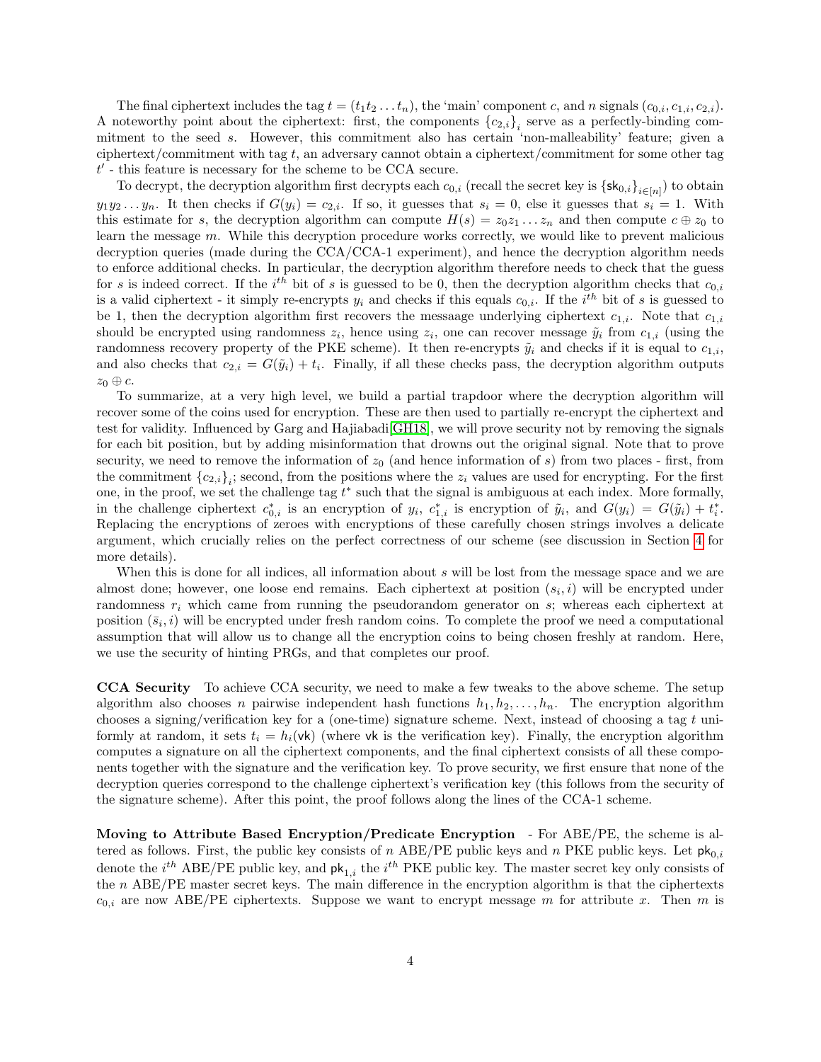The final ciphertext includes the tag $t = (t_1 t_2 \dots t_n)$, the 'main' component $c$, and $n$ signals $(c_{0,i}, c_{1,i}, c_{2,i})$. A noteworthy point about the ciphertext: first, the components $\{c_{2,i}\}_i$ serve as a perfectly-binding commitment to the seed $s$. However, this commitment also has certain 'non-malleability' feature; given a ciphertext/commitment with tag $t$, an adversary cannot obtain a ciphertext/commitment for some other tag $t'$ - this feature is necessary for the scheme to be CCA secure.

To decrypt, the decryption algorithm first decrypts each $c_{0,i}$ (recall the secret key is $\{\mathsf{sk}_{0,i}\}_{i\in[n]}$) to obtain $y_1 y_2 \dots y_n$. It then checks if $G(y_i) = c_{2,i}$. If so, it guesses that $s_i = 0$, else it guesses that $s_i = 1$. With this estimate for $s$, the decryption algorithm can compute $H(s) = z_0 z_1 \dots z_n$ and then compute $c \oplus z_0$ to learn the message $m$. While this decryption procedure works correctly, we would like to prevent malicious decryption queries (made during the CCA/CCA-1 experiment), and hence the decryption algorithm needs to enforce additional checks. In particular, the decryption algorithm therefore needs to check that the guess for $s$ is indeed correct. If the $i^{th}$ bit of $s$ is guessed to be 0, then the decryption algorithm checks that $c_{0,i}$ is a valid ciphertext - it simply re-encrypts $y_i$ and checks if this equals $c_{0,i}$. If the $i^{th}$ bit of $s$ is guessed to be 1, then the decryption algorithm first recovers the messaage underlying ciphertext $c_{1,i}$. Note that $c_{1,i}$ should be encrypted using randomness $z_i$, hence using $z_i$, one can recover message $\tilde{y}_i$ from $c_{1,i}$ (using the randomness recovery property of the PKE scheme). It then re-encrypts $\tilde{y}_i$ and checks if it is equal to $c_{1,i}$, and also checks that $c_{2,i} = G(\tilde{y}_i) + t_i$. Finally, if all these checks pass, the decryption algorithm outputs $z_0 \oplus c$.

To summarize, at a very high level, we build a partial trapdoor where the decryption algorithm will recover some of the coins used for encryption. These are then used to partially re-encrypt the ciphertext and test for validity. Influenced by Garg and Hajiabadi[GH18], we will prove security not by removing the signals for each bit position, but by adding misinformation that drowns out the original signal. Note that to prove security, we need to remove the information of $z_0$ (and hence information of $s$) from two places - first, from the commitment $\{c_{2,i}\}_i$; second, from the positions where the $z_i$ values are used for encrypting. For the first one, in the proof, we set the challenge tag $t^*$ such that the signal is ambiguous at each index. More formally, in the challenge ciphertext $c^*_{0,i}$ is an encryption of $y_i$, $c^*_{1,i}$ is encryption of $\tilde{y}_i$, and $G(y_i) = G(\tilde{y}_i) + t^*_i$. Replacing the encryptions of zeroes with encryptions of these carefully chosen strings involves a delicate argument, which crucially relies on the perfect correctness of our scheme (see discussion in Section 4 for more details).

When this is done for all indices, all information about $s$ will be lost from the message space and we are almost done; however, one loose end remains. Each ciphertext at position $(s_i, i)$ will be encrypted under randomness $r_i$ which came from running the pseudorandom generator on $s$; whereas each ciphertext at position $(\bar{s}_i, i)$ will be encrypted under fresh random coins. To complete the proof we need a computational assumption that will allow us to change all the encryption coins to being chosen freshly at random. Here, we use the security of hinting PRGs, and that completes our proof.

**CCA Security** To achieve CCA security, we need to make a few tweaks to the above scheme. The setup algorithm also chooses $n$ pairwise independent hash functions $h_1, h_2, \dots, h_n$. The encryption algorithm chooses a signing/verification key for a (one-time) signature scheme. Next, instead of choosing a tag $t$ uniformly at random, it sets $t_i = h_i(\mathsf{vk})$ (where $\mathsf{vk}$ is the verification key). Finally, the encryption algorithm computes a signature on all the ciphertext components, and the final ciphertext consists of all these components together with the signature and the verification key. To prove security, we first ensure that none of the decryption queries correspond to the challenge ciphertext's verification key (this follows from the security of the signature scheme). After this point, the proof follows along the lines of the CCA-1 scheme.

**Moving to Attribute Based Encryption/Predicate Encryption** - For ABE/PE, the scheme is altered as follows. First, the public key consists of $n$ ABE/PE public keys and $n$ PKE public keys. Let $\mathsf{pk}_{0,i}$ denote the $i^{th}$ ABE/PE public key, and $\mathsf{pk}_{1,i}$ the $i^{th}$ PKE public key. The master secret key only consists of the $n$ ABE/PE master secret keys. The main difference in the encryption algorithm is that the ciphertexts $c_{0,i}$ are now ABE/PE ciphertexts. Suppose we want to encrypt message $m$ for attribute $x$. Then $m$ is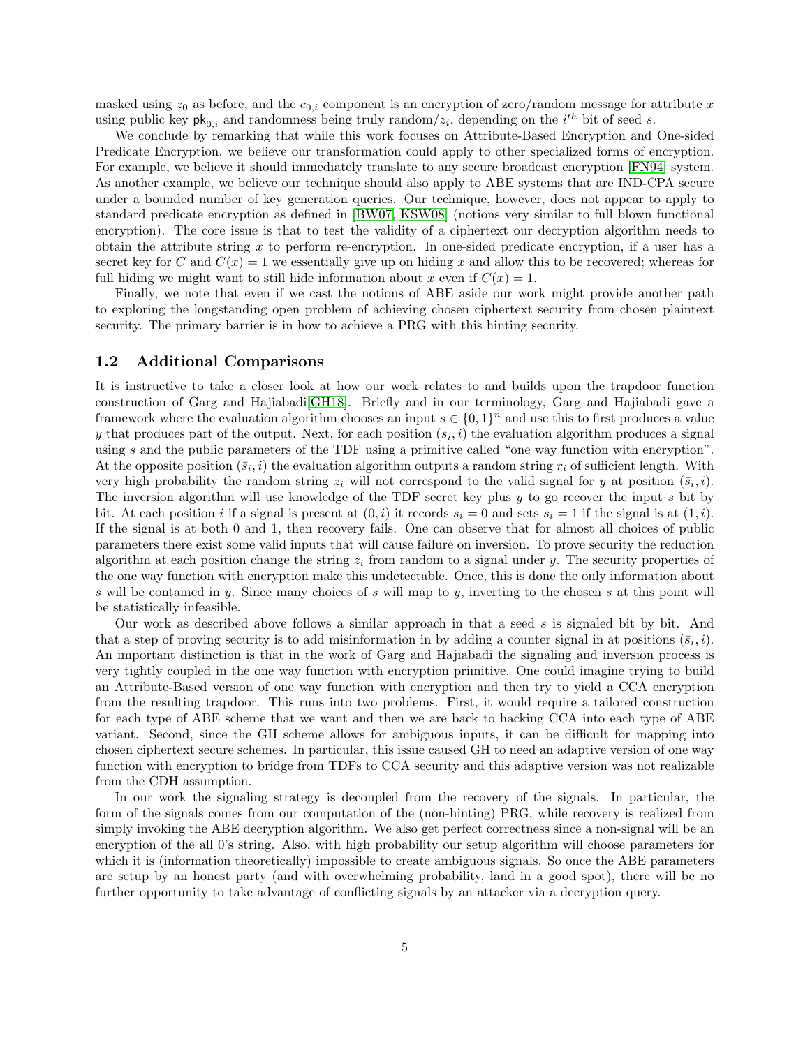masked using $z_0$ as before, and the $c_{0,i}$ component is an encryption of zero/random message for attribute $x$ using public key $\mathsf{pk}_{0,i}$ and randomness being truly random/$z_i$, depending on the $i^{th}$ bit of seed $s$.

We conclude by remarking that while this work focuses on Attribute-Based Encryption and One-sided Predicate Encryption, we believe our transformation could apply to other specialized forms of encryption. For example, we believe it should immediately translate to any secure broadcast encryption [FN94] system. As another example, we believe our technique should also apply to ABE systems that are IND-CPA secure under a bounded number of key generation queries. Our technique, however, does not appear to apply to standard predicate encryption as defined in [BW07, KSW08] (notions very similar to full blown functional encryption). The core issue is that to test the validity of a ciphertext our decryption algorithm needs to obtain the attribute string $x$ to perform re-encryption. In one-sided predicate encryption, if a user has a secret key for $C$ and $C(x) = 1$ we essentially give up on hiding $x$ and allow this to be recovered; whereas for full hiding we might want to still hide information about $x$ even if $C(x) = 1$.

Finally, we note that even if we cast the notions of ABE aside our work might provide another path to exploring the longstanding open problem of achieving chosen ciphertext security from chosen plaintext security. The primary barrier is in how to achieve a PRG with this hinting security.

## 1.2 Additional Comparisons

It is instructive to take a closer look at how our work relates to and builds upon the trapdoor function construction of Garg and Hajiabadi[GH18]. Briefly and in our terminology, Garg and Hajiabadi gave a framework where the evaluation algorithm chooses an input $s \in \{0,1\}^n$ and use this to first produces a value $y$ that produces part of the output. Next, for each position $(s_i, i)$ the evaluation algorithm produces a signal using $s$ and the public parameters of the TDF using a primitive called "one way function with encryption". At the opposite position $(\bar{s}_i, i)$ the evaluation algorithm outputs a random string $r_i$ of sufficient length. With very high probability the random string $z_i$ will not correspond to the valid signal for $y$ at position $(\bar{s}_i, i)$. The inversion algorithm will use knowledge of the TDF secret key plus $y$ to go recover the input $s$ bit by bit. At each position $i$ if a signal is present at $(0, i)$ it records $s_i = 0$ and sets $s_i = 1$ if the signal is at $(1, i)$. If the signal is at both 0 and 1, then recovery fails. One can observe that for almost all choices of public parameters there exist some valid inputs that will cause failure on inversion. To prove security the reduction algorithm at each position change the string $z_i$ from random to a signal under $y$. The security properties of the one way function with encryption make this undetectable. Once, this is done the only information about $s$ will be contained in $y$. Since many choices of $s$ will map to $y$, inverting to the chosen $s$ at this point will be statistically infeasible.

Our work as described above follows a similar approach in that a seed $s$ is signaled bit by bit. And that a step of proving security is to add misinformation in by adding a counter signal in at positions $(\bar{s}_i, i)$. An important distinction is that in the work of Garg and Hajiabadi the signaling and inversion process is very tightly coupled in the one way function with encryption primitive. One could imagine trying to build an Attribute-Based version of one way function with encryption and then try to yield a CCA encryption from the resulting trapdoor. This runs into two problems. First, it would require a tailored construction for each type of ABE scheme that we want and then we are back to hacking CCA into each type of ABE variant. Second, since the GH scheme allows for ambiguous inputs, it can be difficult for mapping into chosen ciphertext secure schemes. In particular, this issue caused GH to need an adaptive version of one way function with encryption to bridge from TDFs to CCA security and this adaptive version was not realizable from the CDH assumption.

In our work the signaling strategy is decoupled from the recovery of the signals. In particular, the form of the signals comes from our computation of the (non-hinting) PRG, while recovery is realized from simply invoking the ABE decryption algorithm. We also get perfect correctness since a non-signal will be an encryption of the all 0's string. Also, with high probability our setup algorithm will choose parameters for which it is (information theoretically) impossible to create ambiguous signals. So once the ABE parameters are setup by an honest party (and with overwhelming probability, land in a good spot), there will be no further opportunity to take advantage of conflicting signals by an attacker via a decryption query.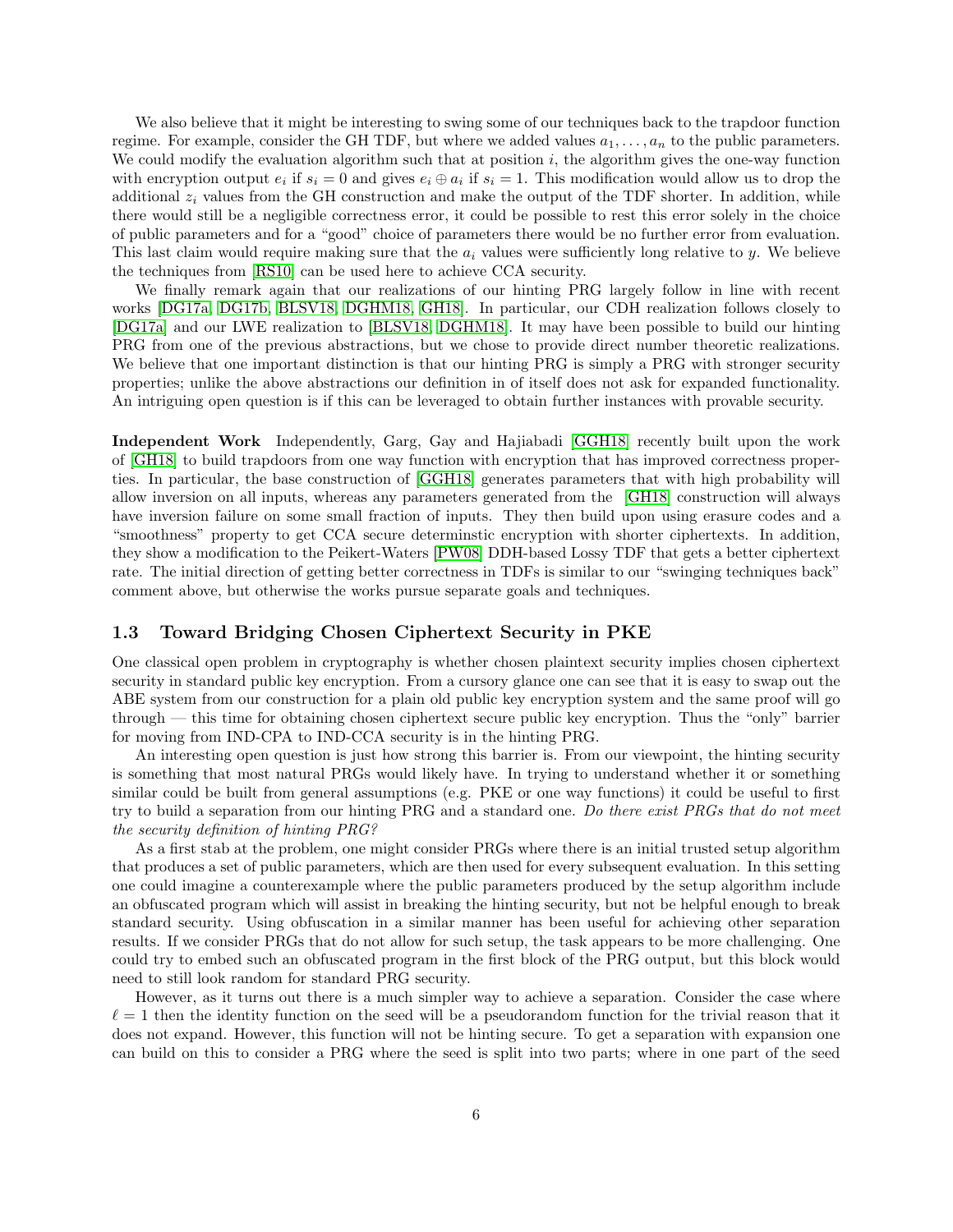We also believe that it might be interesting to swing some of our techniques back to the trapdoor function regime. For example, consider the GH TDF, but where we added values $a_1, \ldots, a_n$ to the public parameters. We could modify the evaluation algorithm such that at position $i$, the algorithm gives the one-way function with encryption output $e_i$ if $s_i = 0$ and gives $e_i \oplus a_i$ if $s_i = 1$. This modification would allow us to drop the additional $z_i$ values from the GH construction and make the output of the TDF shorter. In addition, while there would still be a negligible correctness error, it could be possible to rest this error solely in the choice of public parameters and for a "good" choice of parameters there would be no further error from evaluation. This last claim would require making sure that the $a_i$ values were sufficiently long relative to $y$. We believe the techniques from [RS10] can be used here to achieve CCA security.

We finally remark again that our realizations of our hinting PRG largely follow in line with recent works [DG17a, DG17b, BLSV18, DGHM18, GH18]. In particular, our CDH realization follows closely to [DG17a] and our LWE realization to [BLSV18, DGHM18]. It may have been possible to build our hinting PRG from one of the previous abstractions, but we chose to provide direct number theoretic realizations. We believe that one important distinction is that our hinting PRG is simply a PRG with stronger security properties; unlike the above abstractions our definition in of itself does not ask for expanded functionality. An intriguing open question is if this can be leveraged to obtain further instances with provable security.

**Independent Work** Independently, Garg, Gay and Hajiabadi [GGH18] recently built upon the work of [GH18] to build trapdoors from one way function with encryption that has improved correctness properties. In particular, the base construction of [GGH18] generates parameters that with high probability will allow inversion on all inputs, whereas any parameters generated from the [GH18] construction will always have inversion failure on some small fraction of inputs. They then build upon using erasure codes and a "smoothness" property to get CCA secure determinstic encryption with shorter ciphertexts. In addition, they show a modification to the Peikert-Waters [PW08] DDH-based Lossy TDF that gets a better ciphertext rate. The initial direction of getting better correctness in TDFs is similar to our "swinging techniques back" comment above, but otherwise the works pursue separate goals and techniques.

### 1.3 Toward Bridging Chosen Ciphertext Security in PKE

One classical open problem in cryptography is whether chosen plaintext security implies chosen ciphertext security in standard public key encryption. From a cursory glance one can see that it is easy to swap out the ABE system from our construction for a plain old public key encryption system and the same proof will go through — this time for obtaining chosen ciphertext secure public key encryption. Thus the "only" barrier for moving from IND-CPA to IND-CCA security is in the hinting PRG.

An interesting open question is just how strong this barrier is. From our viewpoint, the hinting security is something that most natural PRGs would likely have. In trying to understand whether it or something similar could be built from general assumptions (e.g. PKE or one way functions) it could be useful to first try to build a separation from our hinting PRG and a standard one. *Do there exist PRGs that do not meet the security definition of hinting PRG?*

As a first stab at the problem, one might consider PRGs where there is an initial trusted setup algorithm that produces a set of public parameters, which are then used for every subsequent evaluation. In this setting one could imagine a counterexample where the public parameters produced by the setup algorithm include an obfuscated program which will assist in breaking the hinting security, but not be helpful enough to break standard security. Using obfuscation in a similar manner has been useful for achieving other separation results. If we consider PRGs that do not allow for such setup, the task appears to be more challenging. One could try to embed such an obfuscated program in the first block of the PRG output, but this block would need to still look random for standard PRG security.

However, as it turns out there is a much simpler way to achieve a separation. Consider the case where $\ell = 1$ then the identity function on the seed will be a pseudorandom function for the trivial reason that it does not expand. However, this function will not be hinting secure. To get a separation with expansion one can build on this to consider a PRG where the seed is split into two parts; where in one part of the seed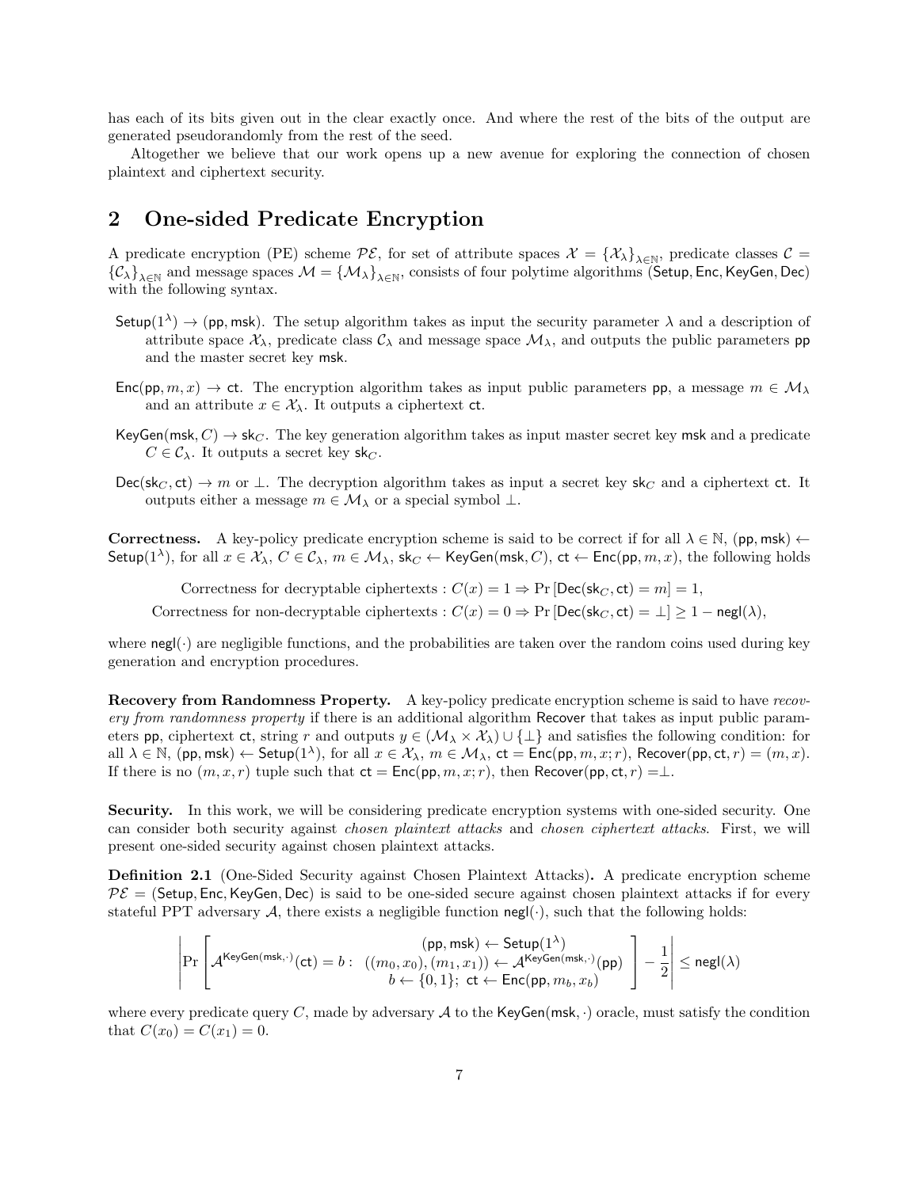has each of its bits given out in the clear exactly once. And where the rest of the bits of the output are generated pseudorandomly from the rest of the seed.

Altogether we believe that our work opens up a new avenue for exploring the connection of chosen plaintext and ciphertext security.

## 2 One-sided Predicate Encryption

A predicate encryption (PE) scheme $\mathcal{PE}$, for set of attribute spaces $\mathcal{X} = \{\mathcal{X}_\lambda\}_{\lambda \in \mathbb{N}}$, predicate classes $\mathcal{C} = \{\mathcal{C}_\lambda\}_{\lambda \in \mathbb{N}}$ and message spaces $\mathcal{M} = \{\mathcal{M}_\lambda\}_{\lambda \in \mathbb{N}}$, consists of four polytime algorithms $(\mathsf{Setup}, \mathsf{Enc}, \mathsf{KeyGen}, \mathsf{Dec})$ with the following syntax.

$\mathsf{Setup}(1^\lambda) \to (\mathsf{pp}, \mathsf{msk})$. The setup algorithm takes as input the security parameter $\lambda$ and a description of attribute space $\mathcal{X}_\lambda$, predicate class $\mathcal{C}_\lambda$ and message space $\mathcal{M}_\lambda$, and outputs the public parameters $\mathsf{pp}$ and the master secret key $\mathsf{msk}$.

$\mathsf{Enc}(\mathsf{pp}, m, x) \to \mathsf{ct}$. The encryption algorithm takes as input public parameters $\mathsf{pp}$, a message $m \in \mathcal{M}_\lambda$ and an attribute $x \in \mathcal{X}_\lambda$. It outputs a ciphertext $\mathsf{ct}$.

$\mathsf{KeyGen}(\mathsf{msk}, C) \to \mathsf{sk}_C$. The key generation algorithm takes as input master secret key $\mathsf{msk}$ and a predicate $C \in \mathcal{C}_\lambda$. It outputs a secret key $\mathsf{sk}_C$.

$\mathsf{Dec}(\mathsf{sk}_C, \mathsf{ct}) \to m$ or $\perp$. The decryption algorithm takes as input a secret key $\mathsf{sk}_C$ and a ciphertext $\mathsf{ct}$. It outputs either a message $m \in \mathcal{M}_\lambda$ or a special symbol $\perp$.

**Correctness.** A key-policy predicate encryption scheme is said to be correct if for all $\lambda \in \mathbb{N}$, $(\mathsf{pp}, \mathsf{msk}) \leftarrow \mathsf{Setup}(1^\lambda)$, for all $x \in \mathcal{X}_\lambda$, $C \in \mathcal{C}_\lambda$, $m \in \mathcal{M}_\lambda$, $\mathsf{sk}_C \leftarrow \mathsf{KeyGen}(\mathsf{msk}, C)$, $\mathsf{ct} \leftarrow \mathsf{Enc}(\mathsf{pp}, m, x)$, the following holds

$$\text{Correctness for decryptable ciphertexts} : C(x) = 1 \Rightarrow \Pr[\mathsf{Dec}(\mathsf{sk}_C, \mathsf{ct}) = m] = 1,$$

$$\text{Correctness for non-decryptable ciphertexts} : C(x) = 0 \Rightarrow \Pr[\mathsf{Dec}(\mathsf{sk}_C, \mathsf{ct}) = \perp] \geq 1 - \mathsf{negl}(\lambda),$$

where $\mathsf{negl}(\cdot)$ are negligible functions, and the probabilities are taken over the random coins used during key generation and encryption procedures.

**Recovery from Randomness Property.** A key-policy predicate encryption scheme is said to have *recovery from randomness property* if there is an additional algorithm $\mathsf{Recover}$ that takes as input public parameters $\mathsf{pp}$, ciphertext $\mathsf{ct}$, string $r$ and outputs $y \in (\mathcal{M}_\lambda \times \mathcal{X}_\lambda) \cup \{\perp\}$ and satisfies the following condition: for all $\lambda \in \mathbb{N}$, $(\mathsf{pp}, \mathsf{msk}) \leftarrow \mathsf{Setup}(1^\lambda)$, for all $x \in \mathcal{X}_\lambda$, $m \in \mathcal{M}_\lambda$, $\mathsf{ct} = \mathsf{Enc}(\mathsf{pp}, m, x; r)$, $\mathsf{Recover}(\mathsf{pp}, \mathsf{ct}, r) = (m, x)$. If there is no $(m, x, r)$ tuple such that $\mathsf{ct} = \mathsf{Enc}(\mathsf{pp}, m, x; r)$, then $\mathsf{Recover}(\mathsf{pp}, \mathsf{ct}, r) = \perp$.

**Security.** In this work, we will be considering predicate encryption systems with one-sided security. One can consider both security against *chosen plaintext attacks* and *chosen ciphertext attacks*. First, we will present one-sided security against chosen plaintext attacks.

**Definition 2.1** (One-Sided Security against Chosen Plaintext Attacks)**.** A predicate encryption scheme $\mathcal{PE} = (\mathsf{Setup}, \mathsf{Enc}, \mathsf{KeyGen}, \mathsf{Dec})$ is said to be one-sided secure against chosen plaintext attacks if for every stateful PPT adversary $\mathcal{A}$, there exists a negligible function $\mathsf{negl}(\cdot)$, such that the following holds:

$$\left| \Pr\left[ \mathcal{A}^{\mathsf{KeyGen}(\mathsf{msk}, \cdot)}(\mathsf{ct}) = b : \begin{array}{c} (\mathsf{pp}, \mathsf{msk}) \leftarrow \mathsf{Setup}(1^\lambda) \\ ((m_0, x_0), (m_1, x_1)) \leftarrow \mathcal{A}^{\mathsf{KeyGen}(\mathsf{msk}, \cdot)}(\mathsf{pp}) \\ b \leftarrow \{0,1\};\ \mathsf{ct} \leftarrow \mathsf{Enc}(\mathsf{pp}, m_b, x_b) \end{array} \right] - \frac{1}{2} \right| \leq \mathsf{negl}(\lambda)$$

where every predicate query $C$, made by adversary $\mathcal{A}$ to the $\mathsf{KeyGen}(\mathsf{msk}, \cdot)$ oracle, must satisfy the condition that $C(x_0) = C(x_1) = 0$.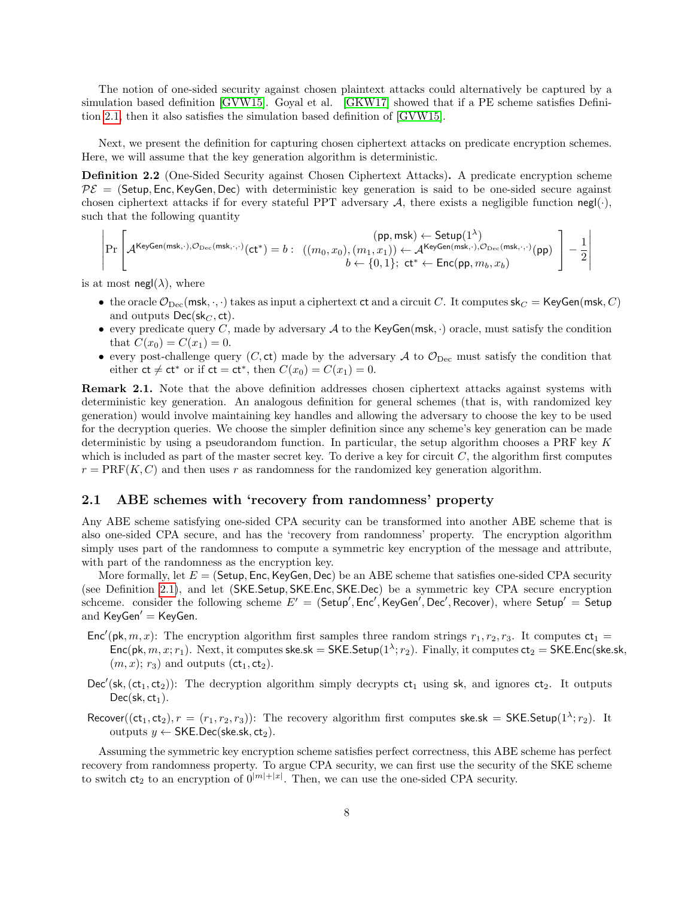The notion of one-sided security against chosen plaintext attacks could alternatively be captured by a simulation based definition [GVW15]. Goyal et al. [GKW17] showed that if a PE scheme satisfies Definition 2.1, then it also satisfies the simulation based definition of [GVW15].

Next, we present the definition for capturing chosen ciphertext attacks on predicate encryption schemes. Here, we will assume that the key generation algorithm is deterministic.

**Definition 2.2** (One-Sided Security against Chosen Ciphertext Attacks)**.** A predicate encryption scheme $\mathcal{PE} = (\mathsf{Setup}, \mathsf{Enc}, \mathsf{KeyGen}, \mathsf{Dec})$ with deterministic key generation is said to be one-sided secure against chosen ciphertext attacks if for every stateful PPT adversary $\mathcal{A}$, there exists a negligible function $\mathsf{negl}(\cdot)$, such that the following quantity

$$\left| \Pr\left[ \mathcal{A}^{\mathsf{KeyGen}(\mathsf{msk},\cdot),\mathcal{O}_{\mathrm{Dec}}(\mathsf{msk},\cdot,\cdot)}(\mathsf{ct}^*) = b : \begin{array}{c} (\mathsf{pp}, \mathsf{msk}) \leftarrow \mathsf{Setup}(1^\lambda) \\ ((m_0, x_0), (m_1, x_1)) \leftarrow \mathcal{A}^{\mathsf{KeyGen}(\mathsf{msk},\cdot),\mathcal{O}_{\mathrm{Dec}}(\mathsf{msk},\cdot,\cdot)}(\mathsf{pp}) \\ b \leftarrow \{0,1\};\ \mathsf{ct}^* \leftarrow \mathsf{Enc}(\mathsf{pp}, m_b, x_b) \end{array} \right] - \frac{1}{2} \right|$$

is at most $\mathsf{negl}(\lambda)$, where

- the oracle $\mathcal{O}_{\mathrm{Dec}}(\mathsf{msk}, \cdot, \cdot)$ takes as input a ciphertext $\mathsf{ct}$ and a circuit $C$. It computes $\mathsf{sk}_C = \mathsf{KeyGen}(\mathsf{msk}, C)$ and outputs $\mathsf{Dec}(\mathsf{sk}_C, \mathsf{ct})$.
- every predicate query $C$, made by adversary $\mathcal{A}$ to the $\mathsf{KeyGen}(\mathsf{msk}, \cdot)$ oracle, must satisfy the condition that $C(x_0) = C(x_1) = 0$.
- every post-challenge query $(C, \mathsf{ct})$ made by the adversary $\mathcal{A}$ to $\mathcal{O}_{\mathrm{Dec}}$ must satisfy the condition that either $\mathsf{ct} \neq \mathsf{ct}^*$ or if $\mathsf{ct} = \mathsf{ct}^*$, then $C(x_0) = C(x_1) = 0$.

**Remark 2.1.** Note that the above definition addresses chosen ciphertext attacks against systems with deterministic key generation. An analogous definition for general schemes (that is, with randomized key generation) would involve maintaining key handles and allowing the adversary to choose the key to be used for the decryption queries. We choose the simpler definition since any scheme's key generation can be made deterministic by using a pseudorandom function. In particular, the setup algorithm chooses a PRF key $K$ which is included as part of the master secret key. To derive a key for circuit $C$, the algorithm first computes $r = \mathrm{PRF}(K, C)$ and then uses $r$ as randomness for the randomized key generation algorithm.

## 2.1 ABE schemes with 'recovery from randomness' property

Any ABE scheme satisfying one-sided CPA security can be transformed into another ABE scheme that is also one-sided CPA secure, and has the 'recovery from randomness' property. The encryption algorithm simply uses part of the randomness to compute a symmetric key encryption of the message and attribute, with part of the randomness as the encryption key.

More formally, let $E = (\mathsf{Setup}, \mathsf{Enc}, \mathsf{KeyGen}, \mathsf{Dec})$ be an ABE scheme that satisfies one-sided CPA security (see Definition 2.1), and let $(\mathsf{SKE.Setup}, \mathsf{SKE.Enc}, \mathsf{SKE.Dec})$ be a symmetric key CPA secure encryption schceme. consider the following scheme $E' = (\mathsf{Setup}', \mathsf{Enc}', \mathsf{KeyGen}', \mathsf{Dec}', \mathsf{Recover})$, where $\mathsf{Setup}' = \mathsf{Setup}$ and $\mathsf{KeyGen}' = \mathsf{KeyGen}$.

$\mathsf{Enc}'(\mathsf{pk}, m, x)$: The encryption algorithm first samples three random strings $r_1, r_2, r_3$. It computes $\mathsf{ct}_1 = \mathsf{Enc}(\mathsf{pk}, m, x; r_1)$. Next, it computes $\mathsf{ske.sk} = \mathsf{SKE.Setup}(1^\lambda; r_2)$. Finally, it computes $\mathsf{ct}_2 = \mathsf{SKE.Enc}(\mathsf{ske.sk}, (m, x); r_3)$ and outputs $(\mathsf{ct}_1, \mathsf{ct}_2)$.

$\mathsf{Dec}'(\mathsf{sk}, (\mathsf{ct}_1, \mathsf{ct}_2))$: The decryption algorithm simply decrypts $\mathsf{ct}_1$ using $\mathsf{sk}$, and ignores $\mathsf{ct}_2$. It outputs $\mathsf{Dec}(\mathsf{sk}, \mathsf{ct}_1)$.

$\mathsf{Recover}((\mathsf{ct}_1, \mathsf{ct}_2), r = (r_1, r_2, r_3))$: The recovery algorithm first computes $\mathsf{ske.sk} = \mathsf{SKE.Setup}(1^\lambda; r_2)$. It outputs $y \leftarrow \mathsf{SKE.Dec}(\mathsf{ske.sk}, \mathsf{ct}_2)$.

Assuming the symmetric key encryption scheme satisfies perfect correctness, this ABE scheme has perfect recovery from randomness property. To argue CPA security, we can first use the security of the SKE scheme to switch $\mathsf{ct}_2$ to an encryption of $0^{|m|+|x|}$. Then, we can use the one-sided CPA security.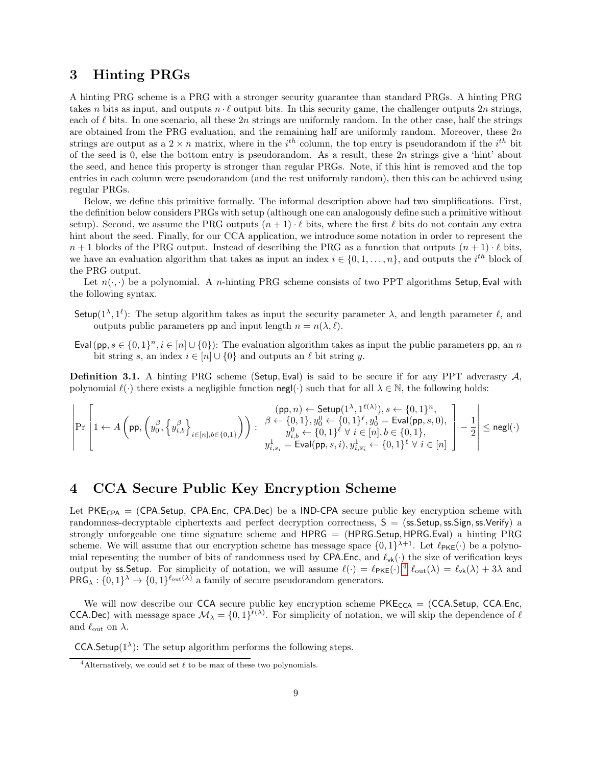## 3 Hinting PRGs

A hinting PRG scheme is a PRG with a stronger security guarantee than standard PRGs. A hinting PRG takes $n$ bits as input, and outputs $n \cdot \ell$ output bits. In this security game, the challenger outputs $2n$ strings, each of $\ell$ bits. In one scenario, all these $2n$ strings are uniformly random. In the other case, half the strings are obtained from the PRG evaluation, and the remaining half are uniformly random. Moreover, these $2n$ strings are output as a $2 \times n$ matrix, where in the $i^{th}$ column, the top entry is pseudorandom if the $i^{th}$ bit of the seed is 0, else the bottom entry is pseudorandom. As a result, these $2n$ strings give a 'hint' about the seed, and hence this property is stronger than regular PRGs. Note, if this hint is removed and the top entries in each column were pseudorandom (and the rest uniformly random), then this can be achieved using regular PRGs.

Below, we define this primitive formally. The informal description above had two simplifications. First, the definition below considers PRGs with setup (although one can analogously define such a primitive without setup). Second, we assume the PRG outputs $(n+1) \cdot \ell$ bits, where the first $\ell$ bits do not contain any extra hint about the seed. Finally, for our CCA application, we introduce some notation in order to represent the $n+1$ blocks of the PRG output. Instead of describing the PRG as a function that outputs $(n+1) \cdot \ell$ bits, we have an evaluation algorithm that takes as input an index $i \in \{0, 1, \ldots, n\}$, and outputs the $i^{th}$ block of the PRG output.

Let $n(\cdot, \cdot)$ be a polynomial. A $n$-hinting PRG scheme consists of two PPT algorithms $\mathsf{Setup}, \mathsf{Eval}$ with the following syntax.

$\mathsf{Setup}(1^\lambda, 1^\ell)$: The setup algorithm takes as input the security parameter $\lambda$, and length parameter $\ell$, and outputs public parameters $\mathsf{pp}$ and input length $n = n(\lambda, \ell)$.

$\mathsf{Eval}(\mathsf{pp}, s \in \{0,1\}^n, i \in [n] \cup \{0\})$: The evaluation algorithm takes as input the public parameters $\mathsf{pp}$, an $n$ bit string $s$, an index $i \in [n] \cup \{0\}$ and outputs an $\ell$ bit string $y$.

**Definition 3.1.** A hinting PRG scheme $(\mathsf{Setup}, \mathsf{Eval})$ is said to be secure if for any PPT adverasry $\mathcal{A}$, polynomial $\ell(\cdot)$ there exists a negligible function $\mathsf{negl}(\cdot)$ such that for all $\lambda \in \mathbb{N}$, the following holds:

$$\left| \Pr\left[ 1 \leftarrow A\left(\mathsf{pp}, \left(y_0^\beta, \left\{y_{i,b}^\beta\right\}_{i \in [n], b \in \{0,1\}}\right)\right) : \begin{array}{c} (\mathsf{pp}, n) \leftarrow \mathsf{Setup}(1^\lambda, 1^{\ell(\lambda)}), s \leftarrow \{0,1\}^n, \\ \beta \leftarrow \{0,1\}, y_0^0 \leftarrow \{0,1\}^\ell, y_0^1 = \mathsf{Eval}(\mathsf{pp}, s, 0), \\ y_{i,b}^0 \leftarrow \{0,1\}^\ell \ \forall\, i \in [n], b \in \{0,1\}, \\ y_{i,s_i}^1 = \mathsf{Eval}(\mathsf{pp}, s, i), y_{i,\overline{s_i}}^1 \leftarrow \{0,1\}^\ell \ \forall\, i \in [n] \end{array} \right] - \frac{1}{2} \right| \leq \mathsf{negl}(\cdot)$$

## 4 CCA Secure Public Key Encryption Scheme

Let $\mathsf{PKE_{CPA}} = (\mathsf{CPA.Setup}, \mathsf{CPA.Enc}, \mathsf{CPA.Dec})$ be a $\mathsf{IND\text{-}CPA}$ secure public key encryption scheme with randomness-decryptable ciphertexts and perfect decryption correctness, $\mathsf{S} = (\mathsf{ss.Setup}, \mathsf{ss.Sign}, \mathsf{ss.Verify})$ a strongly unforgeable one time signature scheme and $\mathsf{HPRG} = (\mathsf{HPRG.Setup}, \mathsf{HPRG.Eval})$ a hinting PRG scheme. We will assume that our encryption scheme has message space $\{0,1\}^{\lambda+1}$. Let $\ell_{\mathsf{PKE}}(\cdot)$ be a polynomial repesenting the number of bits of randomness used by $\mathsf{CPA.Enc}$, and $\ell_{\mathsf{vk}}(\cdot)$ the size of verification keys output by $\mathsf{ss.Setup}$. For simplicity of notation, we will assume $\ell(\cdot) = \ell_{\mathsf{PKE}}(\cdot)$,[4] $\ell_{\text{out}}(\lambda) = \ell_{\mathsf{vk}}(\lambda) + 3\lambda$ and $\mathsf{PRG}_\lambda : \{0,1\}^\lambda \to \{0,1\}^{\ell_{\text{out}}(\lambda)}$ a family of secure pseudorandom generators.

We will now describe our $\mathsf{CCA}$ secure public key encryption scheme $\mathsf{PKE_{CCA}} = (\mathsf{CCA.Setup}, \mathsf{CCA.Enc}, \mathsf{CCA.Dec})$ with message space $\mathcal{M}_\lambda = \{0,1\}^{\ell(\lambda)}$. For simplicity of notation, we will skip the dependence of $\ell$ and $\ell_{\text{out}}$ on $\lambda$.

$\mathsf{CCA.Setup}(1^\lambda)$: The setup algorithm performs the following steps.

[4] Alternatively, we could set $\ell$ to be max of these two polynomials.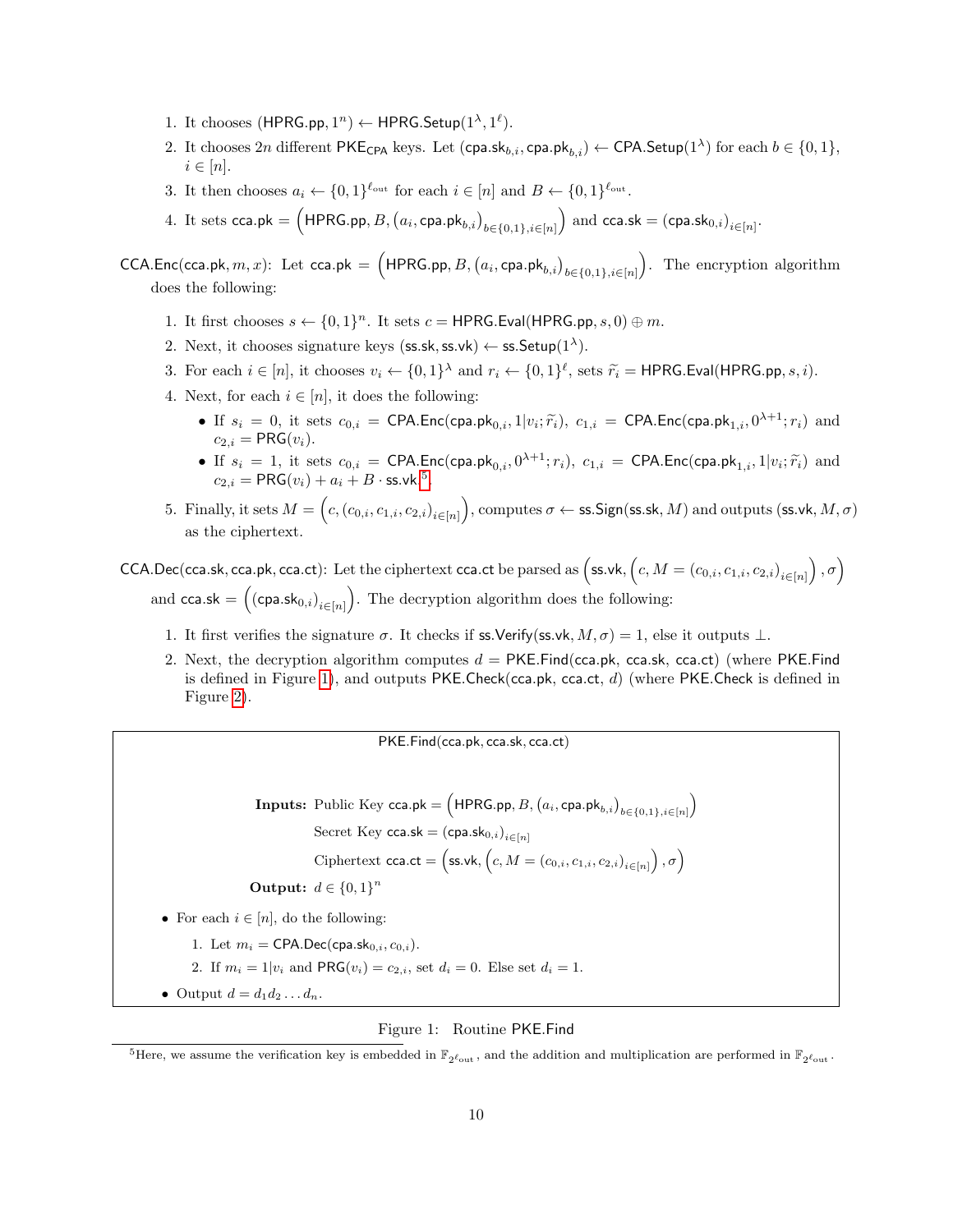1. It chooses $(\mathsf{HPRG.pp}, 1^n) \leftarrow \mathsf{HPRG.Setup}(1^\lambda, 1^\ell)$.
2. It chooses $2n$ different $\mathsf{PKE}_{\mathsf{CPA}}$ keys. Let $(\mathsf{cpa.sk}_{b,i}, \mathsf{cpa.pk}_{b,i}) \leftarrow \mathsf{CPA.Setup}(1^\lambda)$ for each $b \in \{0,1\}$, $i \in [n]$.
3. It then chooses $a_i \leftarrow \{0,1\}^{\ell_{\mathrm{out}}}$ for each $i \in [n]$ and $B \leftarrow \{0,1\}^{\ell_{\mathrm{out}}}$.
4. It sets $\mathsf{cca.pk} = \left(\mathsf{HPRG.pp}, B, (a_i, \mathsf{cpa.pk}_{b,i})_{b\in\{0,1\}, i\in[n]}\right)$ and $\mathsf{cca.sk} = (\mathsf{cpa.sk}_{0,i})_{i\in[n]}$.

$\mathsf{CCA.Enc}(\mathsf{cca.pk}, m, x)$: Let $\mathsf{cca.pk} = \left(\mathsf{HPRG.pp}, B, (a_i, \mathsf{cpa.pk}_{b,i})_{b\in\{0,1\}, i\in[n]}\right)$. The encryption algorithm does the following:

1. It first chooses $s \leftarrow \{0,1\}^n$. It sets $c = \mathsf{HPRG.Eval}(\mathsf{HPRG.pp}, s, 0) \oplus m$.
2. Next, it chooses signature keys $(\mathsf{ss.sk}, \mathsf{ss.vk}) \leftarrow \mathsf{ss.Setup}(1^\lambda)$.
3. For each $i \in [n]$, it chooses $v_i \leftarrow \{0,1\}^\lambda$ and $r_i \leftarrow \{0,1\}^\ell$, sets $\widetilde{r_i} = \mathsf{HPRG.Eval}(\mathsf{HPRG.pp}, s, i)$.
4. Next, for each $i \in [n]$, it does the following:
   - If $s_i = 0$, it sets $c_{0,i} = \mathsf{CPA.Enc}(\mathsf{cpa.pk}_{0,i}, 1|v_i; \widetilde{r_i})$, $c_{1,i} = \mathsf{CPA.Enc}(\mathsf{cpa.pk}_{1,i}, 0^{\lambda+1}; r_i)$ and $c_{2,i} = \mathsf{PRG}(v_i)$.
   - If $s_i = 1$, it sets $c_{0,i} = \mathsf{CPA.Enc}(\mathsf{cpa.pk}_{0,i}, 0^{\lambda+1}; r_i)$, $c_{1,i} = \mathsf{CPA.Enc}(\mathsf{cpa.pk}_{1,i}, 1|v_i; \widetilde{r_i})$ and $c_{2,i} = \mathsf{PRG}(v_i) + a_i + B \cdot \mathsf{ss.vk}$[5].
5. Finally, it sets $M = \left(c, (c_{0,i}, c_{1,i}, c_{2,i})_{i\in[n]}\right)$, computes $\sigma \leftarrow \mathsf{ss.Sign}(\mathsf{ss.sk}, M)$ and outputs $(\mathsf{ss.vk}, M, \sigma)$ as the ciphertext.

$\mathsf{CCA.Dec}(\mathsf{cca.sk}, \mathsf{cca.pk}, \mathsf{cca.ct})$: Let the ciphertext $\mathsf{cca.ct}$ be parsed as $\left(\mathsf{ss.vk}, \left(c, M = (c_{0,i}, c_{1,i}, c_{2,i})_{i\in[n]}\right), \sigma\right)$ and $\mathsf{cca.sk} = \left((\mathsf{cpa.sk}_{0,i})_{i\in[n]}\right)$. The decryption algorithm does the following:

1. It first verifies the signature $\sigma$. It checks if $\mathsf{ss.Verify}(\mathsf{ss.vk}, M, \sigma) = 1$, else it outputs $\perp$.
2. Next, the decryption algorithm computes $d = \mathsf{PKE.Find}(\mathsf{cca.pk}, \mathsf{cca.sk}, \mathsf{cca.ct})$ (where $\mathsf{PKE.Find}$ is defined in Figure 1), and outputs $\mathsf{PKE.Check}(\mathsf{cca.pk}, \mathsf{cca.ct}, d)$ (where $\mathsf{PKE.Check}$ is defined in Figure 2).

---

$\mathsf{PKE.Find}(\mathsf{cca.pk}, \mathsf{cca.sk}, \mathsf{cca.ct})$

**Inputs:** Public Key $\mathsf{cca.pk} = \left(\mathsf{HPRG.pp}, B, (a_i, \mathsf{cpa.pk}_{b,i})_{b\in\{0,1\}, i\in[n]}\right)$

Secret Key $\mathsf{cca.sk} = (\mathsf{cpa.sk}_{0,i})_{i\in[n]}$

Ciphertext $\mathsf{cca.ct} = \left(\mathsf{ss.vk}, \left(c, M = (c_{0,i}, c_{1,i}, c_{2,i})_{i\in[n]}\right), \sigma\right)$

**Output:** $d \in \{0,1\}^n$

- For each $i \in [n]$, do the following:
  1. Let $m_i = \mathsf{CPA.Dec}(\mathsf{cpa.sk}_{0,i}, c_{0,i})$.
  2. If $m_i = 1|v_i$ and $\mathsf{PRG}(v_i) = c_{2,i}$, set $d_i = 0$. Else set $d_i = 1$.
- Output $d = d_1 d_2 \ldots d_n$.

---

Figure 1: Routine $\mathsf{PKE.Find}$

[5] Here, we assume the verification key is embedded in $\mathbb{F}_{2^{\ell_{\mathrm{out}}}}$, and the addition and multiplication are performed in $\mathbb{F}_{2^{\ell_{\mathrm{out}}}}$.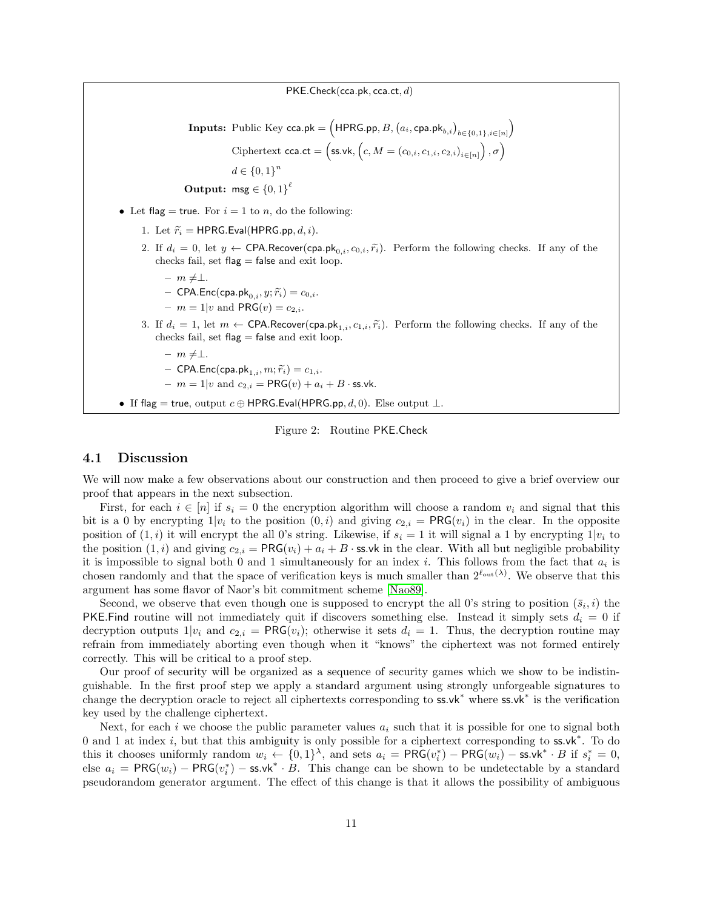PKE.Check(cca.pk, cca.ct, $d$)

**Inputs:** Public Key $\mathsf{cca.pk} = \left(\mathsf{HPRG.pp}, B, \left(a_i, \mathsf{cpa.pk}_{b,i}\right)_{b \in \{0,1\}, i \in [n]}\right)$

Ciphertext $\mathsf{cca.ct} = \left(\mathsf{ss.vk}, \left(c, M = (c_{0,i}, c_{1,i}, c_{2,i})_{i \in [n]}\right), \sigma\right)$

$d \in \{0,1\}^n$

**Output:** $\mathsf{msg} \in \{0,1\}^\ell$

- Let $\mathsf{flag} = \mathsf{true}$. For $i = 1$ to $n$, do the following:
  1. Let $\widetilde{r_i} = \mathsf{HPRG.Eval}(\mathsf{HPRG.pp}, d, i)$.
  2. If $d_i = 0$, let $y \leftarrow \mathsf{CPA.Recover}(\mathsf{cpa.pk}_{0,i}, c_{0,i}, \widetilde{r_i})$. Perform the following checks. If any of the checks fail, set $\mathsf{flag} = \mathsf{false}$ and exit loop.
     - $m \neq \perp$.
     - $\mathsf{CPA.Enc}(\mathsf{cpa.pk}_{0,i}, y; \widetilde{r_i}) = c_{0,i}$.
     - $m = 1|v$ and $\mathsf{PRG}(v) = c_{2,i}$.
  3. If $d_i = 1$, let $m \leftarrow \mathsf{CPA.Recover}(\mathsf{cpa.pk}_{1,i}, c_{1,i}, \widetilde{r_i})$. Perform the following checks. If any of the checks fail, set $\mathsf{flag} = \mathsf{false}$ and exit loop.
     - $m \neq \perp$.
     - $\mathsf{CPA.Enc}(\mathsf{cpa.pk}_{1,i}, m; \widetilde{r_i}) = c_{1,i}$.
     - $m = 1|v$ and $c_{2,i} = \mathsf{PRG}(v) + a_i + B \cdot \mathsf{ss.vk}$.
- If $\mathsf{flag} = \mathsf{true}$, output $c \oplus \mathsf{HPRG.Eval}(\mathsf{HPRG.pp}, d, 0)$. Else output $\perp$.

Figure 2: Routine PKE.Check

## 4.1 Discussion

We will now make a few observations about our construction and then proceed to give a brief overview our proof that appears in the next subsection.

First, for each $i \in [n]$ if $s_i = 0$ the encryption algorithm will choose a random $v_i$ and signal that this bit is a 0 by encrypting $1|v_i$ to the position $(0, i)$ and giving $c_{2,i} = \mathsf{PRG}(v_i)$ in the clear. In the opposite position of $(1, i)$ it will encrypt the all 0's string. Likewise, if $s_i = 1$ it will signal a 1 by encrypting $1|v_i$ to the position $(1, i)$ and giving $c_{2,i} = \mathsf{PRG}(v_i) + a_i + B \cdot \mathsf{ss.vk}$ in the clear. With all but negligible probability it is impossible to signal both 0 and 1 simultaneously for an index $i$. This follows from the fact that $a_i$ is chosen randomly and that the space of verification keys is much smaller than $2^{\ell_{\mathrm{out}}(\lambda)}$. We observe that this argument has some flavor of Naor's bit commitment scheme [Nao89].

Second, we observe that even though one is supposed to encrypt the all 0's string to position $(\bar{s}_i, i)$ the PKE.Find routine will not immediately quit if discovers something else. Instead it simply sets $d_i = 0$ if decryption outputs $1|v_i$ and $c_{2,i} = \mathsf{PRG}(v_i)$; otherwise it sets $d_i = 1$. Thus, the decryption routine may refrain from immediately aborting even though when it "knows" the ciphertext was not formed entirely correctly. This will be critical to a proof step.

Our proof of security will be organized as a sequence of security games which we show to be indistinguishable. In the first proof step we apply a standard argument using strongly unforgeable signatures to change the decryption oracle to reject all ciphertexts corresponding to $\mathsf{ss.vk}^*$ where $\mathsf{ss.vk}^*$ is the verification key used by the challenge ciphertext.

Next, for each $i$ we choose the public parameter values $a_i$ such that it is possible for one to signal both 0 and 1 at index $i$, but that this ambiguity is only possible for a ciphertext corresponding to $\mathsf{ss.vk}^*$. To do this it chooses uniformly random $w_i \leftarrow \{0,1\}^\lambda$, and sets $a_i = \mathsf{PRG}(v_i^*) - \mathsf{PRG}(w_i) - \mathsf{ss.vk}^* \cdot B$ if $s_i^* = 0$, else $a_i = \mathsf{PRG}(w_i) - \mathsf{PRG}(v_i^*) - \mathsf{ss.vk}^* \cdot B$. This change can be shown to be undetectable by a standard pseudorandom generator argument. The effect of this change is that it allows the possibility of ambiguous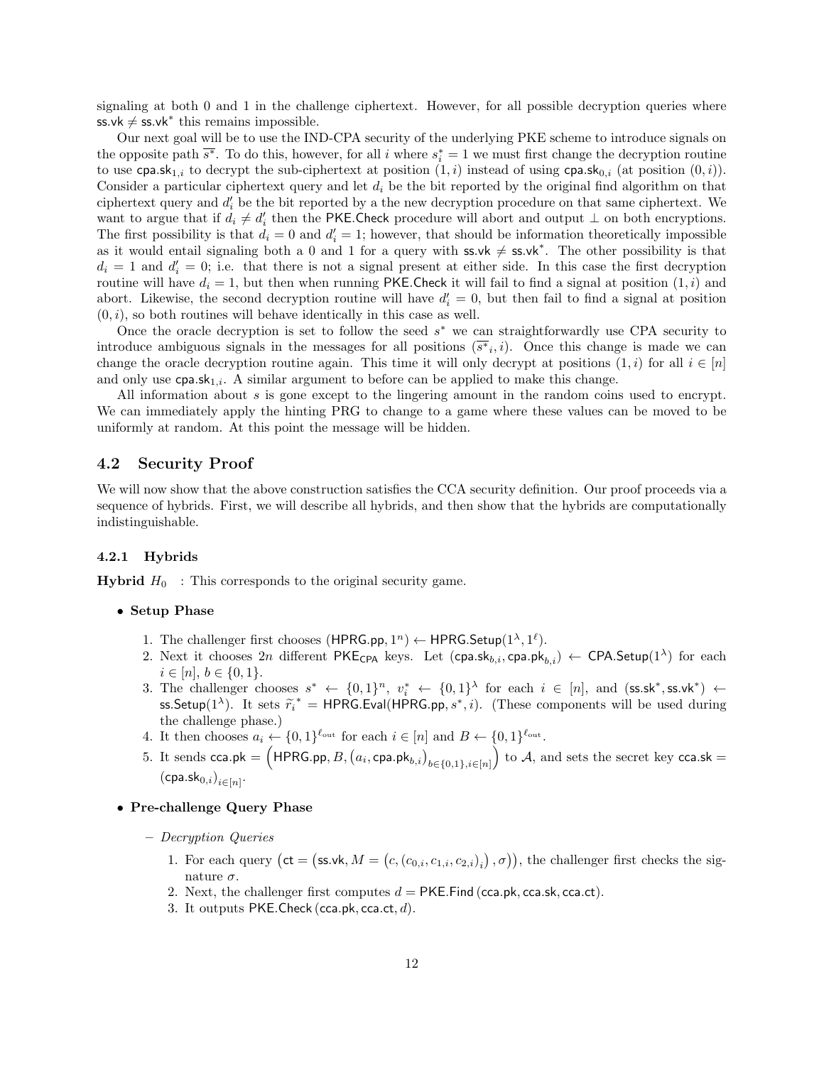signaling at both 0 and 1 in the challenge ciphertext. However, for all possible decryption queries where $\mathsf{ss.vk} \neq \mathsf{ss.vk}^*$ this remains impossible.

Our next goal will be to use the IND-CPA security of the underlying PKE scheme to introduce signals on the opposite path $\overline{s^*}$. To do this, however, for all $i$ where $s^*_i = 1$ we must first change the decryption routine to use $\mathsf{cpa.sk}_{1,i}$ to decrypt the sub-ciphertext at position $(1, i)$ instead of using $\mathsf{cpa.sk}_{0,i}$ (at position $(0, i)$). Consider a particular ciphertext query and let $d_i$ be the bit reported by the original find algorithm on that ciphertext query and $d'_i$ be the bit reported by a the new decryption procedure on that same ciphertext. We want to argue that if $d_i \neq d'_i$ then the $\mathsf{PKE.Check}$ procedure will abort and output $\perp$ on both encryptions. The first possibility is that $d_i = 0$ and $d'_i = 1$; however, that should be information theoretically impossible as it would entail signaling both a 0 and 1 for a query with $\mathsf{ss.vk} \neq \mathsf{ss.vk}^*$. The other possibility is that $d_i = 1$ and $d'_i = 0$; i.e. that there is not a signal present at either side. In this case the first decryption routine will have $d_i = 1$, but then when running $\mathsf{PKE.Check}$ it will fail to find a signal at position $(1, i)$ and abort. Likewise, the second decryption routine will have $d'_i = 0$, but then fail to find a signal at position $(0, i)$, so both routines will behave identically in this case as well.

Once the oracle decryption is set to follow the seed $s^*$ we can straightforwardly use CPA security to introduce ambiguous signals in the messages for all positions $(\overline{s^*}_i, i)$. Once this change is made we can change the oracle decryption routine again. This time it will only decrypt at positions $(1, i)$ for all $i \in [n]$ and only use $\mathsf{cpa.sk}_{1,i}$. A similar argument to before can be applied to make this change.

All information about $s$ is gone except to the lingering amount in the random coins used to encrypt. We can immediately apply the hinting PRG to change to a game where these values can be moved to be uniformly at random. At this point the message will be hidden.

## 4.2 Security Proof

We will now show that the above construction satisfies the CCA security definition. Our proof proceeds via a sequence of hybrids. First, we will describe all hybrids, and then show that the hybrids are computationally indistinguishable.

### 4.2.1 Hybrids

**Hybrid** $H_0$ : This corresponds to the original security game.

- **Setup Phase**
  1. The challenger first chooses $(\mathsf{HPRG.pp}, 1^n) \leftarrow \mathsf{HPRG.Setup}(1^\lambda, 1^\ell)$.
  2. Next it chooses $2n$ different $\mathsf{PKE_{CPA}}$ keys. Let $(\mathsf{cpa.sk}_{b,i}, \mathsf{cpa.pk}_{b,i}) \leftarrow \mathsf{CPA.Setup}(1^\lambda)$ for each $i \in [n]$, $b \in \{0, 1\}$.
  3. The challenger chooses $s^* \leftarrow \{0, 1\}^n$, $v^*_i \leftarrow \{0, 1\}^\lambda$ for each $i \in [n]$, and $(\mathsf{ss.sk}^*, \mathsf{ss.vk}^*) \leftarrow \mathsf{ss.Setup}(1^\lambda)$. It sets $\widetilde{r_i}^* = \mathsf{HPRG.Eval}(\mathsf{HPRG.pp}, s^*, i)$. (These components will be used during the challenge phase.)
  4. It then chooses $a_i \leftarrow \{0, 1\}^{\ell_{\mathrm{out}}}$ for each $i \in [n]$ and $B \leftarrow \{0, 1\}^{\ell_{\mathrm{out}}}$.
  5. It sends $\mathsf{cca.pk} = \left(\mathsf{HPRG.pp}, B, \left(a_i, \mathsf{cpa.pk}_{b,i}\right)_{b \in \{0,1\}, i \in [n]}\right)$ to $\mathcal{A}$, and sets the secret key $\mathsf{cca.sk} = (\mathsf{cpa.sk}_{0,i})_{i \in [n]}$.

- **Pre-challenge Query Phase**
  - *Decryption Queries*
    1. For each query $\left(\mathsf{ct} = \left(\mathsf{ss.vk}, M = \left(c, (c_{0,i}, c_{1,i}, c_{2,i})_i\right), \sigma\right)\right)$, the challenger first checks the signature $\sigma$.
    2. Next, the challenger first computes $d = \mathsf{PKE.Find}\left(\mathsf{cca.pk}, \mathsf{cca.sk}, \mathsf{cca.ct}\right)$.
    3. It outputs $\mathsf{PKE.Check}\left(\mathsf{cca.pk}, \mathsf{cca.ct}, d\right)$.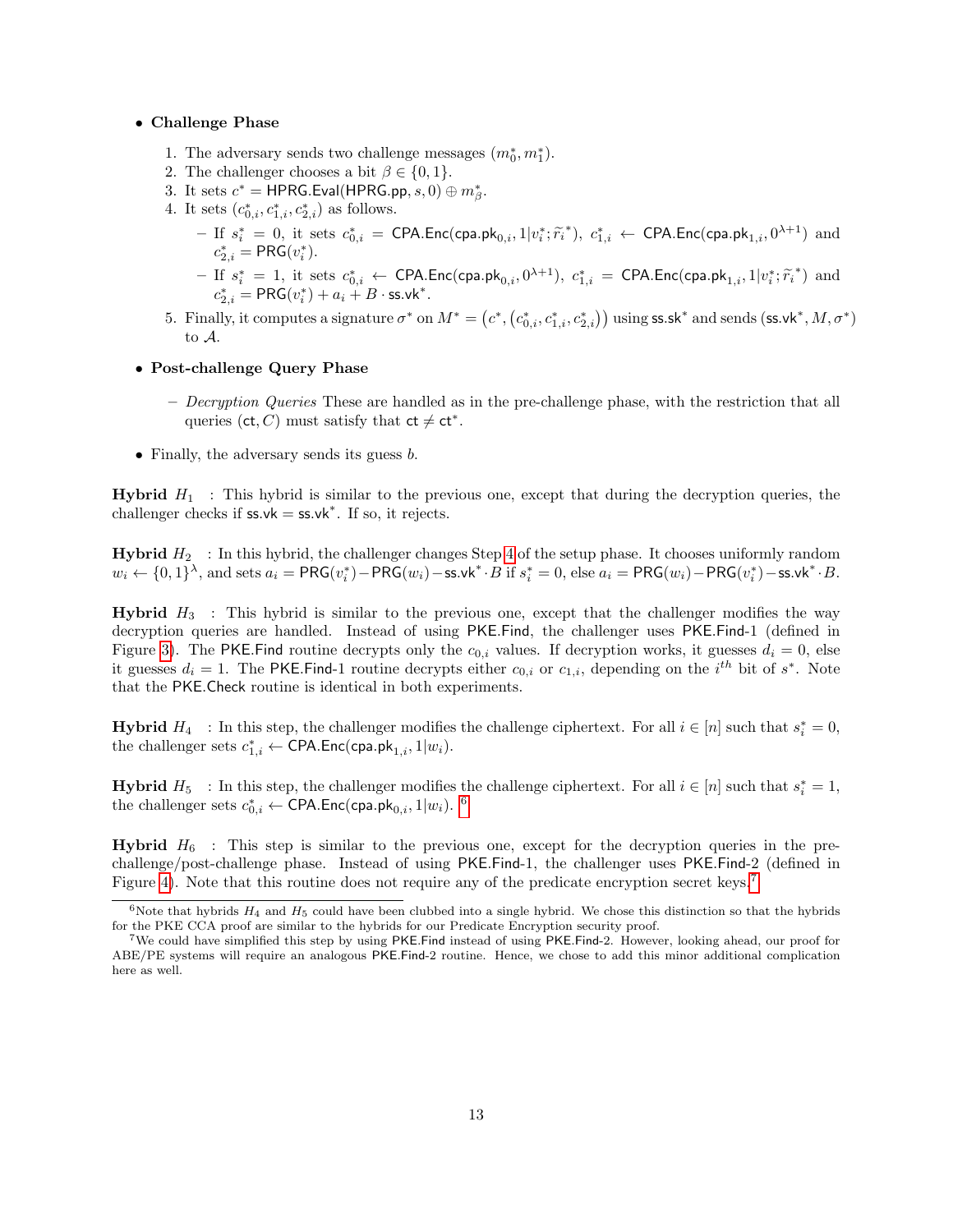- **Challenge Phase**
  1. The adversary sends two challenge messages $(m_0^*, m_1^*)$.
  2. The challenger chooses a bit $\beta \in \{0, 1\}$.
  3. It sets $c^* = \mathsf{HPRG.Eval}(\mathsf{HPRG.pp}, s, 0) \oplus m_\beta^*$.
  4. It sets $(c_{0,i}^*, c_{1,i}^*, c_{2,i}^*)$ as follows.
     - If $s_i^* = 0$, it sets $c_{0,i}^* = \mathsf{CPA.Enc}(\mathsf{cpa.pk}_{0,i}, 1|v_i^*; \widetilde{r_i}^*)$, $c_{1,i}^* \leftarrow \mathsf{CPA.Enc}(\mathsf{cpa.pk}_{1,i}, 0^{\lambda+1})$ and $c_{2,i}^* = \mathsf{PRG}(v_i^*)$.
     - If $s_i^* = 1$, it sets $c_{0,i}^* \leftarrow \mathsf{CPA.Enc}(\mathsf{cpa.pk}_{0,i}, 0^{\lambda+1})$, $c_{1,i}^* = \mathsf{CPA.Enc}(\mathsf{cpa.pk}_{1,i}, 1|v_i^*; \widetilde{r_i}^*)$ and $c_{2,i}^* = \mathsf{PRG}(v_i^*) + a_i + B \cdot \mathsf{ss.vk}^*$.
  5. Finally, it computes a signature $\sigma^*$ on $M^* = \left(c^*, \left(c_{0,i}^*, c_{1,i}^*, c_{2,i}^*\right)\right)$ using $\mathsf{ss.sk}^*$ and sends $(\mathsf{ss.vk}^*, M, \sigma^*)$ to $\mathcal{A}$.

- **Post-challenge Query Phase**
  - *Decryption Queries* These are handled as in the pre-challenge phase, with the restriction that all queries $(\mathsf{ct}, C)$ must satisfy that $\mathsf{ct} \neq \mathsf{ct}^*$.

- Finally, the adversary sends its guess $b$.

**Hybrid $H_1$** : This hybrid is similar to the previous one, except that during the decryption queries, the challenger checks if $\mathsf{ss.vk} = \mathsf{ss.vk}^*$. If so, it rejects.

**Hybrid $H_2$** : In this hybrid, the challenger changes Step 4 of the setup phase. It chooses uniformly random $w_i \leftarrow \{0,1\}^\lambda$, and sets $a_i = \mathsf{PRG}(v_i^*) - \mathsf{PRG}(w_i) - \mathsf{ss.vk}^* \cdot B$ if $s_i^* = 0$, else $a_i = \mathsf{PRG}(w_i) - \mathsf{PRG}(v_i^*) - \mathsf{ss.vk}^* \cdot B$.

**Hybrid $H_3$** : This hybrid is similar to the previous one, except that the challenger modifies the way decryption queries are handled. Instead of using $\mathsf{PKE.Find}$, the challenger uses $\mathsf{PKE.Find}$-1 (defined in Figure 3). The $\mathsf{PKE.Find}$ routine decrypts only the $c_{0,i}$ values. If decryption works, it guesses $d_i = 0$, else it guesses $d_i = 1$. The $\mathsf{PKE.Find}$-1 routine decrypts either $c_{0,i}$ or $c_{1,i}$, depending on the $i^{th}$ bit of $s^*$. Note that the $\mathsf{PKE.Check}$ routine is identical in both experiments.

**Hybrid $H_4$** : In this step, the challenger modifies the challenge ciphertext. For all $i \in [n]$ such that $s_i^* = 0$, the challenger sets $c_{1,i}^* \leftarrow \mathsf{CPA.Enc}(\mathsf{cpa.pk}_{1,i}, 1|w_i)$.

**Hybrid $H_5$** : In this step, the challenger modifies the challenge ciphertext. For all $i \in [n]$ such that $s_i^* = 1$, the challenger sets $c_{0,i}^* \leftarrow \mathsf{CPA.Enc}(\mathsf{cpa.pk}_{0,i}, 1|w_i)$. [6]

**Hybrid $H_6$** : This step is similar to the previous one, except for the decryption queries in the pre-challenge/post-challenge phase. Instead of using $\mathsf{PKE.Find}$-1, the challenger uses $\mathsf{PKE.Find}$-2 (defined in Figure 4). Note that this routine does not require any of the predicate encryption secret keys.[7]

---

[6] Note that hybrids $H_4$ and $H_5$ could have been clubbed into a single hybrid. We chose this distinction so that the hybrids for the PKE CCA proof are similar to the hybrids for our Predicate Encryption security proof.

[7] We could have simplified this step by using $\mathsf{PKE.Find}$ instead of using $\mathsf{PKE.Find}$-2. However, looking ahead, our proof for ABE/PE systems will require an analogous $\mathsf{PKE.Find}$-2 routine. Hence, we chose to add this minor additional complication here as well.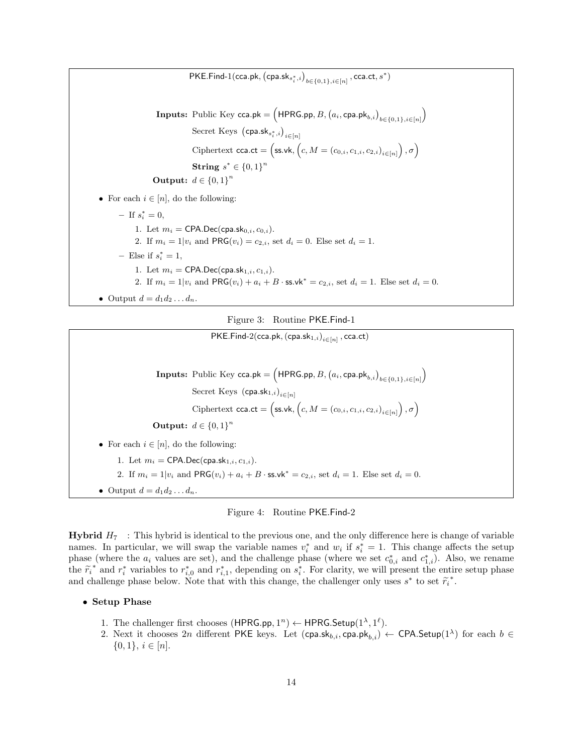PKE.Find-1(cca.pk, $\left(\text{cpa.sk}_{s_i^*,i}\right)_{b\in\{0,1\},i\in[n]}$, cca.ct, $s^*$)

**Inputs:** Public Key $\mathsf{cca.pk} = \left(\mathsf{HPRG.pp}, B, \left(a_i, \mathsf{cpa.pk}_{b,i}\right)_{b\in\{0,1\},i\in[n]}\right)$

Secret Keys $\left(\mathsf{cpa.sk}_{s_i^*,i}\right)_{i\in[n]}$

Ciphertext $\mathsf{cca.ct} = \left(\mathsf{ss.vk}, \left(c, M = (c_{0,i}, c_{1,i}, c_{2,i})_{i\in[n]}\right), \sigma\right)$

**String** $s^* \in \{0,1\}^n$

**Output:** $d \in \{0,1\}^n$

- For each $i \in [n]$, do the following:
  - If $s_i^* = 0$,
    1. Let $m_i = \mathsf{CPA.Dec}(\mathsf{cpa.sk}_{0,i}, c_{0,i})$.
    2. If $m_i = 1|v_i$ and $\mathsf{PRG}(v_i) = c_{2,i}$, set $d_i = 0$. Else set $d_i = 1$.
  - Else if $s_i^* = 1$,
    1. Let $m_i = \mathsf{CPA.Dec}(\mathsf{cpa.sk}_{1,i}, c_{1,i})$.
    2. If $m_i = 1|v_i$ and $\mathsf{PRG}(v_i) + a_i + B \cdot \mathsf{ss.vk}^* = c_{2,i}$, set $d_i = 1$. Else set $d_i = 0$.
- Output $d = d_1 d_2 \dots d_n$.

Figure 3: Routine PKE.Find-1

PKE.Find-2(cca.pk, $(\text{cpa.sk}_{1,i})_{i\in[n]}$, cca.ct)

**Inputs:** Public Key $\mathsf{cca.pk} = \left(\mathsf{HPRG.pp}, B, \left(a_i, \mathsf{cpa.pk}_{b,i}\right)_{b\in\{0,1\},i\in[n]}\right)$

Secret Keys $(\mathsf{cpa.sk}_{1,i})_{i\in[n]}$

Ciphertext $\mathsf{cca.ct} = \left(\mathsf{ss.vk}, \left(c, M = (c_{0,i}, c_{1,i}, c_{2,i})_{i\in[n]}\right), \sigma\right)$

**Output:** $d \in \{0,1\}^n$

- For each $i \in [n]$, do the following:
  1. Let $m_i = \mathsf{CPA.Dec}(\mathsf{cpa.sk}_{1,i}, c_{1,i})$.
  2. If $m_i = 1|v_i$ and $\mathsf{PRG}(v_i) + a_i + B \cdot \mathsf{ss.vk}^* = c_{2,i}$, set $d_i = 1$. Else set $d_i = 0$.
- Output $d = d_1 d_2 \dots d_n$.

Figure 4: Routine PKE.Find-2

**Hybrid $H_7$** : This hybrid is identical to the previous one, and the only difference here is change of variable names. In particular, we will swap the variable names $v_i^*$ and $w_i$ if $s_i^* = 1$. This change affects the setup phase (where the $a_i$ values are set), and the challenge phase (where we set $c_{0,i}^*$ and $c_{1,i}^*$). Also, we rename the $\widetilde{r_i}^*$ and $r_i^*$ variables to $r_{i,0}^*$ and $r_{i,1}^*$, depending on $s_i^*$. For clarity, we will present the entire setup phase and challenge phase below. Note that with this change, the challenger only uses $s^*$ to set $\widetilde{r_i}^*$.

- **Setup Phase**
  1. The challenger first chooses $(\mathsf{HPRG.pp}, 1^n) \leftarrow \mathsf{HPRG.Setup}(1^\lambda, 1^\ell)$.
  2. Next it chooses $2n$ different PKE keys. Let $(\mathsf{cpa.sk}_{b,i}, \mathsf{cpa.pk}_{b,i}) \leftarrow \mathsf{CPA.Setup}(1^\lambda)$ for each $b \in \{0,1\}$, $i \in [n]$.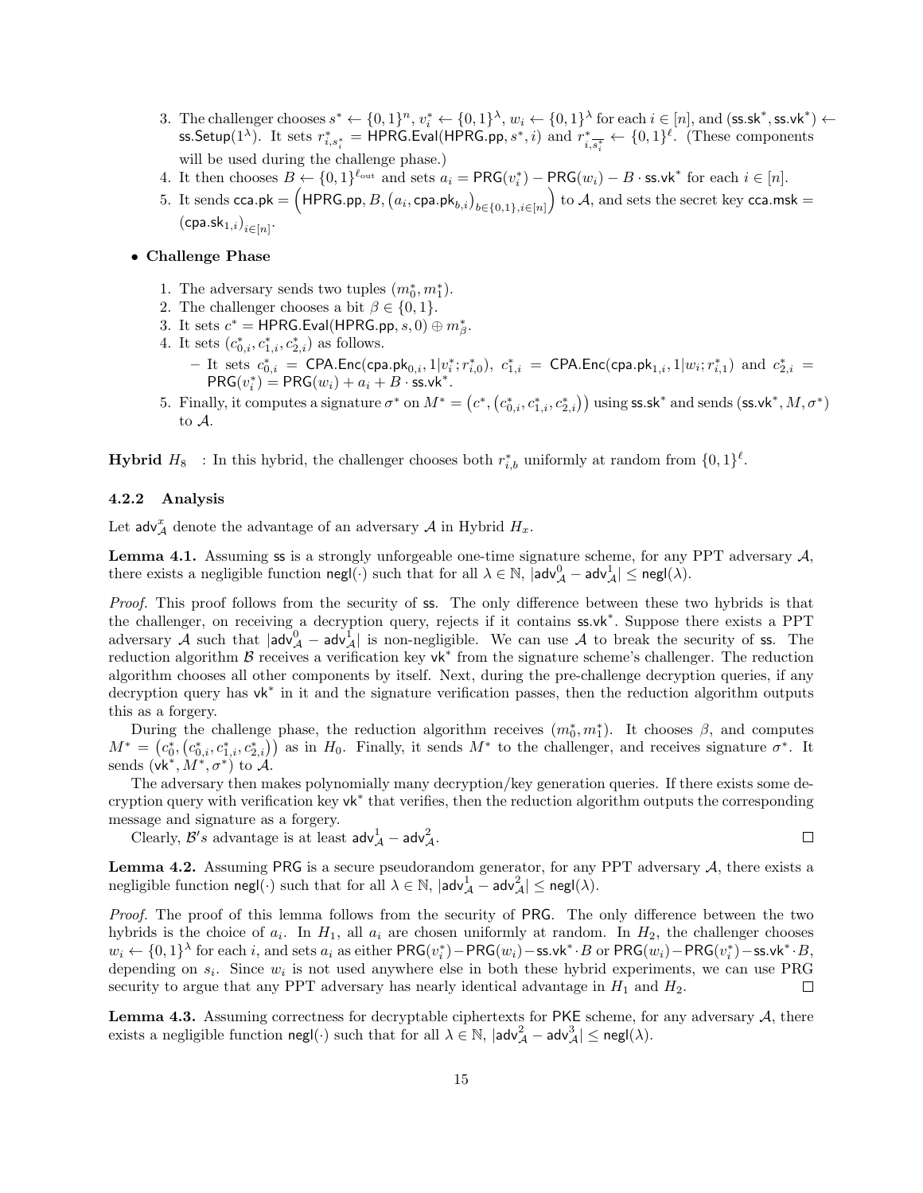3. The challenger chooses $s^* \leftarrow \{0,1\}^n$, $v_i^* \leftarrow \{0,1\}^\lambda$, $w_i \leftarrow \{0,1\}^\lambda$ for each $i \in [n]$, and $(\mathsf{ss.sk}^*, \mathsf{ss.vk}^*) \leftarrow \mathsf{ss.Setup}(1^\lambda)$. It sets $r^*_{i,s^*_i} = \mathsf{HPRG.Eval}(\mathsf{HPRG.pp}, s^*, i)$ and $r^*_{i,\overline{s^*_i}} \leftarrow \{0,1\}^\ell$. (These components will be used during the challenge phase.)
4. It then chooses $B \leftarrow \{0,1\}^{\ell_{\text{out}}}$ and sets $a_i = \mathsf{PRG}(v_i^*) - \mathsf{PRG}(w_i) - B \cdot \mathsf{ss.vk}^*$ for each $i \in [n]$.
5. It sends $\mathsf{cca.pk} = \left(\mathsf{HPRG.pp}, B, \left(a_i, \mathsf{cpa.pk}_{b,i}\right)_{b \in \{0,1\}, i \in [n]}\right)$ to $\mathcal{A}$, and sets the secret key $\mathsf{cca.msk} = (\mathsf{cpa.sk}_{1,i})_{i \in [n]}$.

- **Challenge Phase**

1. The adversary sends two tuples $(m_0^*, m_1^*)$.
2. The challenger chooses a bit $\beta \in \{0,1\}$.
3. It sets $c^* = \mathsf{HPRG.Eval}(\mathsf{HPRG.pp}, s, 0) \oplus m_\beta^*$.
4. It sets $(c^*_{0,i}, c^*_{1,i}, c^*_{2,i})$ as follows.
   - It sets $c^*_{0,i} = \mathsf{CPA.Enc}(\mathsf{cpa.pk}_{0,i}, 1|v_i^*; r^*_{i,0})$, $c^*_{1,i} = \mathsf{CPA.Enc}(\mathsf{cpa.pk}_{1,i}, 1|w_i; r^*_{i,1})$ and $c^*_{2,i} = \mathsf{PRG}(v_i^*) = \mathsf{PRG}(w_i) + a_i + B \cdot \mathsf{ss.vk}^*$.
5. Finally, it computes a signature $\sigma^*$ on $M^* = \left(c^*, \left(c^*_{0,i}, c^*_{1,i}, c^*_{2,i}\right)\right)$ using $\mathsf{ss.sk}^*$ and sends $(\mathsf{ss.vk}^*, M, \sigma^*)$ to $\mathcal{A}$.

**Hybrid** $H_8$ : In this hybrid, the challenger chooses both $r^*_{i,b}$ uniformly at random from $\{0,1\}^\ell$.

### 4.2.2 Analysis

Let $\mathsf{adv}^x_{\mathcal{A}}$ denote the advantage of an adversary $\mathcal{A}$ in Hybrid $H_x$.

**Lemma 4.1.** *Assuming* ss *is a strongly unforgeable one-time signature scheme, for any PPT adversary $\mathcal{A}$, there exists a negligible function $\mathsf{negl}(\cdot)$ such that for all $\lambda \in \mathbb{N}$, $|\mathsf{adv}^0_{\mathcal{A}} - \mathsf{adv}^1_{\mathcal{A}}| \leq \mathsf{negl}(\lambda)$.*

*Proof.* This proof follows from the security of ss. The only difference between these two hybrids is that the challenger, on receiving a decryption query, rejects if it contains $\mathsf{ss.vk}^*$. Suppose there exists a PPT adversary $\mathcal{A}$ such that $|\mathsf{adv}^0_{\mathcal{A}} - \mathsf{adv}^1_{\mathcal{A}}|$ is non-negligible. We can use $\mathcal{A}$ to break the security of ss. The reduction algorithm $\mathcal{B}$ receives a verification key $\mathsf{vk}^*$ from the signature scheme's challenger. The reduction algorithm chooses all other components by itself. Next, during the pre-challenge decryption queries, if any decryption query has $\mathsf{vk}^*$ in it and the signature verification passes, then the reduction algorithm outputs this as a forgery.

During the challenge phase, the reduction algorithm receives $(m_0^*, m_1^*)$. It chooses $\beta$, and computes $M^* = \left(c_0^*, \left(c^*_{0,i}, c^*_{1,i}, c^*_{2,i}\right)\right)$ as in $H_0$. Finally, it sends $M^*$ to the challenger, and receives signature $\sigma^*$. It sends $(\mathsf{vk}^*, M^*, \sigma^*)$ to $\mathcal{A}$.

The adversary then makes polynomially many decryption/key generation queries. If there exists some decryption query with verification key $\mathsf{vk}^*$ that verifies, then the reduction algorithm outputs the corresponding message and signature as a forgery.

Clearly, $\mathcal{B}'s$ advantage is at least $\mathsf{adv}^1_{\mathcal{A}} - \mathsf{adv}^2_{\mathcal{A}}$. □

**Lemma 4.2.** *Assuming* PRG *is a secure pseudorandom generator, for any PPT adversary $\mathcal{A}$, there exists a negligible function $\mathsf{negl}(\cdot)$ such that for all $\lambda \in \mathbb{N}$, $|\mathsf{adv}^1_{\mathcal{A}} - \mathsf{adv}^2_{\mathcal{A}}| \leq \mathsf{negl}(\lambda)$.*

*Proof.* The proof of this lemma follows from the security of PRG. The only difference between the two hybrids is the choice of $a_i$. In $H_1$, all $a_i$ are chosen uniformly at random. In $H_2$, the challenger chooses $w_i \leftarrow \{0,1\}^\lambda$ for each $i$, and sets $a_i$ as either $\mathsf{PRG}(v_i^*) - \mathsf{PRG}(w_i) - \mathsf{ss.vk}^* \cdot B$ or $\mathsf{PRG}(w_i) - \mathsf{PRG}(v_i^*) - \mathsf{ss.vk}^* \cdot B$, depending on $s_i$. Since $w_i$ is not used anywhere else in both these hybrid experiments, we can use PRG security to argue that any PPT adversary has nearly identical advantage in $H_1$ and $H_2$. □

**Lemma 4.3.** *Assuming correctness for decryptable ciphertexts for* PKE *scheme, for any adversary $\mathcal{A}$, there exists a negligible function $\mathsf{negl}(\cdot)$ such that for all $\lambda \in \mathbb{N}$, $|\mathsf{adv}^2_{\mathcal{A}} - \mathsf{adv}^3_{\mathcal{A}}| \leq \mathsf{negl}(\lambda)$.*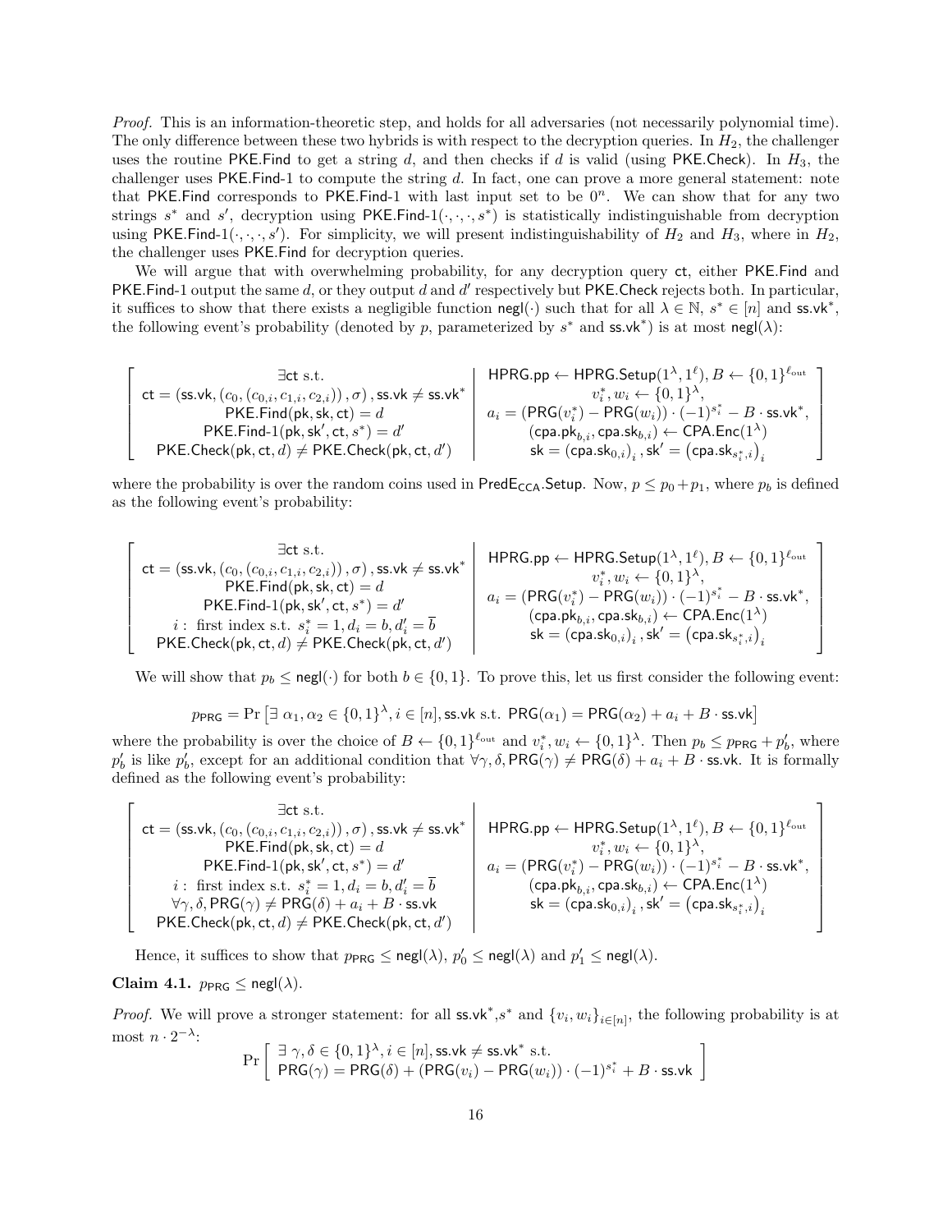*Proof.* This is an information-theoretic step, and holds for all adversaries (not necessarily polynomial time). The only difference between these two hybrids is with respect to the decryption queries. In $H_2$, the challenger uses the routine $\mathsf{PKE.Find}$ to get a string $d$, and then checks if $d$ is valid (using $\mathsf{PKE.Check}$). In $H_3$, the challenger uses $\mathsf{PKE.Find\text{-}1}$ to compute the string $d$. In fact, one can prove a more general statement: note that $\mathsf{PKE.Find}$ corresponds to $\mathsf{PKE.Find\text{-}1}$ with last input set to be $0^n$. We can show that for any two strings $s^*$ and $s'$, decryption using $\mathsf{PKE.Find\text{-}1}(\cdot,\cdot,\cdot,s^*)$ is statistically indistinguishable from decryption using $\mathsf{PKE.Find\text{-}1}(\cdot,\cdot,\cdot,s')$. For simplicity, we will present indistinguishability of $H_2$ and $H_3$, where in $H_2$, the challenger uses $\mathsf{PKE.Find}$ for decryption queries.

We will argue that with overwhelming probability, for any decryption query $\mathsf{ct}$, either $\mathsf{PKE.Find}$ and $\mathsf{PKE.Find\text{-}1}$ output the same $d$, or they output $d$ and $d'$ respectively but $\mathsf{PKE.Check}$ rejects both. In particular, it suffices to show that there exists a negligible function $\mathsf{negl}(\cdot)$ such that for all $\lambda \in \mathbb{N}$, $s^* \in [n]$ and $\mathsf{ss.vk}^*$, the following event's probability (denoted by $p$, parameterized by $s^*$ and $\mathsf{ss.vk}^*$) is at most $\mathsf{negl}(\lambda)$:

$$\left[\begin{array}{c|c} \exists \mathsf{ct} \text{ s.t.} & \mathsf{HPRG.pp} \leftarrow \mathsf{HPRG.Setup}(1^\lambda, 1^\ell), B \leftarrow \{0,1\}^{\ell_{\text{out}}} \\ \mathsf{ct} = (\mathsf{ss.vk}, (c_0, (c_{0,i}, c_{1,i}, c_{2,i})), \sigma), \mathsf{ss.vk} \neq \mathsf{ss.vk}^* & v_i^*, w_i \leftarrow \{0,1\}^\lambda, \\ \mathsf{PKE.Find}(\mathsf{pk}, \mathsf{sk}, \mathsf{ct}) = d & a_i = (\mathsf{PRG}(v_i^*) - \mathsf{PRG}(w_i)) \cdot (-1)^{s_i^*} - B \cdot \mathsf{ss.vk}^*, \\ \mathsf{PKE.Find\text{-}1}(\mathsf{pk}, \mathsf{sk}', \mathsf{ct}, s^*) = d' & (\mathsf{cpa.pk}_{b,i}, \mathsf{cpa.sk}_{b,i}) \leftarrow \mathsf{CPA.Enc}(1^\lambda) \\ \mathsf{PKE.Check}(\mathsf{pk}, \mathsf{ct}, d) \neq \mathsf{PKE.Check}(\mathsf{pk}, \mathsf{ct}, d') & \mathsf{sk} = (\mathsf{cpa.sk}_{0,i})_i, \mathsf{sk}' = (\mathsf{cpa.sk}_{s_i^*,i})_i \end{array}\right]$$

where the probability is over the random coins used in $\mathsf{PredE_{CCA}.Setup}$. Now, $p \leq p_0 + p_1$, where $p_b$ is defined as the following event's probability:

$$\left[\begin{array}{c|c} \exists \mathsf{ct} \text{ s.t.} & \\ \mathsf{ct} = (\mathsf{ss.vk}, (c_0, (c_{0,i}, c_{1,i}, c_{2,i})), \sigma), \mathsf{ss.vk} \neq \mathsf{ss.vk}^* & \mathsf{HPRG.pp} \leftarrow \mathsf{HPRG.Setup}(1^\lambda, 1^\ell), B \leftarrow \{0,1\}^{\ell_{\text{out}}} \\ \mathsf{PKE.Find}(\mathsf{pk}, \mathsf{sk}, \mathsf{ct}) = d & v_i^*, w_i \leftarrow \{0,1\}^\lambda, \\ \mathsf{PKE.Find\text{-}1}(\mathsf{pk}, \mathsf{sk}', \mathsf{ct}, s^*) = d' & a_i = (\mathsf{PRG}(v_i^*) - \mathsf{PRG}(w_i)) \cdot (-1)^{s_i^*} - B \cdot \mathsf{ss.vk}^*, \\ i: \text{ first index s.t. } s_i^* = 1, d_i = b, d_i' = \overline{b} & (\mathsf{cpa.pk}_{b,i}, \mathsf{cpa.sk}_{b,i}) \leftarrow \mathsf{CPA.Enc}(1^\lambda) \\ \mathsf{PKE.Check}(\mathsf{pk}, \mathsf{ct}, d) \neq \mathsf{PKE.Check}(\mathsf{pk}, \mathsf{ct}, d') & \mathsf{sk} = (\mathsf{cpa.sk}_{0,i})_i, \mathsf{sk}' = (\mathsf{cpa.sk}_{s_i^*,i})_i \end{array}\right]$$

We will show that $p_b \leq \mathsf{negl}(\cdot)$ for both $b \in \{0,1\}$. To prove this, let us first consider the following event:

$$p_{\mathsf{PRG}} = \Pr\left[\exists\ \alpha_1, \alpha_2 \in \{0,1\}^\lambda, i \in [n], \mathsf{ss.vk} \text{ s.t. } \mathsf{PRG}(\alpha_1) = \mathsf{PRG}(\alpha_2) + a_i + B \cdot \mathsf{ss.vk}\right]$$

where the probability is over the choice of $B \leftarrow \{0,1\}^{\ell_{\text{out}}}$ and $v_i^*, w_i \leftarrow \{0,1\}^\lambda$. Then $p_b \leq p_{\mathsf{PRG}} + p_b'$, where $p_b'$ is like $p_b'$, except for an additional condition that $\forall \gamma, \delta, \mathsf{PRG}(\gamma) \neq \mathsf{PRG}(\delta) + a_i + B \cdot \mathsf{ss.vk}$. It is formally defined as the following event's probability:

$$\left[\begin{array}{c|c} \exists \mathsf{ct} \text{ s.t.} & \\ \mathsf{ct} = (\mathsf{ss.vk}, (c_0, (c_{0,i}, c_{1,i}, c_{2,i})), \sigma), \mathsf{ss.vk} \neq \mathsf{ss.vk}^* & \mathsf{HPRG.pp} \leftarrow \mathsf{HPRG.Setup}(1^\lambda, 1^\ell), B \leftarrow \{0,1\}^{\ell_{\text{out}}} \\ \mathsf{PKE.Find}(\mathsf{pk}, \mathsf{sk}, \mathsf{ct}) = d & v_i^*, w_i \leftarrow \{0,1\}^\lambda, \\ \mathsf{PKE.Find\text{-}1}(\mathsf{pk}, \mathsf{sk}', \mathsf{ct}, s^*) = d' & a_i = (\mathsf{PRG}(v_i^*) - \mathsf{PRG}(w_i)) \cdot (-1)^{s_i^*} - B \cdot \mathsf{ss.vk}^*, \\ i: \text{ first index s.t. } s_i^* = 1, d_i = b, d_i' = \overline{b} & (\mathsf{cpa.pk}_{b,i}, \mathsf{cpa.sk}_{b,i}) \leftarrow \mathsf{CPA.Enc}(1^\lambda) \\ \forall \gamma, \delta, \mathsf{PRG}(\gamma) \neq \mathsf{PRG}(\delta) + a_i + B \cdot \mathsf{ss.vk} & \mathsf{sk} = (\mathsf{cpa.sk}_{0,i})_i, \mathsf{sk}' = (\mathsf{cpa.sk}_{s_i^*,i})_i \\ \mathsf{PKE.Check}(\mathsf{pk}, \mathsf{ct}, d) \neq \mathsf{PKE.Check}(\mathsf{pk}, \mathsf{ct}, d') & \end{array}\right]$$

Hence, it suffices to show that $p_{\mathsf{PRG}} \leq \mathsf{negl}(\lambda)$, $p_0' \leq \mathsf{negl}(\lambda)$ and $p_1' \leq \mathsf{negl}(\lambda)$.

**Claim 4.1.** $p_{\mathsf{PRG}} \leq \mathsf{negl}(\lambda)$.

*Proof.* We will prove a stronger statement: for all $\mathsf{ss.vk}^*$, $s^*$ and $\{v_i, w_i\}_{i \in [n]}$, the following probability is at most $n \cdot 2^{-\lambda}$:

$$\Pr\left[\begin{array}{l} \exists\ \gamma, \delta \in \{0,1\}^\lambda, i \in [n], \mathsf{ss.vk} \neq \mathsf{ss.vk}^* \text{ s.t.} \\ \mathsf{PRG}(\gamma) = \mathsf{PRG}(\delta) + (\mathsf{PRG}(v_i) - \mathsf{PRG}(w_i)) \cdot (-1)^{s_i^*} + B \cdot \mathsf{ss.vk} \end{array}\right]$$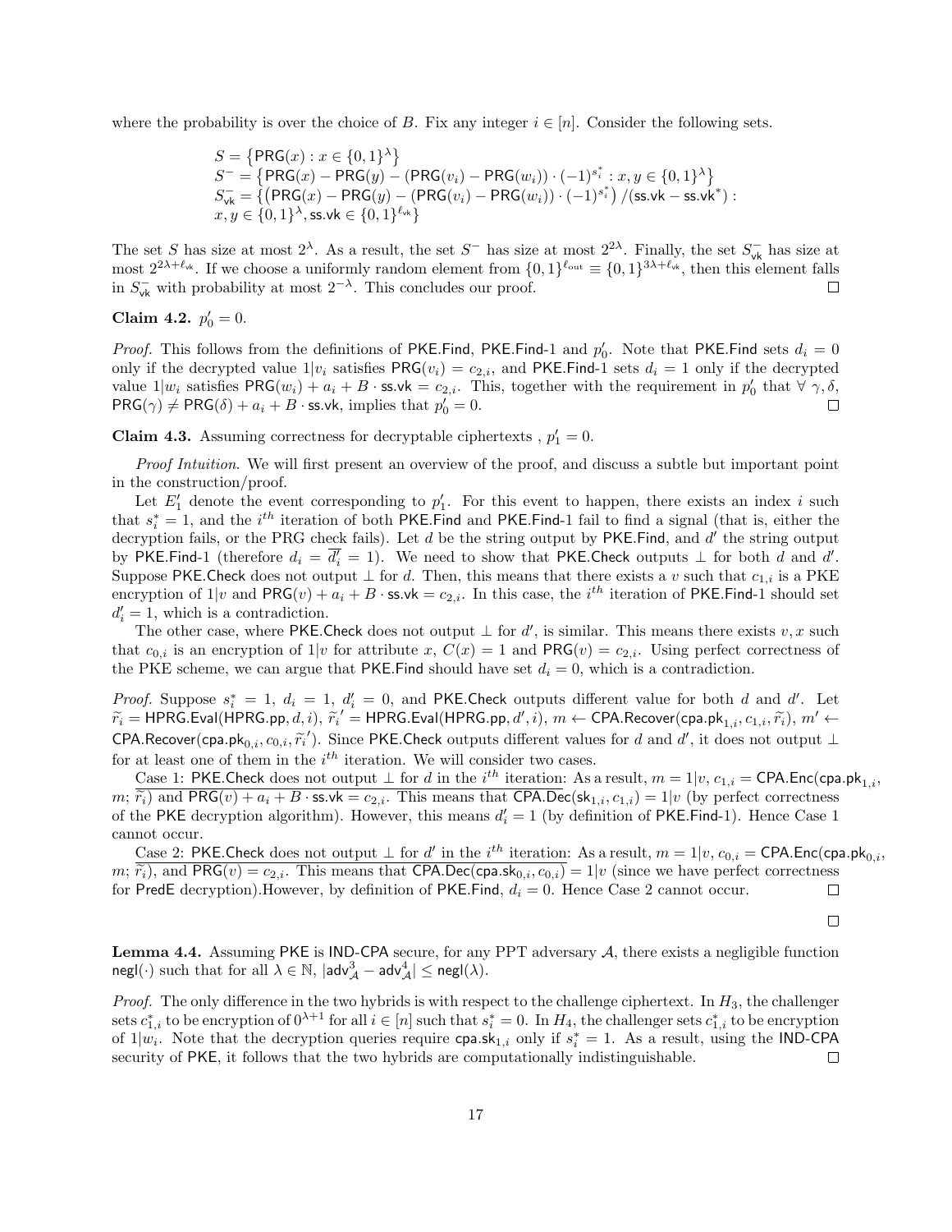where the probability is over the choice of $B$. Fix any integer $i \in [n]$. Consider the following sets.

$$
\begin{aligned}
&S = \{\mathsf{PRG}(x) : x \in \{0,1\}^\lambda\} \\
&S^- = \{\mathsf{PRG}(x) - \mathsf{PRG}(y) - (\mathsf{PRG}(v_i) - \mathsf{PRG}(w_i)) \cdot (-1)^{s_i^*} : x, y \in \{0,1\}^\lambda\} \\
&S^-_{\mathsf{vk}} = \{(\mathsf{PRG}(x) - \mathsf{PRG}(y) - (\mathsf{PRG}(v_i) - \mathsf{PRG}(w_i)) \cdot (-1)^{s_i^*}) / (\mathsf{ss.vk} - \mathsf{ss.vk}^*) : \\
&x, y \in \{0,1\}^\lambda, \mathsf{ss.vk} \in \{0,1\}^{\ell_{\mathsf{vk}}}\}
\end{aligned}
$$

The set $S$ has size at most $2^\lambda$. As a result, the set $S^-$ has size at most $2^{2\lambda}$. Finally, the set $S^-_{\mathsf{vk}}$ has size at most $2^{2\lambda+\ell_{\mathsf{vk}}}$. If we choose a uniformly random element from $\{0,1\}^{\ell_{\mathrm{out}}} \equiv \{0,1\}^{3\lambda+\ell_{\mathsf{vk}}}$, then this element falls in $S^-_{\mathsf{vk}}$ with probability at most $2^{-\lambda}$. This concludes our proof. □

**Claim 4.2.** $p'_0 = 0$.

*Proof.* This follows from the definitions of PKE.Find, PKE.Find-1 and $p'_0$. Note that PKE.Find sets $d_i = 0$ only if the decrypted value $1|v_i$ satisfies $\mathsf{PRG}(v_i) = c_{2,i}$, and PKE.Find-1 sets $d_i = 1$ only if the decrypted value $1|w_i$ satisfies $\mathsf{PRG}(w_i) + a_i + B \cdot \mathsf{ss.vk} = c_{2,i}$. This, together with the requirement in $p'_0$ that $\forall\ \gamma, \delta$, $\mathsf{PRG}(\gamma) \neq \mathsf{PRG}(\delta) + a_i + B \cdot \mathsf{ss.vk}$, implies that $p'_0 = 0$. □

**Claim 4.3.** Assuming correctness for decryptable ciphertexts , $p'_1 = 0$.

*Proof Intuition.* We will first present an overview of the proof, and discuss a subtle but important point in the construction/proof.

Let $E'_1$ denote the event corresponding to $p'_1$. For this event to happen, there exists an index $i$ such that $s_i^* = 1$, and the $i^{th}$ iteration of both PKE.Find and PKE.Find-1 fail to find a signal (that is, either the decryption fails, or the PRG check fails). Let $d$ be the string output by PKE.Find, and $d'$ the string output by PKE.Find-1 (therefore $d_i = \overline{d'_i} = 1$). We need to show that PKE.Check outputs $\perp$ for both $d$ and $d'$. Suppose PKE.Check does not output $\perp$ for $d$. Then, this means that there exists a $v$ such that $c_{1,i}$ is a PKE encryption of $1|v$ and $\mathsf{PRG}(v) + a_i + B \cdot \mathsf{ss.vk} = c_{2,i}$. In this case, the $i^{th}$ iteration of PKE.Find-1 should set $d'_i = 1$, which is a contradiction.

The other case, where PKE.Check does not output $\perp$ for $d'$, is similar. This means there exists $v, x$ such that $c_{0,i}$ is an encryption of $1|v$ for attribute $x$, $C(x) = 1$ and $\mathsf{PRG}(v) = c_{2,i}$. Using perfect correctness of the PKE scheme, we can argue that PKE.Find should have set $d_i = 0$, which is a contradiction.

*Proof.* Suppose $s_i^* = 1$, $d_i = 1$, $d'_i = 0$, and PKE.Check outputs different value for both $d$ and $d'$. Let $\widetilde{r_i} = \mathsf{HPRG.Eval}(\mathsf{HPRG.pp}, d, i)$, $\widetilde{r_i}' = \mathsf{HPRG.Eval}(\mathsf{HPRG.pp}, d', i)$, $m \leftarrow \mathsf{CPA.Recover}(\mathsf{cpa.pk}_{1,i}, c_{1,i}, \widetilde{r_i})$, $m' \leftarrow \mathsf{CPA.Recover}(\mathsf{cpa.pk}_{0,i}, c_{0,i}, \widetilde{r_i}')$. Since PKE.Check outputs different values for $d$ and $d'$, it does not output $\perp$ for at least one of them in the $i^{th}$ iteration. We will consider two cases.

Case 1: PKE.Check does not output $\perp$ for $d$ in the $i^{th}$ iteration: As a result, $m = 1|v$, $c_{1,i} = \mathsf{CPA.Enc}(\mathsf{cpa.pk}_{1,i}, m; \widetilde{r_i})$ and $\mathsf{PRG}(v) + a_i + B \cdot \mathsf{ss.vk} = c_{2,i}$. This means that $\mathsf{CPA.Dec}(\mathsf{sk}_{1,i}, c_{1,i}) = 1|v$ (by perfect correctness of the PKE decryption algorithm). However, this means $d'_i = 1$ (by definition of PKE.Find-1). Hence Case 1 cannot occur.

Case 2: PKE.Check does not output $\perp$ for $d'$ in the $i^{th}$ iteration: As a result, $m = 1|v$, $c_{0,i} = \mathsf{CPA.Enc}(\mathsf{cpa.pk}_{0,i}, m; \widetilde{r_i})$, and $\mathsf{PRG}(v) = c_{2,i}$. This means that $\mathsf{CPA.Dec}(\mathsf{cpa.sk}_{0,i}, c_{0,i}) = 1|v$ (since we have perfect correctness for PredE decryption).However, by definition of PKE.Find, $d_i = 0$. Hence Case 2 cannot occur. □

□

**Lemma 4.4.** Assuming PKE is IND-CPA secure, for any PPT adversary $\mathcal{A}$, there exists a negligible function $\mathsf{negl}(\cdot)$ such that for all $\lambda \in \mathbb{N}$, $|\mathsf{adv}^3_{\mathcal{A}} - \mathsf{adv}^4_{\mathcal{A}}| \leq \mathsf{negl}(\lambda)$.

*Proof.* The only difference in the two hybrids is with respect to the challenge ciphertext. In $H_3$, the challenger sets $c^*_{1,i}$ to be encryption of $0^{\lambda+1}$ for all $i \in [n]$ such that $s_i^* = 0$. In $H_4$, the challenger sets $c^*_{1,i}$ to be encryption of $1|w_i$. Note that the decryption queries require $\mathsf{cpa.sk}_{1,i}$ only if $s_i^* = 1$. As a result, using the IND-CPA security of PKE, it follows that the two hybrids are computationally indistinguishable. □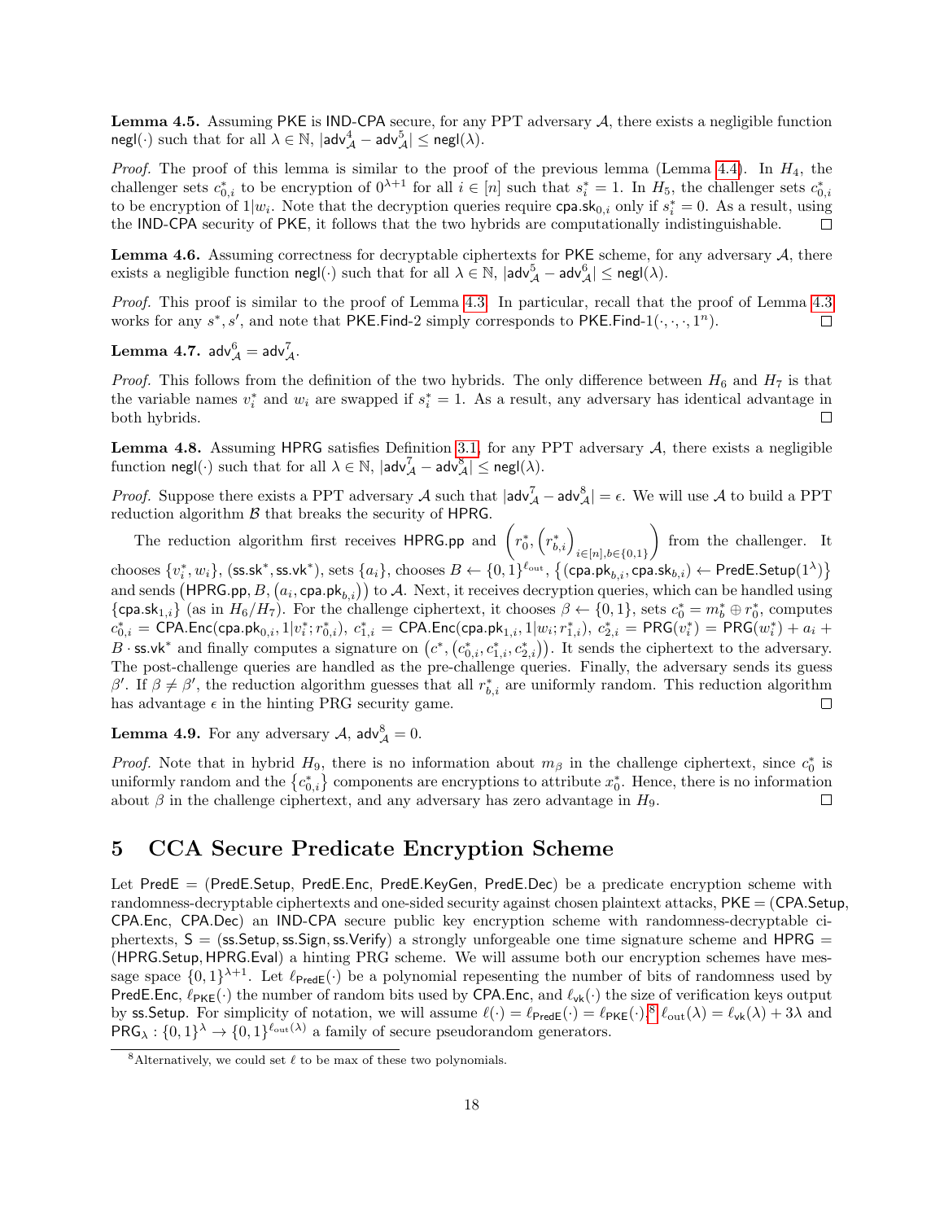**Lemma 4.5.** Assuming PKE is IND-CPA secure, for any PPT adversary $\mathcal{A}$, there exists a negligible function $\mathsf{negl}(\cdot)$ such that for all $\lambda \in \mathbb{N}$, $|\mathsf{adv}^4_{\mathcal{A}} - \mathsf{adv}^5_{\mathcal{A}}| \leq \mathsf{negl}(\lambda)$.

*Proof.* The proof of this lemma is similar to the proof of the previous lemma (Lemma 4.4). In $H_4$, the challenger sets $c^*_{0,i}$ to be encryption of $0^{\lambda+1}$ for all $i \in [n]$ such that $s^*_i = 1$. In $H_5$, the challenger sets $c^*_{0,i}$ to be encryption of $1|w_i$. Note that the decryption queries require $\mathsf{cpa.sk}_{0,i}$ only if $s^*_i = 0$. As a result, using the IND-CPA security of PKE, it follows that the two hybrids are computationally indistinguishable. □

**Lemma 4.6.** Assuming correctness for decryptable ciphertexts for PKE scheme, for any adversary $\mathcal{A}$, there exists a negligible function $\mathsf{negl}(\cdot)$ such that for all $\lambda \in \mathbb{N}$, $|\mathsf{adv}^5_{\mathcal{A}} - \mathsf{adv}^6_{\mathcal{A}}| \leq \mathsf{negl}(\lambda)$.

*Proof.* This proof is similar to the proof of Lemma 4.3. In particular, recall that the proof of Lemma 4.3 works for any $s^*, s'$, and note that $\mathsf{PKE.Find\text{-}2}$ simply corresponds to $\mathsf{PKE.Find\text{-}1}(\cdot, \cdot, \cdot, 1^n)$. □

**Lemma 4.7.** $\mathsf{adv}^6_{\mathcal{A}} = \mathsf{adv}^7_{\mathcal{A}}$.

*Proof.* This follows from the definition of the two hybrids. The only difference between $H_6$ and $H_7$ is that the variable names $v^*_i$ and $w_i$ are swapped if $s^*_i = 1$. As a result, any adversary has identical advantage in both hybrids. □

**Lemma 4.8.** Assuming HPRG satisfies Definition 3.1, for any PPT adversary $\mathcal{A}$, there exists a negligible function $\mathsf{negl}(\cdot)$ such that for all $\lambda \in \mathbb{N}$, $|\mathsf{adv}^7_{\mathcal{A}} - \mathsf{adv}^8_{\mathcal{A}}| \leq \mathsf{negl}(\lambda)$.

*Proof.* Suppose there exists a PPT adversary $\mathcal{A}$ such that $|\mathsf{adv}^7_{\mathcal{A}} - \mathsf{adv}^8_{\mathcal{A}}| = \epsilon$. We will use $\mathcal{A}$ to build a PPT reduction algorithm $\mathcal{B}$ that breaks the security of HPRG.

The reduction algorithm first receives $\mathsf{HPRG.pp}$ and $\left(r^*_0, \left(r^*_{b,i}\right)_{i\in[n], b\in\{0,1\}}\right)$ from the challenger. It chooses $\{v^*_i, w_i\}$, $(\mathsf{ss.sk}^*, \mathsf{ss.vk}^*)$, sets $\{a_i\}$, chooses $B \leftarrow \{0,1\}^{\ell_{\mathrm{out}}}$, $\left\{(\mathsf{cpa.pk}_{b,i}, \mathsf{cpa.sk}_{b,i}) \leftarrow \mathsf{PredE.Setup}(1^\lambda)\right\}$ and sends $\left(\mathsf{HPRG.pp}, B, \left(a_i, \mathsf{cpa.pk}_{b,i}\right)\right)$ to $\mathcal{A}$. Next, it receives decryption queries, which can be handled using $\{\mathsf{cpa.sk}_{1,i}\}$ (as in $H_6/H_7$). For the challenge ciphertext, it chooses $\beta \leftarrow \{0,1\}$, sets $c^*_0 = m^*_b \oplus r^*_0$, computes $c^*_{0,i} = \mathsf{CPA.Enc}(\mathsf{cpa.pk}_{0,i}, 1|v^*_i; r^*_{0,i})$, $c^*_{1,i} = \mathsf{CPA.Enc}(\mathsf{cpa.pk}_{1,i}, 1|w_i; r^*_{1,i})$, $c^*_{2,i} = \mathsf{PRG}(v^*_i) = \mathsf{PRG}(w^*_i) + a_i + B \cdot \mathsf{ss.vk}^*$ and finally computes a signature on $\left(c^*, \left(c^*_{0,i}, c^*_{1,i}, c^*_{2,i}\right)\right)$. It sends the ciphertext to the adversary. The post-challenge queries are handled as the pre-challenge queries. Finally, the adversary sends its guess $\beta'$. If $\beta \neq \beta'$, the reduction algorithm guesses that all $r^*_{b,i}$ are uniformly random. This reduction algorithm has advantage $\epsilon$ in the hinting PRG security game. □

**Lemma 4.9.** For any adversary $\mathcal{A}$, $\mathsf{adv}^8_{\mathcal{A}} = 0$.

*Proof.* Note that in hybrid $H_9$, there is no information about $m_\beta$ in the challenge ciphertext, since $c^*_0$ is uniformly random and the $\left\{c^*_{0,i}\right\}$ components are encryptions to attribute $x^*_0$. Hence, there is no information about $\beta$ in the challenge ciphertext, and any adversary has zero advantage in $H_9$. □

# 5 CCA Secure Predicate Encryption Scheme

Let $\mathsf{PredE} = (\mathsf{PredE.Setup}, \mathsf{PredE.Enc}, \mathsf{PredE.KeyGen}, \mathsf{PredE.Dec})$ be a predicate encryption scheme with randomness-decryptable ciphertexts and one-sided security against chosen plaintext attacks, $\mathsf{PKE} = (\mathsf{CPA.Setup}, \mathsf{CPA.Enc}, \mathsf{CPA.Dec})$ an IND-CPA secure public key encryption scheme with randomness-decryptable ciphertexts, $\mathsf{S} = (\mathsf{ss.Setup}, \mathsf{ss.Sign}, \mathsf{ss.Verify})$ a strongly unforgeable one time signature scheme and $\mathsf{HPRG} = (\mathsf{HPRG.Setup}, \mathsf{HPRG.Eval})$ a hinting PRG scheme. We will assume both our encryption schemes have message space $\{0,1\}^{\lambda+1}$. Let $\ell_{\mathsf{PredE}}(\cdot)$ be a polynomial repesenting the number of bits of randomness used by $\mathsf{PredE.Enc}$, $\ell_{\mathsf{PKE}}(\cdot)$ the number of random bits used by $\mathsf{CPA.Enc}$, and $\ell_{\mathsf{vk}}(\cdot)$ the size of verification keys output by $\mathsf{ss.Setup}$. For simplicity of notation, we will assume $\ell(\cdot) = \ell_{\mathsf{PredE}}(\cdot) = \ell_{\mathsf{PKE}}(\cdot)$,[8] $\ell_{\mathrm{out}}(\lambda) = \ell_{\mathsf{vk}}(\lambda) + 3\lambda$ and $\mathsf{PRG}_\lambda : \{0,1\}^\lambda \to \{0,1\}^{\ell_{\mathrm{out}}(\lambda)}$ a family of secure pseudorandom generators.

[8]Alternatively, we could set $\ell$ to be max of these two polynomials.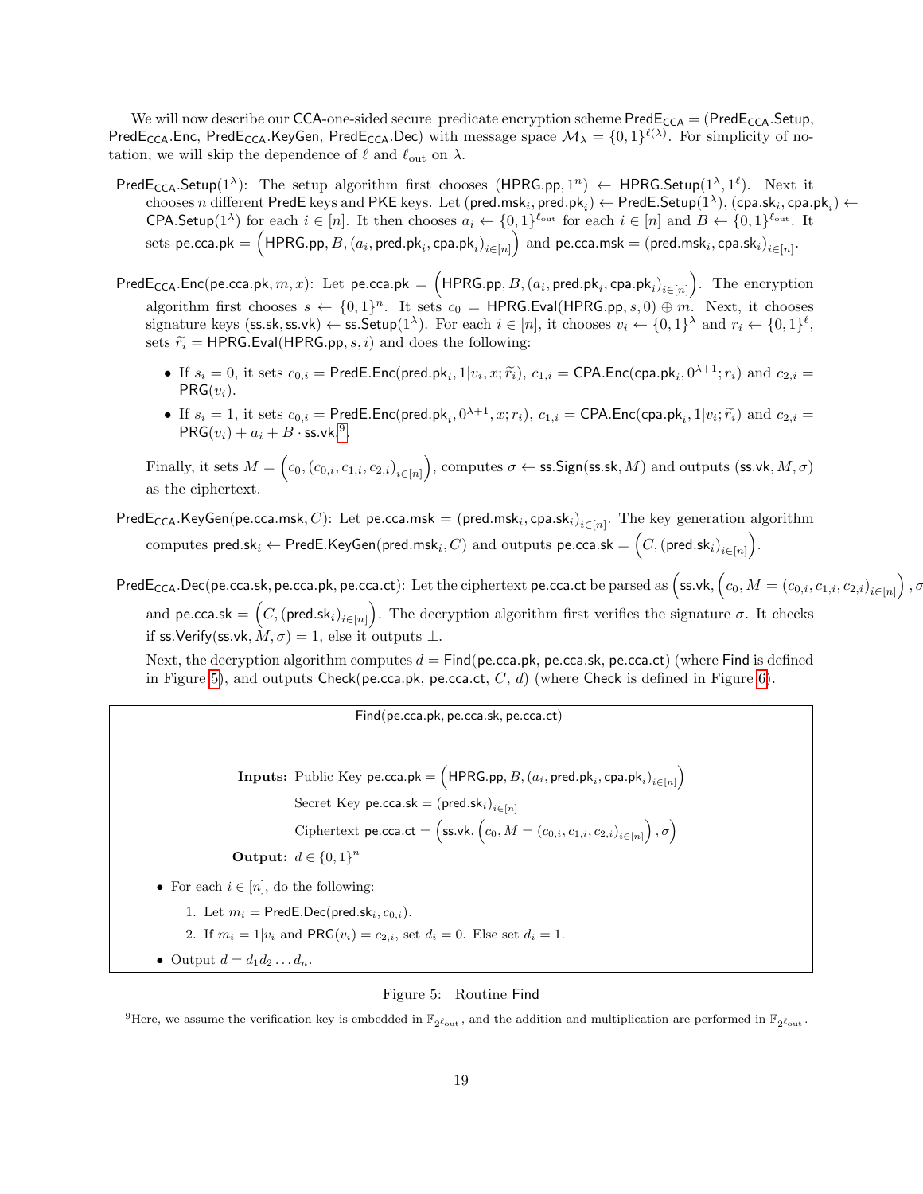We will now describe our CCA-one-sided secure predicate encryption scheme $\mathsf{PredE}_{\mathsf{CCA}} = (\mathsf{PredE}_{\mathsf{CCA}}.\mathsf{Setup}, \mathsf{PredE}_{\mathsf{CCA}}.\mathsf{Enc}, \mathsf{PredE}_{\mathsf{CCA}}.\mathsf{KeyGen}, \mathsf{PredE}_{\mathsf{CCA}}.\mathsf{Dec})$ with message space $\mathcal{M}_\lambda = \{0,1\}^{\ell(\lambda)}$. For simplicity of notation, we will skip the dependence of $\ell$ and $\ell_{\mathrm{out}}$ on $\lambda$.

$\mathsf{PredE}_{\mathsf{CCA}}.\mathsf{Setup}(1^\lambda)$: The setup algorithm first chooses $(\mathsf{HPRG.pp}, 1^n) \leftarrow \mathsf{HPRG.Setup}(1^\lambda, 1^\ell)$. Next it chooses $n$ different $\mathsf{PredE}$ keys and $\mathsf{PKE}$ keys. Let $(\mathsf{pred.msk}_i, \mathsf{pred.pk}_i) \leftarrow \mathsf{PredE.Setup}(1^\lambda)$, $(\mathsf{cpa.sk}_i, \mathsf{cpa.pk}_i) \leftarrow \mathsf{CPA.Setup}(1^\lambda)$ for each $i \in [n]$. It then chooses $a_i \leftarrow \{0,1\}^{\ell_{\mathrm{out}}}$ for each $i \in [n]$ and $B \leftarrow \{0,1\}^{\ell_{\mathrm{out}}}$. It sets $\mathsf{pe.cca.pk} = \left(\mathsf{HPRG.pp}, B, (a_i, \mathsf{pred.pk}_i, \mathsf{cpa.pk}_i)_{i\in[n]}\right)$ and $\mathsf{pe.cca.msk} = (\mathsf{pred.msk}_i, \mathsf{cpa.sk}_i)_{i\in[n]}$.

$\mathsf{PredE}_{\mathsf{CCA}}.\mathsf{Enc}(\mathsf{pe.cca.pk}, m, x)$: Let $\mathsf{pe.cca.pk} = \left(\mathsf{HPRG.pp}, B, (a_i, \mathsf{pred.pk}_i, \mathsf{cpa.pk}_i)_{i\in[n]}\right)$. The encryption algorithm first chooses $s \leftarrow \{0,1\}^n$. It sets $c_0 = \mathsf{HPRG.Eval}(\mathsf{HPRG.pp}, s, 0) \oplus m$. Next, it chooses signature keys $(\mathsf{ss.sk}, \mathsf{ss.vk}) \leftarrow \mathsf{ss.Setup}(1^\lambda)$. For each $i \in [n]$, it chooses $v_i \leftarrow \{0,1\}^\lambda$ and $r_i \leftarrow \{0,1\}^\ell$, sets $\widetilde{r}_i = \mathsf{HPRG.Eval}(\mathsf{HPRG.pp}, s, i)$ and does the following:

- If $s_i = 0$, it sets $c_{0,i} = \mathsf{PredE.Enc}(\mathsf{pred.pk}_i, 1|v_i, x; \widetilde{r}_i)$, $c_{1,i} = \mathsf{CPA.Enc}(\mathsf{cpa.pk}_i, 0^{\lambda+1}; r_i)$ and $c_{2,i} = \mathsf{PRG}(v_i)$.
- If $s_i = 1$, it sets $c_{0,i} = \mathsf{PredE.Enc}(\mathsf{pred.pk}_i, 0^{\lambda+1}, x; r_i)$, $c_{1,i} = \mathsf{CPA.Enc}(\mathsf{cpa.pk}_i, 1|v_i; \widetilde{r}_i)$ and $c_{2,i} = \mathsf{PRG}(v_i) + a_i + B \cdot \mathsf{ss.vk}$ [9].

Finally, it sets $M = \left(c_0, (c_{0,i}, c_{1,i}, c_{2,i})_{i\in[n]}\right)$, computes $\sigma \leftarrow \mathsf{ss.Sign}(\mathsf{ss.sk}, M)$ and outputs $(\mathsf{ss.vk}, M, \sigma)$ as the ciphertext.

$\mathsf{PredE}_{\mathsf{CCA}}.\mathsf{KeyGen}(\mathsf{pe.cca.msk}, C)$: Let $\mathsf{pe.cca.msk} = (\mathsf{pred.msk}_i, \mathsf{cpa.sk}_i)_{i\in[n]}$. The key generation algorithm computes $\mathsf{pred.sk}_i \leftarrow \mathsf{PredE.KeyGen}(\mathsf{pred.msk}_i, C)$ and outputs $\mathsf{pe.cca.sk} = \left(C, (\mathsf{pred.sk}_i)_{i\in[n]}\right)$.

$\mathsf{PredE}_{\mathsf{CCA}}.\mathsf{Dec}(\mathsf{pe.cca.sk}, \mathsf{pe.cca.pk}, \mathsf{pe.cca.ct})$: Let the ciphertext $\mathsf{pe.cca.ct}$ be parsed as $\left(\mathsf{ss.vk}, \left(c_0, M = (c_{0,i}, c_{1,i}, c_{2,i})_{i\in[n]}\right), \sigma\right)$ and $\mathsf{pe.cca.sk} = \left(C, (\mathsf{pred.sk}_i)_{i\in[n]}\right)$. The decryption algorithm first verifies the signature $\sigma$. It checks if $\mathsf{ss.Verify}(\mathsf{ss.vk}, M, \sigma) = 1$, else it outputs $\perp$.

Next, the decryption algorithm computes $d = \mathsf{Find}(\mathsf{pe.cca.pk}, \mathsf{pe.cca.sk}, \mathsf{pe.cca.ct})$ (where $\mathsf{Find}$ is defined in Figure 5), and outputs $\mathsf{Check}(\mathsf{pe.cca.pk}, \mathsf{pe.cca.ct}, C, d)$ (where $\mathsf{Check}$ is defined in Figure 6).

---

$\mathsf{Find}(\mathsf{pe.cca.pk}, \mathsf{pe.cca.sk}, \mathsf{pe.cca.ct})$

**Inputs:** Public Key $\mathsf{pe.cca.pk} = \left(\mathsf{HPRG.pp}, B, (a_i, \mathsf{pred.pk}_i, \mathsf{cpa.pk}_i)_{i\in[n]}\right)$

Secret Key $\mathsf{pe.cca.sk} = (\mathsf{pred.sk}_i)_{i\in[n]}$

Ciphertext $\mathsf{pe.cca.ct} = \left(\mathsf{ss.vk}, \left(c_0, M = (c_{0,i}, c_{1,i}, c_{2,i})_{i\in[n]}\right), \sigma\right)$

**Output:** $d \in \{0,1\}^n$

- For each $i \in [n]$, do the following:
  1. Let $m_i = \mathsf{PredE.Dec}(\mathsf{pred.sk}_i, c_{0,i})$.
  2. If $m_i = 1|v_i$ and $\mathsf{PRG}(v_i) = c_{2,i}$, set $d_i = 0$. Else set $d_i = 1$.
- Output $d = d_1 d_2 \dots d_n$.

---

Figure 5: Routine $\mathsf{Find}$

[9] Here, we assume the verification key is embedded in $\mathbb{F}_{2^{\ell_{\mathrm{out}}}}$, and the addition and multiplication are performed in $\mathbb{F}_{2^{\ell_{\mathrm{out}}}}$.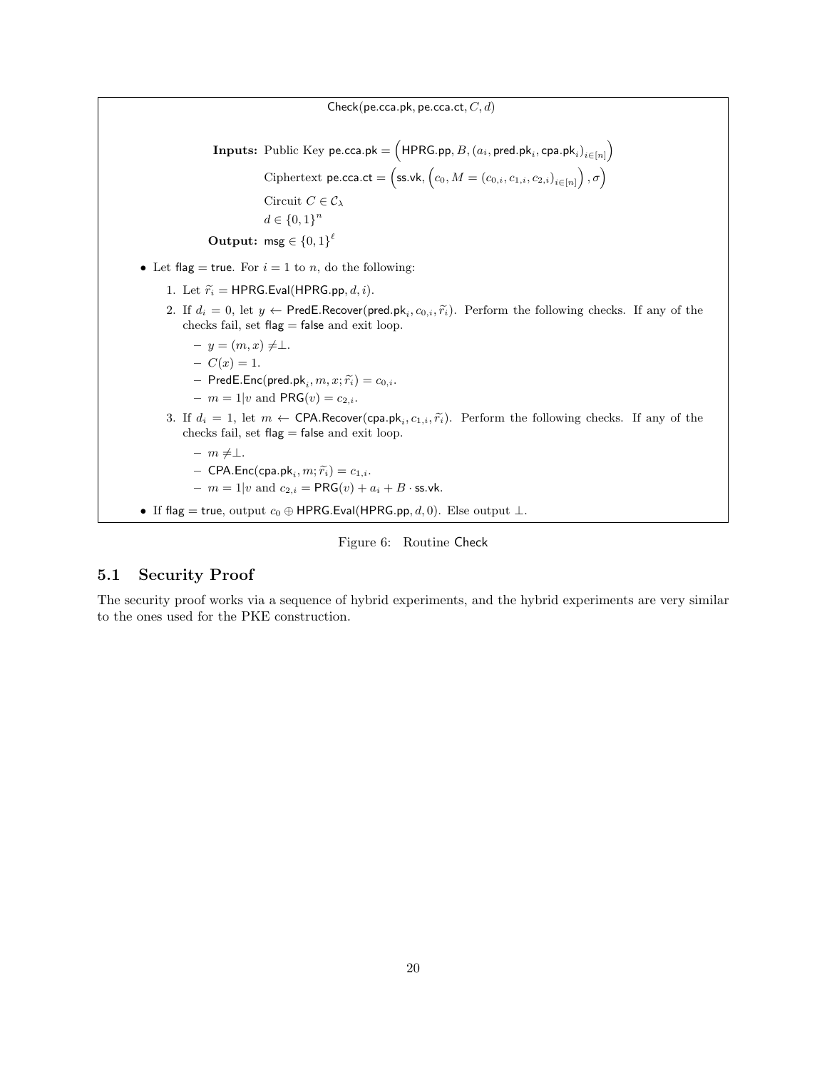$\mathsf{Check}(\mathsf{pe.cca.pk}, \mathsf{pe.cca.ct}, C, d)$

**Inputs:** Public Key $\mathsf{pe.cca.pk} = \left(\mathsf{HPRG.pp}, B, (a_i, \mathsf{pred.pk}_i, \mathsf{cpa.pk}_i)_{i \in [n]}\right)$

Ciphertext $\mathsf{pe.cca.ct} = \left(\mathsf{ss.vk}, \left(c_0, M = (c_{0,i}, c_{1,i}, c_{2,i})_{i \in [n]}\right), \sigma\right)$

Circuit $C \in \mathcal{C}_\lambda$

$d \in \{0,1\}^n$

**Output:** $\mathsf{msg} \in \{0,1\}^\ell$

- Let $\mathsf{flag} = \mathsf{true}$. For $i = 1$ to $n$, do the following:
  1. Let $\widetilde{r}_i = \mathsf{HPRG.Eval}(\mathsf{HPRG.pp}, d, i)$.
  2. If $d_i = 0$, let $y \leftarrow \mathsf{PredE.Recover}(\mathsf{pred.pk}_i, c_{0,i}, \widetilde{r}_i)$. Perform the following checks. If any of the checks fail, set $\mathsf{flag} = \mathsf{false}$ and exit loop.
     - $y = (m, x) \neq \perp$.
     - $C(x) = 1$.
     - $\mathsf{PredE.Enc}(\mathsf{pred.pk}_i, m, x; \widetilde{r}_i) = c_{0,i}$.
     - $m = 1|v$ and $\mathsf{PRG}(v) = c_{2,i}$.
  3. If $d_i = 1$, let $m \leftarrow \mathsf{CPA.Recover}(\mathsf{cpa.pk}_i, c_{1,i}, \widetilde{r}_i)$. Perform the following checks. If any of the checks fail, set $\mathsf{flag} = \mathsf{false}$ and exit loop.
     - $m \neq \perp$.
     - $\mathsf{CPA.Enc}(\mathsf{cpa.pk}_i, m; \widetilde{r}_i) = c_{1,i}$.
     - $m = 1|v$ and $c_{2,i} = \mathsf{PRG}(v) + a_i + B \cdot \mathsf{ss.vk}$.
- If $\mathsf{flag} = \mathsf{true}$, output $c_0 \oplus \mathsf{HPRG.Eval}(\mathsf{HPRG.pp}, d, 0)$. Else output $\perp$.

Figure 6: Routine Check

## 5.1 Security Proof

The security proof works via a sequence of hybrid experiments, and the hybrid experiments are very similar to the ones used for the PKE construction.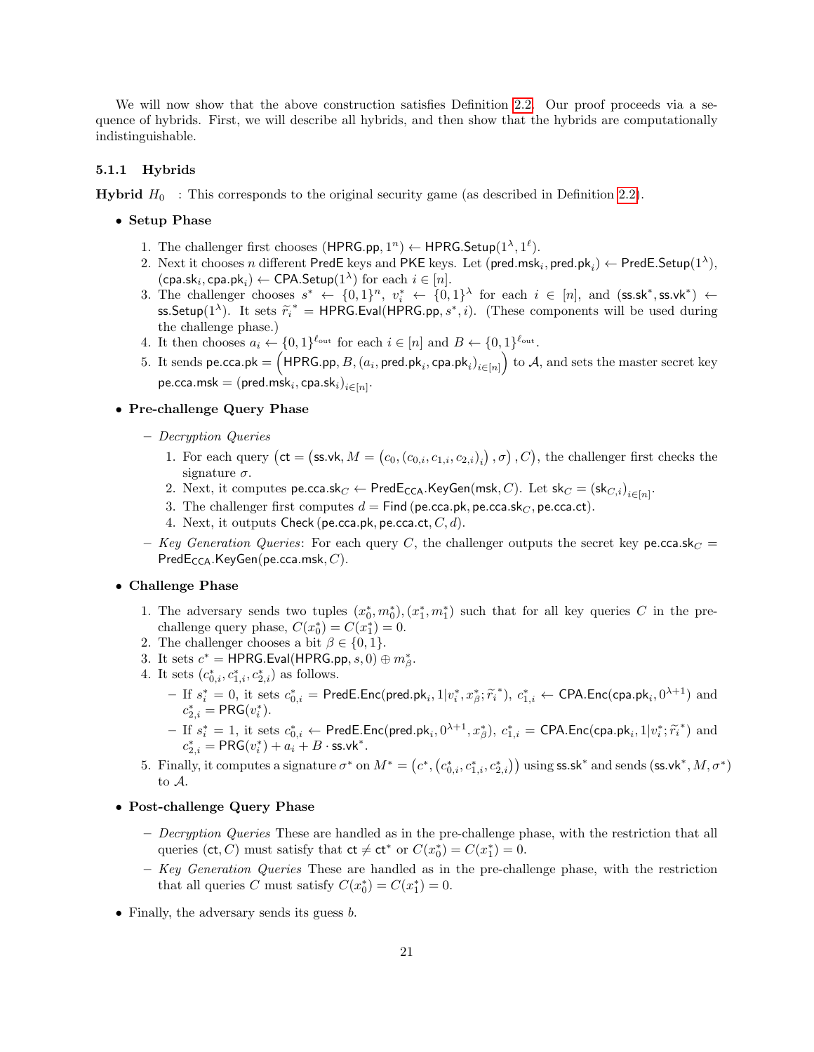We will now show that the above construction satisfies Definition 2.2. Our proof proceeds via a sequence of hybrids. First, we will describe all hybrids, and then show that the hybrids are computationally indistinguishable.

### 5.1.1 Hybrids

**Hybrid $H_0$** : This corresponds to the original security game (as described in Definition 2.2).

- **Setup Phase**
  1. The challenger first chooses $(\mathsf{HPRG.pp}, 1^n) \leftarrow \mathsf{HPRG.Setup}(1^\lambda, 1^\ell)$.
  2. Next it chooses $n$ different $\mathsf{PredE}$ keys and $\mathsf{PKE}$ keys. Let $(\mathsf{pred.msk}_i, \mathsf{pred.pk}_i) \leftarrow \mathsf{PredE.Setup}(1^\lambda)$, $(\mathsf{cpa.sk}_i, \mathsf{cpa.pk}_i) \leftarrow \mathsf{CPA.Setup}(1^\lambda)$ for each $i \in [n]$.
  3. The challenger chooses $s^* \leftarrow \{0,1\}^n$, $v_i^* \leftarrow \{0,1\}^\lambda$ for each $i \in [n]$, and $(\mathsf{ss.sk}^*, \mathsf{ss.vk}^*) \leftarrow \mathsf{ss.Setup}(1^\lambda)$. It sets $\widetilde{r_i}^* = \mathsf{HPRG.Eval}(\mathsf{HPRG.pp}, s^*, i)$. (These components will be used during the challenge phase.)
  4. It then chooses $a_i \leftarrow \{0,1\}^{\ell_{\mathrm{out}}}$ for each $i \in [n]$ and $B \leftarrow \{0,1\}^{\ell_{\mathrm{out}}}$.
  5. It sends $\mathsf{pe.cca.pk} = \left(\mathsf{HPRG.pp}, B, (a_i, \mathsf{pred.pk}_i, \mathsf{cpa.pk}_i)_{i\in[n]}\right)$ to $\mathcal{A}$, and sets the master secret key $\mathsf{pe.cca.msk} = (\mathsf{pred.msk}_i, \mathsf{cpa.sk}_i)_{i\in[n]}$.

- **Pre-challenge Query Phase**
  - *Decryption Queries*
    1. For each query $\left(\mathsf{ct} = \left(\mathsf{ss.vk}, M = \left(c_0, (c_{0,i}, c_{1,i}, c_{2,i})_i\right), \sigma\right), C\right)$, the challenger first checks the signature $\sigma$.
    2. Next, it computes $\mathsf{pe.cca.sk}_C \leftarrow \mathsf{PredE_{CCA}.KeyGen}(\mathsf{msk}, C)$. Let $\mathsf{sk}_C = (\mathsf{sk}_{C,i})_{i\in[n]}$.
    3. The challenger first computes $d = \mathsf{Find}\left(\mathsf{pe.cca.pk}, \mathsf{pe.cca.sk}_C, \mathsf{pe.cca.ct}\right)$.
    4. Next, it outputs $\mathsf{Check}\left(\mathsf{pe.cca.pk}, \mathsf{pe.cca.ct}, C, d\right)$.
  - *Key Generation Queries*: For each query $C$, the challenger outputs the secret key $\mathsf{pe.cca.sk}_C = \mathsf{PredE_{CCA}.KeyGen}(\mathsf{pe.cca.msk}, C)$.

- **Challenge Phase**
  1. The adversary sends two tuples $(x_0^*, m_0^*), (x_1^*, m_1^*)$ such that for all key queries $C$ in the pre-challenge query phase, $C(x_0^*) = C(x_1^*) = 0$.
  2. The challenger chooses a bit $\beta \in \{0,1\}$.
  3. It sets $c^* = \mathsf{HPRG.Eval}(\mathsf{HPRG.pp}, s, 0) \oplus m_\beta^*$.
  4. It sets $(c_{0,i}^*, c_{1,i}^*, c_{2,i}^*)$ as follows.
     - If $s_i^* = 0$, it sets $c_{0,i}^* = \mathsf{PredE.Enc}(\mathsf{pred.pk}_i, 1|v_i^*, x_\beta^*; \widetilde{r_i}^*)$, $c_{1,i}^* \leftarrow \mathsf{CPA.Enc}(\mathsf{cpa.pk}_i, 0^{\lambda+1})$ and $c_{2,i}^* = \mathsf{PRG}(v_i^*)$.
     - If $s_i^* = 1$, it sets $c_{0,i}^* \leftarrow \mathsf{PredE.Enc}(\mathsf{pred.pk}_i, 0^{\lambda+1}, x_\beta^*)$, $c_{1,i}^* = \mathsf{CPA.Enc}(\mathsf{cpa.pk}_i, 1|v_i^*; \widetilde{r_i}^*)$ and $c_{2,i}^* = \mathsf{PRG}(v_i^*) + a_i + B \cdot \mathsf{ss.vk}^*$.
  5. Finally, it computes a signature $\sigma^*$ on $M^* = \left(c^*, \left(c_{0,i}^*, c_{1,i}^*, c_{2,i}^*\right)\right)$ using $\mathsf{ss.sk}^*$ and sends $(\mathsf{ss.vk}^*, M, \sigma^*)$ to $\mathcal{A}$.

- **Post-challenge Query Phase**
  - *Decryption Queries* These are handled as in the pre-challenge phase, with the restriction that all queries $(\mathsf{ct}, C)$ must satisfy that $\mathsf{ct} \neq \mathsf{ct}^*$ or $C(x_0^*) = C(x_1^*) = 0$.
  - *Key Generation Queries* These are handled as in the pre-challenge phase, with the restriction that all queries $C$ must satisfy $C(x_0^*) = C(x_1^*) = 0$.

- Finally, the adversary sends its guess $b$.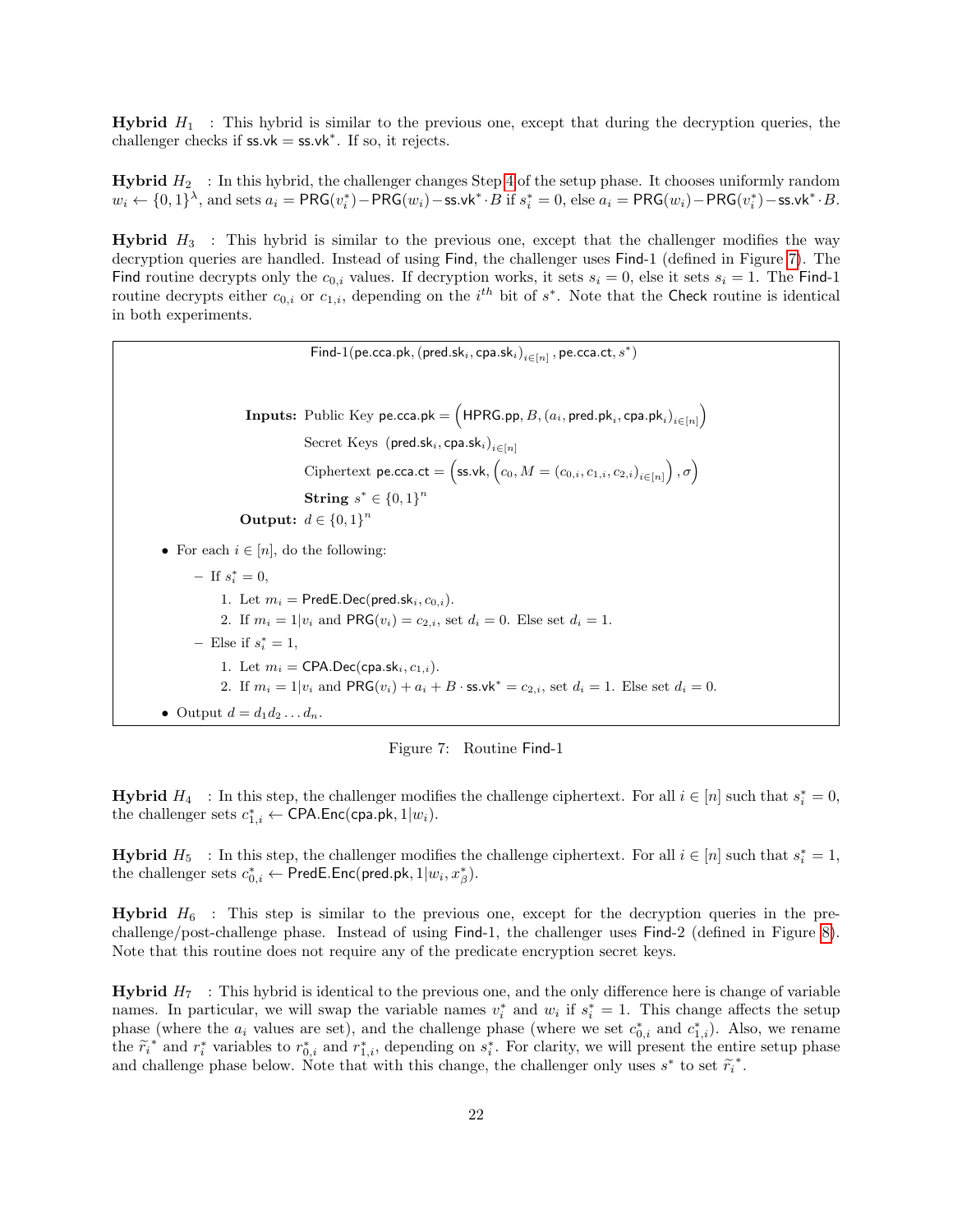**Hybrid $H_1$** : This hybrid is similar to the previous one, except that during the decryption queries, the challenger checks if $\mathsf{ss.vk} = \mathsf{ss.vk}^*$. If so, it rejects.

**Hybrid $H_2$** : In this hybrid, the challenger changes Step 4 of the setup phase. It chooses uniformly random $w_i \leftarrow \{0,1\}^\lambda$, and sets $a_i = \mathsf{PRG}(v_i^*) - \mathsf{PRG}(w_i) - \mathsf{ss.vk}^* \cdot B$ if $s_i^* = 0$, else $a_i = \mathsf{PRG}(w_i) - \mathsf{PRG}(v_i^*) - \mathsf{ss.vk}^* \cdot B$.

**Hybrid $H_3$** : This hybrid is similar to the previous one, except that the challenger modifies the way decryption queries are handled. Instead of using $\mathsf{Find}$, the challenger uses $\mathsf{Find}\text{-}1$ (defined in Figure 7). The $\mathsf{Find}$ routine decrypts only the $c_{0,i}$ values. If decryption works, it sets $s_i = 0$, else it sets $s_i = 1$. The $\mathsf{Find}\text{-}1$ routine decrypts either $c_{0,i}$ or $c_{1,i}$, depending on the $i^{th}$ bit of $s^*$. Note that the $\mathsf{Check}$ routine is identical in both experiments.

$\mathsf{Find}\text{-}1(\mathsf{pe.cca.pk}, (\mathsf{pred.sk}_i, \mathsf{cpa.sk}_i)_{i \in [n]}, \mathsf{pe.cca.ct}, s^*)$

**Inputs:** Public Key $\mathsf{pe.cca.pk} = \left(\mathsf{HPRG.pp}, B, (a_i, \mathsf{pred.pk}_i, \mathsf{cpa.pk}_i)_{i \in [n]}\right)$
Secret Keys $(\mathsf{pred.sk}_i, \mathsf{cpa.sk}_i)_{i \in [n]}$
Ciphertext $\mathsf{pe.cca.ct} = \left(\mathsf{ss.vk}, \left(c_0, M = (c_{0,i}, c_{1,i}, c_{2,i})_{i \in [n]}\right), \sigma\right)$
**String** $s^* \in \{0,1\}^n$

**Output:** $d \in \{0,1\}^n$

- For each $i \in [n]$, do the following:
  - If $s_i^* = 0$,
    1. Let $m_i = \mathsf{PredE.Dec}(\mathsf{pred.sk}_i, c_{0,i})$.
    2. If $m_i = 1|v_i$ and $\mathsf{PRG}(v_i) = c_{2,i}$, set $d_i = 0$. Else set $d_i = 1$.
  - Else if $s_i^* = 1$,
    1. Let $m_i = \mathsf{CPA.Dec}(\mathsf{cpa.sk}_i, c_{1,i})$.
    2. If $m_i = 1|v_i$ and $\mathsf{PRG}(v_i) + a_i + B \cdot \mathsf{ss.vk}^* = c_{2,i}$, set $d_i = 1$. Else set $d_i = 0$.
- Output $d = d_1 d_2 \ldots d_n$.

Figure 7: Routine $\mathsf{Find}\text{-}1$

**Hybrid $H_4$** : In this step, the challenger modifies the challenge ciphertext. For all $i \in [n]$ such that $s_i^* = 0$, the challenger sets $c_{1,i}^* \leftarrow \mathsf{CPA.Enc}(\mathsf{cpa.pk}, 1|w_i)$.

**Hybrid $H_5$** : In this step, the challenger modifies the challenge ciphertext. For all $i \in [n]$ such that $s_i^* = 1$, the challenger sets $c_{0,i}^* \leftarrow \mathsf{PredE.Enc}(\mathsf{pred.pk}, 1|w_i, x_\beta^*)$.

**Hybrid $H_6$** : This step is similar to the previous one, except for the decryption queries in the pre-challenge/post-challenge phase. Instead of using $\mathsf{Find}\text{-}1$, the challenger uses $\mathsf{Find}\text{-}2$ (defined in Figure 8). Note that this routine does not require any of the predicate encryption secret keys.

**Hybrid $H_7$** : This hybrid is identical to the previous one, and the only difference here is change of variable names. In particular, we will swap the variable names $v_i^*$ and $w_i$ if $s_i^* = 1$. This change affects the setup phase (where the $a_i$ values are set), and the challenge phase (where we set $c_{0,i}^*$ and $c_{1,i}^*$). Also, we rename the $\widetilde{r}_i^*$ and $r_i^*$ variables to $r_{0,i}^*$ and $r_{1,i}^*$, depending on $s_i^*$. For clarity, we will present the entire setup phase and challenge phase below. Note that with this change, the challenger only uses $s^*$ to set $\widetilde{r}_i^*$.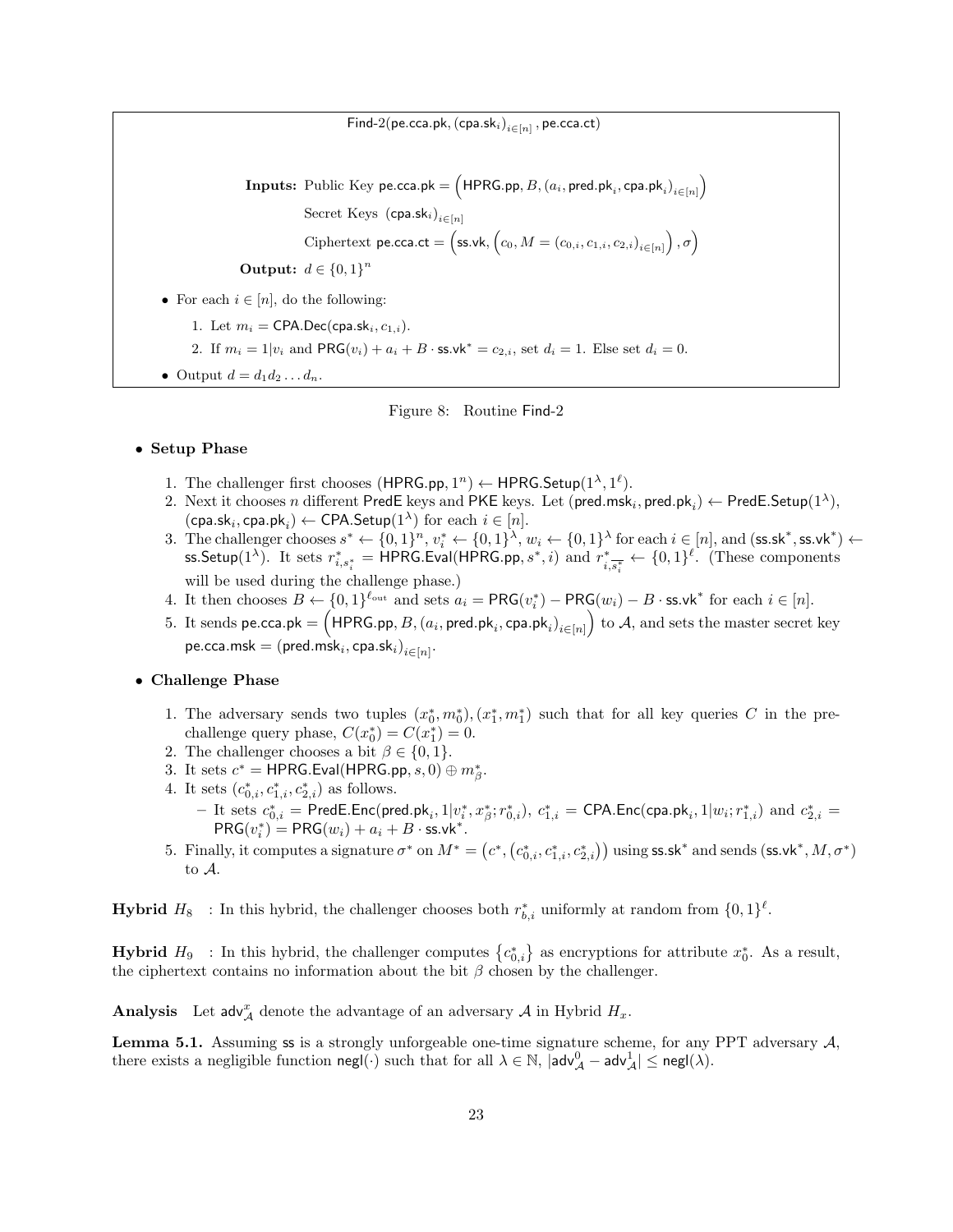$\mathsf{Find\text{-}2}(\mathsf{pe.cca.pk}, (\mathsf{cpa.sk}_i)_{i\in[n]}, \mathsf{pe.cca.ct})$

**Inputs:** Public Key $\mathsf{pe.cca.pk} = \left(\mathsf{HPRG.pp}, B, (a_i, \mathsf{pred.pk}_i, \mathsf{cpa.pk}_i)_{i\in[n]}\right)$

Secret Keys $(\mathsf{cpa.sk}_i)_{i\in[n]}$

Ciphertext $\mathsf{pe.cca.ct} = \left(\mathsf{ss.vk}, \left(c_0, M = (c_{0,i}, c_{1,i}, c_{2,i})_{i\in[n]}\right), \sigma\right)$

**Output:** $d \in \{0,1\}^n$

- For each $i \in [n]$, do the following:
  1. Let $m_i = \mathsf{CPA.Dec}(\mathsf{cpa.sk}_i, c_{1,i})$.
  2. If $m_i = 1|v_i$ and $\mathsf{PRG}(v_i) + a_i + B \cdot \mathsf{ss.vk}^* = c_{2,i}$, set $d_i = 1$. Else set $d_i = 0$.
- Output $d = d_1 d_2 \dots d_n$.

Figure 8: Routine Find-2

- **Setup Phase**
  1. The challenger first chooses $(\mathsf{HPRG.pp}, 1^n) \leftarrow \mathsf{HPRG.Setup}(1^\lambda, 1^\ell)$.
  2. Next it chooses $n$ different PredE keys and PKE keys. Let $(\mathsf{pred.msk}_i, \mathsf{pred.pk}_i) \leftarrow \mathsf{PredE.Setup}(1^\lambda)$, $(\mathsf{cpa.sk}_i, \mathsf{cpa.pk}_i) \leftarrow \mathsf{CPA.Setup}(1^\lambda)$ for each $i \in [n]$.
  3. The challenger chooses $s^* \leftarrow \{0,1\}^n$, $v_i^* \leftarrow \{0,1\}^\lambda$, $w_i \leftarrow \{0,1\}^\lambda$ for each $i \in [n]$, and $(\mathsf{ss.sk}^*, \mathsf{ss.vk}^*) \leftarrow \mathsf{ss.Setup}(1^\lambda)$. It sets $r^*_{i,s^*_i} = \mathsf{HPRG.Eval}(\mathsf{HPRG.pp}, s^*, i)$ and $r^*_{i,\overline{s^*_i}} \leftarrow \{0,1\}^\ell$. (These components will be used during the challenge phase.)
  4. It then chooses $B \leftarrow \{0,1\}^{\ell_{\mathrm{out}}}$ and sets $a_i = \mathsf{PRG}(v_i^*) - \mathsf{PRG}(w_i) - B \cdot \mathsf{ss.vk}^*$ for each $i \in [n]$.
  5. It sends $\mathsf{pe.cca.pk} = \left(\mathsf{HPRG.pp}, B, (a_i, \mathsf{pred.pk}_i, \mathsf{cpa.pk}_i)_{i\in[n]}\right)$ to $\mathcal{A}$, and sets the master secret key $\mathsf{pe.cca.msk} = (\mathsf{pred.msk}_i, \mathsf{cpa.sk}_i)_{i\in[n]}$.
- **Challenge Phase**
  1. The adversary sends two tuples $(x_0^*, m_0^*), (x_1^*, m_1^*)$ such that for all key queries $C$ in the pre-challenge query phase, $C(x_0^*) = C(x_1^*) = 0$.
  2. The challenger chooses a bit $\beta \in \{0,1\}$.
  3. It sets $c^* = \mathsf{HPRG.Eval}(\mathsf{HPRG.pp}, s, 0) \oplus m_\beta^*$.
  4. It sets $(c^*_{0,i}, c^*_{1,i}, c^*_{2,i})$ as follows.
     - It sets $c^*_{0,i} = \mathsf{PredE.Enc}(\mathsf{pred.pk}_i, 1|v_i^*, x_\beta^*; r^*_{0,i})$, $c^*_{1,i} = \mathsf{CPA.Enc}(\mathsf{cpa.pk}_i, 1|w_i; r^*_{1,i})$ and $c^*_{2,i} = \mathsf{PRG}(v_i^*) = \mathsf{PRG}(w_i) + a_i + B \cdot \mathsf{ss.vk}^*$.
  5. Finally, it computes a signature $\sigma^*$ on $M^* = \left(c^*, \left(c^*_{0,i}, c^*_{1,i}, c^*_{2,i}\right)\right)$ using $\mathsf{ss.sk}^*$ and sends $(\mathsf{ss.vk}^*, M, \sigma^*)$ to $\mathcal{A}$.

**Hybrid $H_8$** : In this hybrid, the challenger chooses both $r^*_{b,i}$ uniformly at random from $\{0,1\}^\ell$.

**Hybrid $H_9$** : In this hybrid, the challenger computes $\left\{c^*_{0,i}\right\}$ as encryptions for attribute $x_0^*$. As a result, the ciphertext contains no information about the bit $\beta$ chosen by the challenger.

**Analysis** Let $\mathsf{adv}^x_{\mathcal{A}}$ denote the advantage of an adversary $\mathcal{A}$ in Hybrid $H_x$.

**Lemma 5.1.** Assuming ss is a strongly unforgeable one-time signature scheme, for any PPT adversary $\mathcal{A}$, there exists a negligible function $\mathsf{negl}(\cdot)$ such that for all $\lambda \in \mathbb{N}$, $|\mathsf{adv}^0_{\mathcal{A}} - \mathsf{adv}^1_{\mathcal{A}}| \leq \mathsf{negl}(\lambda)$.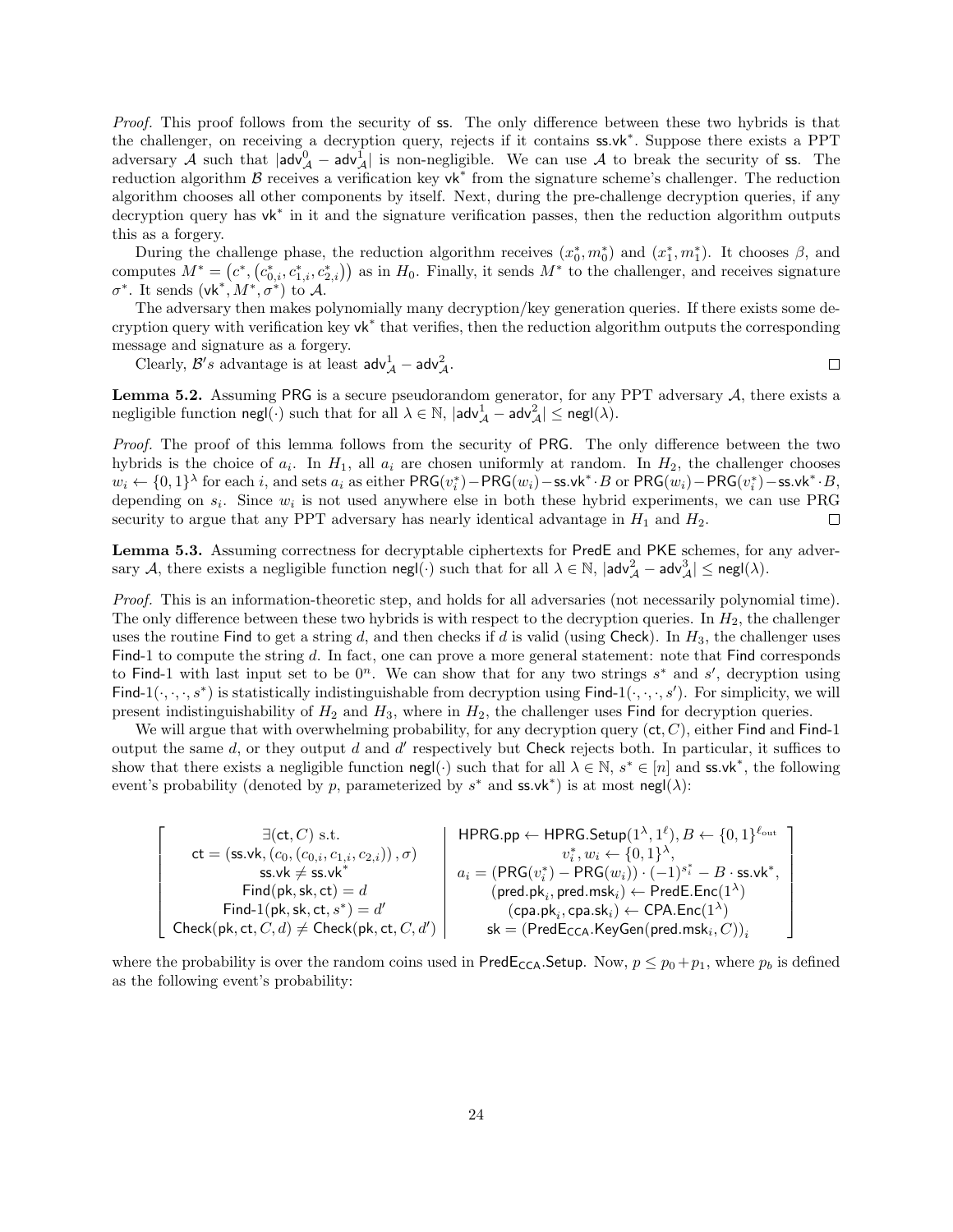*Proof.* This proof follows from the security of $\mathsf{ss}$. The only difference between these two hybrids is that the challenger, on receiving a decryption query, rejects if it contains $\mathsf{ss.vk}^*$. Suppose there exists a PPT adversary $\mathcal{A}$ such that $|\mathsf{adv}^0_{\mathcal{A}} - \mathsf{adv}^1_{\mathcal{A}}|$ is non-negligible. We can use $\mathcal{A}$ to break the security of $\mathsf{ss}$. The reduction algorithm $\mathcal{B}$ receives a verification key $\mathsf{vk}^*$ from the signature scheme's challenger. The reduction algorithm chooses all other components by itself. Next, during the pre-challenge decryption queries, if any decryption query has $\mathsf{vk}^*$ in it and the signature verification passes, then the reduction algorithm outputs this as a forgery.

During the challenge phase, the reduction algorithm receives $(x_0^*, m_0^*)$ and $(x_1^*, m_1^*)$. It chooses $\beta$, and computes $M^* = \left(c^*, \left(c^*_{0,i}, c^*_{1,i}, c^*_{2,i}\right)\right)$ as in $H_0$. Finally, it sends $M^*$ to the challenger, and receives signature $\sigma^*$. It sends $(\mathsf{vk}^*, M^*, \sigma^*)$ to $\mathcal{A}$.

The adversary then makes polynomially many decryption/key generation queries. If there exists some decryption query with verification key $\mathsf{vk}^*$ that verifies, then the reduction algorithm outputs the corresponding message and signature as a forgery.

Clearly, $\mathcal{B}'s$ advantage is at least $\mathsf{adv}^1_{\mathcal{A}} - \mathsf{adv}^2_{\mathcal{A}}$. $\square$

**Lemma 5.2.** Assuming $\mathsf{PRG}$ is a secure pseudorandom generator, for any PPT adversary $\mathcal{A}$, there exists a negligible function $\mathsf{negl}(\cdot)$ such that for all $\lambda \in \mathbb{N}$, $|\mathsf{adv}^1_{\mathcal{A}} - \mathsf{adv}^2_{\mathcal{A}}| \leq \mathsf{negl}(\lambda)$.

*Proof.* The proof of this lemma follows from the security of $\mathsf{PRG}$. The only difference between the two hybrids is the choice of $a_i$. In $H_1$, all $a_i$ are chosen uniformly at random. In $H_2$, the challenger chooses $w_i \leftarrow \{0,1\}^\lambda$ for each $i$, and sets $a_i$ as either $\mathsf{PRG}(v_i^*) - \mathsf{PRG}(w_i) - \mathsf{ss.vk}^* \cdot B$ or $\mathsf{PRG}(w_i) - \mathsf{PRG}(v_i^*) - \mathsf{ss.vk}^* \cdot B$, depending on $s_i$. Since $w_i$ is not used anywhere else in both these hybrid experiments, we can use PRG security to argue that any PPT adversary has nearly identical advantage in $H_1$ and $H_2$. $\square$

**Lemma 5.3.** Assuming correctness for decryptable ciphertexts for $\mathsf{PredE}$ and $\mathsf{PKE}$ schemes, for any adversary $\mathcal{A}$, there exists a negligible function $\mathsf{negl}(\cdot)$ such that for all $\lambda \in \mathbb{N}$, $|\mathsf{adv}^2_{\mathcal{A}} - \mathsf{adv}^3_{\mathcal{A}}| \leq \mathsf{negl}(\lambda)$.

*Proof.* This is an information-theoretic step, and holds for all adversaries (not necessarily polynomial time). The only difference between these two hybrids is with respect to the decryption queries. In $H_2$, the challenger uses the routine $\mathsf{Find}$ to get a string $d$, and then checks if $d$ is valid (using $\mathsf{Check}$). In $H_3$, the challenger uses $\mathsf{Find}$-$1$ to compute the string $d$. In fact, one can prove a more general statement: note that $\mathsf{Find}$ corresponds to $\mathsf{Find}$-$1$ with last input set to be $0^n$. We can show that for any two strings $s^*$ and $s'$, decryption using $\mathsf{Find}\text{-}1(\cdot,\cdot,\cdot,s^*)$ is statistically indistinguishable from decryption using $\mathsf{Find}\text{-}1(\cdot,\cdot,\cdot,s')$. For simplicity, we will present indistinguishability of $H_2$ and $H_3$, where in $H_2$, the challenger uses $\mathsf{Find}$ for decryption queries.

We will argue that with overwhelming probability, for any decryption query $(\mathsf{ct}, C)$, either $\mathsf{Find}$ and $\mathsf{Find}$-$1$ output the same $d$, or they output $d$ and $d'$ respectively but $\mathsf{Check}$ rejects both. In particular, it suffices to show that there exists a negligible function $\mathsf{negl}(\cdot)$ such that for all $\lambda \in \mathbb{N}$, $s^* \in [n]$ and $\mathsf{ss.vk}^*$, the following event's probability (denoted by $p$, parameterized by $s^*$ and $\mathsf{ss.vk}^*$) is at most $\mathsf{negl}(\lambda)$:

$$
\left[
\begin{array}{c|c}
\exists (\mathsf{ct}, C) \text{ s.t.} & \mathsf{HPRG.pp} \leftarrow \mathsf{HPRG.Setup}(1^\lambda, 1^\ell), B \leftarrow \{0,1\}^{\ell_{\mathrm{out}}} \\
\mathsf{ct} = (\mathsf{ss.vk}, (c_0, (c_{0,i}, c_{1,i}, c_{2,i}))\,, \sigma) & v_i^*, w_i \leftarrow \{0,1\}^\lambda, \\
\mathsf{ss.vk} \neq \mathsf{ss.vk}^* & a_i = (\mathsf{PRG}(v_i^*) - \mathsf{PRG}(w_i)) \cdot (-1)^{s_i^*} - B \cdot \mathsf{ss.vk}^*, \\
\mathsf{Find}(\mathsf{pk}, \mathsf{sk}, \mathsf{ct}) = d & (\mathsf{pred.pk}_i, \mathsf{pred.msk}_i) \leftarrow \mathsf{PredE.Enc}(1^\lambda) \\
\mathsf{Find}\text{-}1(\mathsf{pk}, \mathsf{sk}, \mathsf{ct}, s^*) = d' & (\mathsf{cpa.pk}_i, \mathsf{cpa.sk}_i) \leftarrow \mathsf{CPA.Enc}(1^\lambda) \\
\mathsf{Check}(\mathsf{pk}, \mathsf{ct}, C, d) \neq \mathsf{Check}(\mathsf{pk}, \mathsf{ct}, C, d') & \mathsf{sk} = (\mathsf{PredE_{CCA}.KeyGen}(\mathsf{pred.msk}_i, C))_i
\end{array}
\right]
$$

where the probability is over the random coins used in $\mathsf{PredE_{CCA}.Setup}$. Now, $p \leq p_0 + p_1$, where $p_b$ is defined as the following event's probability: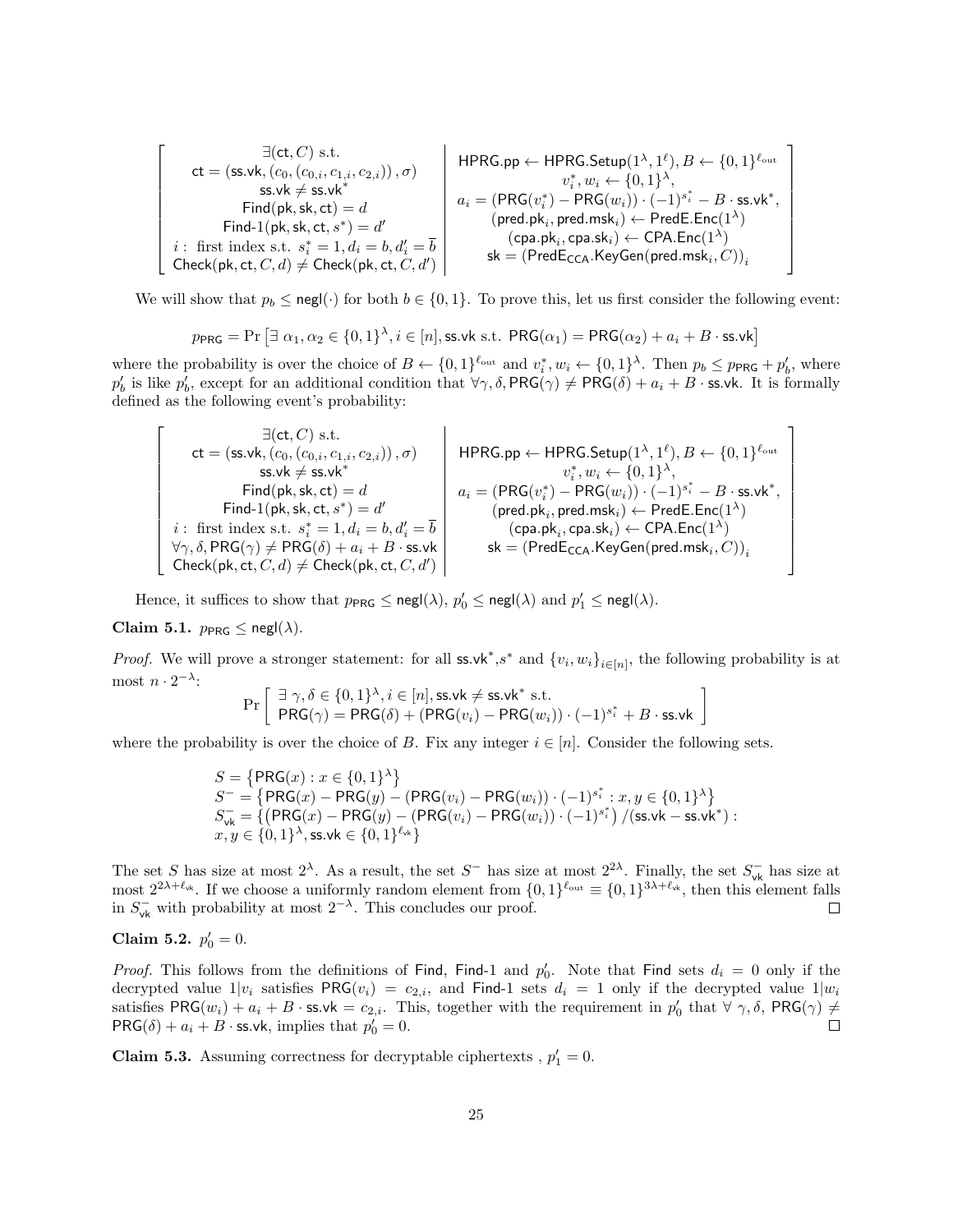$$
\left[\begin{array}{c|c}
\begin{array}{c}
\exists(\mathsf{ct}, C) \text{ s.t.} \\
\mathsf{ct} = (\mathsf{ss.vk}, (c_0, (c_{0,i}, c_{1,i}, c_{2,i})), \sigma) \\
\mathsf{ss.vk} \neq \mathsf{ss.vk}^* \\
\mathsf{Find}(\mathsf{pk}, \mathsf{sk}, \mathsf{ct}) = d \\
\mathsf{Find\text{-}1}(\mathsf{pk}, \mathsf{sk}, \mathsf{ct}, s^*) = d' \\
i: \text{ first index s.t. } s_i^* = 1, d_i = b, d_i' = \overline{b} \\
\mathsf{Check}(\mathsf{pk}, \mathsf{ct}, C, d) \neq \mathsf{Check}(\mathsf{pk}, \mathsf{ct}, C, d')
\end{array} &
\begin{array}{c}
\mathsf{HPRG.pp} \leftarrow \mathsf{HPRG.Setup}(1^\lambda, 1^\ell), B \leftarrow \{0,1\}^{\ell_{\text{out}}} \\
v_i^*, w_i \leftarrow \{0,1\}^\lambda, \\
a_i = (\mathsf{PRG}(v_i^*) - \mathsf{PRG}(w_i)) \cdot (-1)^{s_i^*} - B \cdot \mathsf{ss.vk}^*, \\
(\mathsf{pred.pk}_i, \mathsf{pred.msk}_i) \leftarrow \mathsf{PredE.Enc}(1^\lambda) \\
(\mathsf{cpa.pk}_i, \mathsf{cpa.sk}_i) \leftarrow \mathsf{CPA.Enc}(1^\lambda) \\
\mathsf{sk} = (\mathsf{PredE_{CCA}.KeyGen}(\mathsf{pred.msk}_i, C))_i
\end{array}
\end{array}\right]
$$

We will show that $p_b \leq \mathsf{negl}(\cdot)$ for both $b \in \{0,1\}$. To prove this, let us first consider the following event:

$$
p_{\mathsf{PRG}} = \Pr\left[\exists\ \alpha_1, \alpha_2 \in \{0,1\}^\lambda, i \in [n], \mathsf{ss.vk} \text{ s.t. } \mathsf{PRG}(\alpha_1) = \mathsf{PRG}(\alpha_2) + a_i + B \cdot \mathsf{ss.vk}\right]
$$

where the probability is over the choice of $B \leftarrow \{0,1\}^{\ell_{\text{out}}}$ and $v_i^*, w_i \leftarrow \{0,1\}^\lambda$. Then $p_b \leq p_{\mathsf{PRG}} + p_b'$, where $p_b'$ is like $p_b$, except for an additional condition that $\forall \gamma, \delta, \mathsf{PRG}(\gamma) \neq \mathsf{PRG}(\delta) + a_i + B \cdot \mathsf{ss.vk}$. It is formally defined as the following event's probability:

$$
\left[\begin{array}{c|c}
\begin{array}{c}
\exists(\mathsf{ct}, C) \text{ s.t.} \\
\mathsf{ct} = (\mathsf{ss.vk}, (c_0, (c_{0,i}, c_{1,i}, c_{2,i})), \sigma) \\
\mathsf{ss.vk} \neq \mathsf{ss.vk}^* \\
\mathsf{Find}(\mathsf{pk}, \mathsf{sk}, \mathsf{ct}) = d \\
\mathsf{Find\text{-}1}(\mathsf{pk}, \mathsf{sk}, \mathsf{ct}, s^*) = d' \\
i: \text{ first index s.t. } s_i^* = 1, d_i = b, d_i' = \overline{b} \\
\forall \gamma, \delta, \mathsf{PRG}(\gamma) \neq \mathsf{PRG}(\delta) + a_i + B \cdot \mathsf{ss.vk} \\
\mathsf{Check}(\mathsf{pk}, \mathsf{ct}, C, d) \neq \mathsf{Check}(\mathsf{pk}, \mathsf{ct}, C, d')
\end{array} &
\begin{array}{c}
\mathsf{HPRG.pp} \leftarrow \mathsf{HPRG.Setup}(1^\lambda, 1^\ell), B \leftarrow \{0,1\}^{\ell_{\text{out}}} \\
v_i^*, w_i \leftarrow \{0,1\}^\lambda, \\
a_i = (\mathsf{PRG}(v_i^*) - \mathsf{PRG}(w_i)) \cdot (-1)^{s_i^*} - B \cdot \mathsf{ss.vk}^*, \\
(\mathsf{pred.pk}_i, \mathsf{pred.msk}_i) \leftarrow \mathsf{PredE.Enc}(1^\lambda) \\
(\mathsf{cpa.pk}_i, \mathsf{cpa.sk}_i) \leftarrow \mathsf{CPA.Enc}(1^\lambda) \\
\mathsf{sk} = (\mathsf{PredE_{CCA}.KeyGen}(\mathsf{pred.msk}_i, C))_i
\end{array}
\end{array}\right]
$$

Hence, it suffices to show that $p_{\mathsf{PRG}} \leq \mathsf{negl}(\lambda)$, $p_0' \leq \mathsf{negl}(\lambda)$ and $p_1' \leq \mathsf{negl}(\lambda)$.

**Claim 5.1.** $p_{\mathsf{PRG}} \leq \mathsf{negl}(\lambda)$.

*Proof.* We will prove a stronger statement: for all $\mathsf{ss.vk}^*$,$s^*$ and $\{v_i, w_i\}_{i\in[n]}$, the following probability is at most $n \cdot 2^{-\lambda}$:

$$
\Pr\left[\begin{array}{c}
\exists\ \gamma, \delta \in \{0,1\}^\lambda, i \in [n], \mathsf{ss.vk} \neq \mathsf{ss.vk}^* \text{ s.t.} \\
\mathsf{PRG}(\gamma) = \mathsf{PRG}(\delta) + (\mathsf{PRG}(v_i) - \mathsf{PRG}(w_i)) \cdot (-1)^{s_i^*} + B \cdot \mathsf{ss.vk}
\end{array}\right]
$$

where the probability is over the choice of $B$. Fix any integer $i \in [n]$. Consider the following sets.

$$
\begin{aligned}
&S = \left\{\mathsf{PRG}(x) : x \in \{0,1\}^\lambda\right\} \\
&S^- = \left\{\mathsf{PRG}(x) - \mathsf{PRG}(y) - (\mathsf{PRG}(v_i) - \mathsf{PRG}(w_i)) \cdot (-1)^{s_i^*} : x, y \in \{0,1\}^\lambda\right\} \\
&S^-_{\mathsf{vk}} = \left\{\left(\mathsf{PRG}(x) - \mathsf{PRG}(y) - (\mathsf{PRG}(v_i) - \mathsf{PRG}(w_i)) \cdot (-1)^{s_i^*}\right) / (\mathsf{ss.vk} - \mathsf{ss.vk}^*) :\right. \\
&\left. x, y \in \{0,1\}^\lambda, \mathsf{ss.vk} \in \{0,1\}^{\ell_{\mathsf{vk}}}\right\}
\end{aligned}
$$

The set $S$ has size at most $2^\lambda$. As a result, the set $S^-$ has size at most $2^{2\lambda}$. Finally, the set $S^-_{\mathsf{vk}}$ has size at most $2^{2\lambda+\ell_{\mathsf{vk}}}$. If we choose a uniformly random element from $\{0,1\}^{\ell_{\text{out}}} \equiv \{0,1\}^{3\lambda+\ell_{\mathsf{vk}}}$, then this element falls in $S^-_{\mathsf{vk}}$ with probability at most $2^{-\lambda}$. This concludes our proof. ∎

**Claim 5.2.** $p_0' = 0$.

*Proof.* This follows from the definitions of Find, Find-1 and $p_0'$. Note that Find sets $d_i = 0$ only if the decrypted value $1|v_i$ satisfies $\mathsf{PRG}(v_i) = c_{2,i}$, and Find-1 sets $d_i = 1$ only if the decrypted value $1|w_i$ satisfies $\mathsf{PRG}(w_i) + a_i + B \cdot \mathsf{ss.vk} = c_{2,i}$. This, together with the requirement in $p_0'$ that $\forall\ \gamma, \delta$, $\mathsf{PRG}(\gamma) \neq \mathsf{PRG}(\delta) + a_i + B \cdot \mathsf{ss.vk}$, implies that $p_0' = 0$. ∎

**Claim 5.3.** Assuming correctness for decryptable ciphertexts , $p_1' = 0$.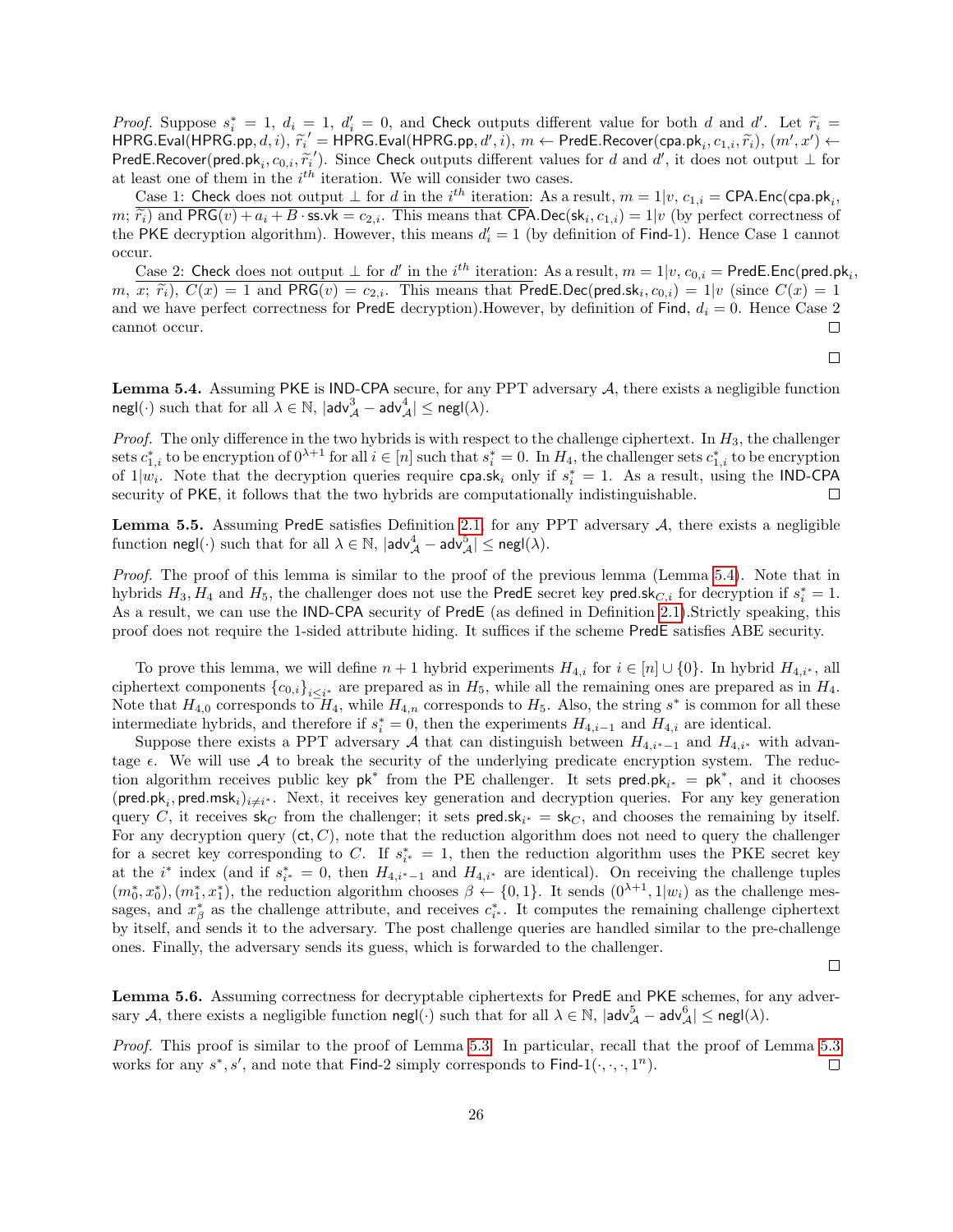*Proof.* Suppose $s^*_i = 1$, $d_i = 1$, $d'_i = 0$, and $\mathsf{Check}$ outputs different value for both $d$ and $d'$. Let $\widetilde{r}_i = \mathsf{HPRG.Eval}(\mathsf{HPRG.pp}, d, i)$, $\widetilde{r}_i{}' = \mathsf{HPRG.Eval}(\mathsf{HPRG.pp}, d', i)$, $m \leftarrow \mathsf{PredE.Recover}(\mathsf{cpa.pk}_i, c_{1,i}, \widetilde{r}_i)$, $(m', x') \leftarrow \mathsf{PredE.Recover}(\mathsf{pred.pk}_i, c_{0,i}, \widetilde{r}_i{}')$. Since $\mathsf{Check}$ outputs different values for $d$ and $d'$, it does not output $\perp$ for at least one of them in the $i^{th}$ iteration. We will consider two cases.

Case 1: $\mathsf{Check}$ does not output $\perp$ for $d$ in the $i^{th}$ iteration: As a result, $m = 1|v$, $c_{1,i} = \mathsf{CPA.Enc}(\mathsf{cpa.pk}_i, m; \widetilde{r}_i)$ and $\mathsf{PRG}(v) + a_i + B \cdot \mathsf{ss.vk} = c_{2,i}$. This means that $\mathsf{CPA.Dec}(\mathsf{sk}_i, c_{1,i}) = 1|v$ (by perfect correctness of the $\mathsf{PKE}$ decryption algorithm). However, this means $d'_i = 1$ (by definition of $\mathsf{Find}$-1). Hence Case 1 cannot occur.

Case 2: $\mathsf{Check}$ does not output $\perp$ for $d'$ in the $i^{th}$ iteration: As a result, $m = 1|v$, $c_{0,i} = \mathsf{PredE.Enc}(\mathsf{pred.pk}_i, m, x; \widetilde{r}_i)$, $C(x) = 1$ and $\mathsf{PRG}(v) = c_{2,i}$. This means that $\mathsf{PredE.Dec}(\mathsf{pred.sk}_i, c_{0,i}) = 1|v$ (since $C(x) = 1$ and we have perfect correctness for $\mathsf{PredE}$ decryption).However, by definition of $\mathsf{Find}$, $d_i = 0$. Hence Case 2 cannot occur. □

□

**Lemma 5.4.** Assuming $\mathsf{PKE}$ is IND-CPA secure, for any PPT adversary $\mathcal{A}$, there exists a negligible function $\mathsf{negl}(\cdot)$ such that for all $\lambda \in \mathbb{N}$, $|\mathsf{adv}^3_{\mathcal{A}} - \mathsf{adv}^4_{\mathcal{A}}| \leq \mathsf{negl}(\lambda)$.

*Proof.* The only difference in the two hybrids is with respect to the challenge ciphertext. In $H_3$, the challenger sets $c^*_{1,i}$ to be encryption of $0^{\lambda+1}$ for all $i \in [n]$ such that $s^*_i = 0$. In $H_4$, the challenger sets $c^*_{1,i}$ to be encryption of $1|w_i$. Note that the decryption queries require $\mathsf{cpa.sk}_i$ only if $s^*_i = 1$. As a result, using the IND-CPA security of $\mathsf{PKE}$, it follows that the two hybrids are computationally indistinguishable. □

**Lemma 5.5.** Assuming $\mathsf{PredE}$ satisfies Definition 2.1, for any PPT adversary $\mathcal{A}$, there exists a negligible function $\mathsf{negl}(\cdot)$ such that for all $\lambda \in \mathbb{N}$, $|\mathsf{adv}^4_{\mathcal{A}} - \mathsf{adv}^5_{\mathcal{A}}| \leq \mathsf{negl}(\lambda)$.

*Proof.* The proof of this lemma is similar to the proof of the previous lemma (Lemma 5.4). Note that in hybrids $H_3, H_4$ and $H_5$, the challenger does not use the $\mathsf{PredE}$ secret key $\mathsf{pred.sk}_{C,i}$ for decryption if $s^*_i = 1$. As a result, we can use the IND-CPA security of $\mathsf{PredE}$ (as defined in Definition 2.1).Strictly speaking, this proof does not require the 1-sided attribute hiding. It suffices if the scheme $\mathsf{PredE}$ satisfies ABE security.

To prove this lemma, we will define $n + 1$ hybrid experiments $H_{4,i}$ for $i \in [n] \cup \{0\}$. In hybrid $H_{4,i^*}$, all ciphertext components $\{c_{0,i}\}_{i \leq i^*}$ are prepared as in $H_5$, while all the remaining ones are prepared as in $H_4$. Note that $H_{4,0}$ corresponds to $H_4$, while $H_{4,n}$ corresponds to $H_5$. Also, the string $s^*$ is common for all these intermediate hybrids, and therefore if $s^*_i = 0$, then the experiments $H_{4,i-1}$ and $H_{4,i}$ are identical.

Suppose there exists a PPT adversary $\mathcal{A}$ that can distinguish between $H_{4,i^*-1}$ and $H_{4,i^*}$ with advantage $\epsilon$. We will use $\mathcal{A}$ to break the security of the underlying predicate encryption system. The reduction algorithm receives public key $\mathsf{pk}^*$ from the PE challenger. It sets $\mathsf{pred.pk}_{i^*} = \mathsf{pk}^*$, and it chooses $(\mathsf{pred.pk}_i, \mathsf{pred.msk}_i)_{i \neq i^*}$. Next, it receives key generation and decryption queries. For any key generation query $C$, it receives $\mathsf{sk}_C$ from the challenger; it sets $\mathsf{pred.sk}_{i^*} = \mathsf{sk}_C$, and chooses the remaining by itself. For any decryption query $(\mathsf{ct}, C)$, note that the reduction algorithm does not need to query the challenger for a secret key corresponding to $C$. If $s^*_{i^*} = 1$, then the reduction algorithm uses the PKE secret key at the $i^*$ index (and if $s^*_{i^*} = 0$, then $H_{4,i^*-1}$ and $H_{4,i^*}$ are identical). On receiving the challenge tuples $(m^*_0, x^*_0), (m^*_1, x^*_1)$, the reduction algorithm chooses $\beta \leftarrow \{0, 1\}$. It sends $(0^{\lambda+1}, 1|w_i)$ as the challenge messages, and $x^*_\beta$ as the challenge attribute, and receives $c^*_{i^*}$. It computes the remaining challenge ciphertext by itself, and sends it to the adversary. The post challenge queries are handled similar to the pre-challenge ones. Finally, the adversary sends its guess, which is forwarded to the challenger.

□

**Lemma 5.6.** Assuming correctness for decryptable ciphertexts for $\mathsf{PredE}$ and $\mathsf{PKE}$ schemes, for any adversary $\mathcal{A}$, there exists a negligible function $\mathsf{negl}(\cdot)$ such that for all $\lambda \in \mathbb{N}$, $|\mathsf{adv}^5_{\mathcal{A}} - \mathsf{adv}^6_{\mathcal{A}}| \leq \mathsf{negl}(\lambda)$.

*Proof.* This proof is similar to the proof of Lemma 5.3. In particular, recall that the proof of Lemma 5.3 works for any $s^*, s'$, and note that $\mathsf{Find}$-2 simply corresponds to $\mathsf{Find}\text{-}1(\cdot, \cdot, \cdot, 1^n)$. □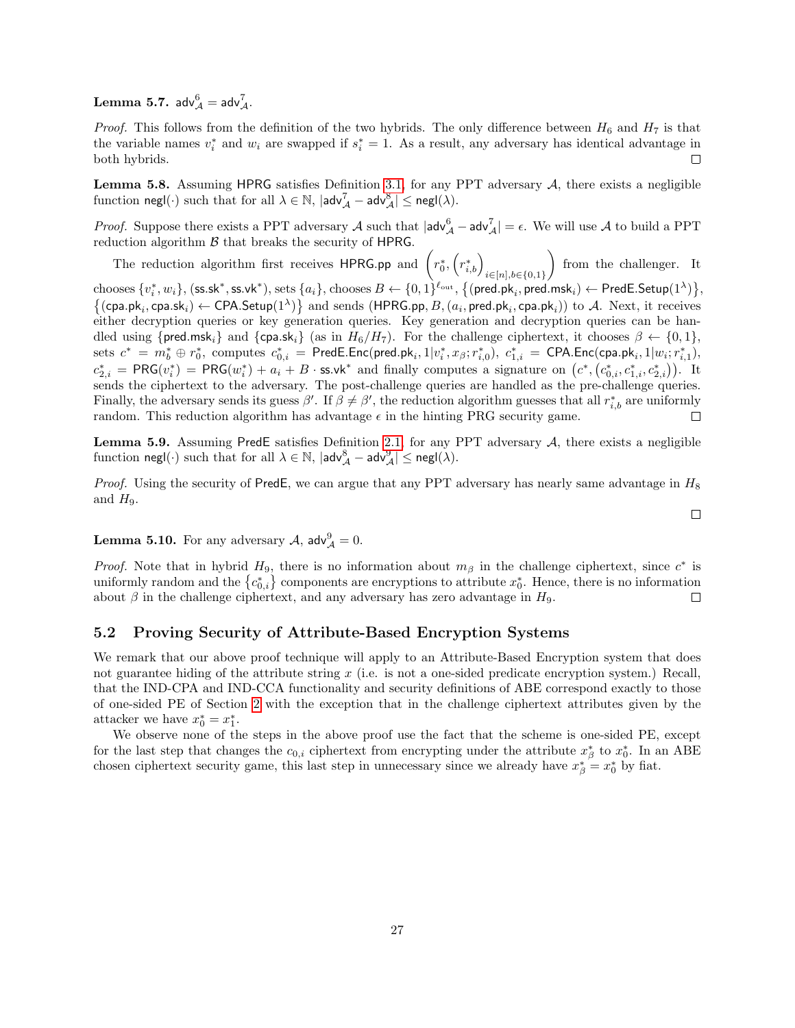**Lemma 5.7.** $\mathsf{adv}^6_{\mathcal{A}} = \mathsf{adv}^7_{\mathcal{A}}$.

*Proof.* This follows from the definition of the two hybrids. The only difference between $H_6$ and $H_7$ is that the variable names $v_i^*$ and $w_i$ are swapped if $s_i^* = 1$. As a result, any adversary has identical advantage in both hybrids. □

**Lemma 5.8.** Assuming $\mathsf{HPRG}$ satisfies Definition 3.1, for any PPT adversary $\mathcal{A}$, there exists a negligible function $\mathsf{negl}(\cdot)$ such that for all $\lambda \in \mathbb{N}$, $|\mathsf{adv}^7_{\mathcal{A}} - \mathsf{adv}^8_{\mathcal{A}}| \leq \mathsf{negl}(\lambda)$.

*Proof.* Suppose there exists a PPT adversary $\mathcal{A}$ such that $|\mathsf{adv}^6_{\mathcal{A}} - \mathsf{adv}^7_{\mathcal{A}}| = \epsilon$. We will use $\mathcal{A}$ to build a PPT reduction algorithm $\mathcal{B}$ that breaks the security of $\mathsf{HPRG}$.

The reduction algorithm first receives $\mathsf{HPRG.pp}$ and $\left(r_0^*, \left(r_{i,b}^*\right)_{i\in[n], b\in\{0,1\}}\right)$ from the challenger. It chooses $\{v_i^*, w_i\}$, $(\mathsf{ss.sk}^*, \mathsf{ss.vk}^*)$, sets $\{a_i\}$, chooses $B \leftarrow \{0,1\}^{\ell_{\text{out}}}$, $\left\{(\mathsf{pred.pk}_i, \mathsf{pred.msk}_i) \leftarrow \mathsf{PredE.Setup}(1^\lambda)\right\}$, $\left\{(\mathsf{cpa.pk}_i, \mathsf{cpa.sk}_i) \leftarrow \mathsf{CPA.Setup}(1^\lambda)\right\}$ and sends $(\mathsf{HPRG.pp}, B, (a_i, \mathsf{pred.pk}_i, \mathsf{cpa.pk}_i))$ to $\mathcal{A}$. Next, it receives either decryption queries or key generation queries. Key generation and decryption queries can be handled using $\{\mathsf{pred.msk}_i\}$ and $\{\mathsf{cpa.sk}_i\}$ (as in $H_6/H_7$). For the challenge ciphertext, it chooses $\beta \leftarrow \{0,1\}$, sets $c^* = m_b^* \oplus r_0^*$, computes $c_{0,i}^* = \mathsf{PredE.Enc}(\mathsf{pred.pk}_i, 1|v_i^*, x_\beta; r_{i,0}^*)$, $c_{1,i}^* = \mathsf{CPA.Enc}(\mathsf{cpa.pk}_i, 1|w_i; r_{i,1}^*)$, $c_{2,i}^* = \mathsf{PRG}(v_i^*) = \mathsf{PRG}(w_i^*) + a_i + B \cdot \mathsf{ss.vk}^*$ and finally computes a signature on $\left(c^*, \left(c_{0,i}^*, c_{1,i}^*, c_{2,i}^*\right)\right)$. It sends the ciphertext to the adversary. The post-challenge queries are handled as the pre-challenge queries. Finally, the adversary sends its guess $\beta'$. If $\beta \neq \beta'$, the reduction algorithm guesses that all $r_{i,b}^*$ are uniformly random. This reduction algorithm has advantage $\epsilon$ in the hinting PRG security game. □

**Lemma 5.9.** Assuming $\mathsf{PredE}$ satisfies Definition 2.1, for any PPT adversary $\mathcal{A}$, there exists a negligible function $\mathsf{negl}(\cdot)$ such that for all $\lambda \in \mathbb{N}$, $|\mathsf{adv}^8_{\mathcal{A}} - \mathsf{adv}^9_{\mathcal{A}}| \leq \mathsf{negl}(\lambda)$.

*Proof.* Using the security of $\mathsf{PredE}$, we can argue that any PPT adversary has nearly same advantage in $H_8$ and $H_9$. □

**Lemma 5.10.** For any adversary $\mathcal{A}$, $\mathsf{adv}^9_{\mathcal{A}} = 0$.

*Proof.* Note that in hybrid $H_9$, there is no information about $m_\beta$ in the challenge ciphertext, since $c^*$ is uniformly random and the $\left\{c_{0,i}^*\right\}$ components are encryptions to attribute $x_0^*$. Hence, there is no information about $\beta$ in the challenge ciphertext, and any adversary has zero advantage in $H_9$. □

## 5.2 Proving Security of Attribute-Based Encryption Systems

We remark that our above proof technique will apply to an Attribute-Based Encryption system that does not guarantee hiding of the attribute string $x$ (i.e. is not a one-sided predicate encryption system.) Recall, that the IND-CPA and IND-CCA functionality and security definitions of ABE correspond exactly to those of one-sided PE of Section 2 with the exception that in the challenge ciphertext attributes given by the attacker we have $x_0^* = x_1^*$.

We observe none of the steps in the above proof use the fact that the scheme is one-sided PE, except for the last step that changes the $c_{0,i}$ ciphertext from encrypting under the attribute $x_\beta^*$ to $x_0^*$. In an ABE chosen ciphertext security game, this last step in unnecessary since we already have $x_\beta^* = x_0^*$ by fiat.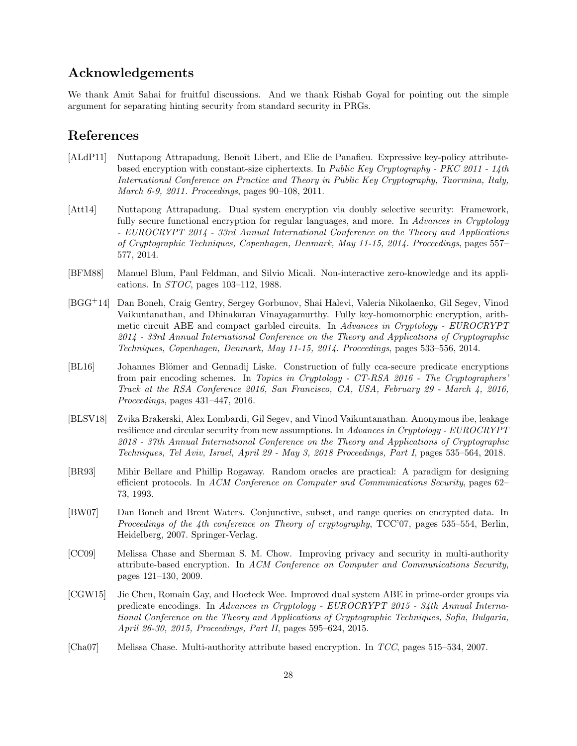## Acknowledgements

We thank Amit Sahai for fruitful discussions. And we thank Rishab Goyal for pointing out the simple argument for separating hinting security from standard security in PRGs.

## References

[ALdP11] Nuttapong Attrapadung, Benoît Libert, and Elie de Panafieu. Expressive key-policy attribute-based encryption with constant-size ciphertexts. In *Public Key Cryptography - PKC 2011 - 14th International Conference on Practice and Theory in Public Key Cryptography, Taormina, Italy, March 6-9, 2011. Proceedings*, pages 90–108, 2011.

[Att14] Nuttapong Attrapadung. Dual system encryption via doubly selective security: Framework, fully secure functional encryption for regular languages, and more. In *Advances in Cryptology - EUROCRYPT 2014 - 33rd Annual International Conference on the Theory and Applications of Cryptographic Techniques, Copenhagen, Denmark, May 11-15, 2014. Proceedings*, pages 557–577, 2014.

[BFM88] Manuel Blum, Paul Feldman, and Silvio Micali. Non-interactive zero-knowledge and its applications. In *STOC*, pages 103–112, 1988.

[BGG+14] Dan Boneh, Craig Gentry, Sergey Gorbunov, Shai Halevi, Valeria Nikolaenko, Gil Segev, Vinod Vaikuntanathan, and Dhinakaran Vinayagamurthy. Fully key-homomorphic encryption, arithmetic circuit ABE and compact garbled circuits. In *Advances in Cryptology - EUROCRYPT 2014 - 33rd Annual International Conference on the Theory and Applications of Cryptographic Techniques, Copenhagen, Denmark, May 11-15, 2014. Proceedings*, pages 533–556, 2014.

[BL16] Johannes Blömer and Gennadij Liske. Construction of fully cca-secure predicate encryptions from pair encoding schemes. In *Topics in Cryptology - CT-RSA 2016 - The Cryptographers' Track at the RSA Conference 2016, San Francisco, CA, USA, February 29 - March 4, 2016, Proceedings*, pages 431–447, 2016.

[BLSV18] Zvika Brakerski, Alex Lombardi, Gil Segev, and Vinod Vaikuntanathan. Anonymous ibe, leakage resilience and circular security from new assumptions. In *Advances in Cryptology - EUROCRYPT 2018 - 37th Annual International Conference on the Theory and Applications of Cryptographic Techniques, Tel Aviv, Israel, April 29 - May 3, 2018 Proceedings, Part I*, pages 535–564, 2018.

[BR93] Mihir Bellare and Phillip Rogaway. Random oracles are practical: A paradigm for designing efficient protocols. In *ACM Conference on Computer and Communications Security*, pages 62–73, 1993.

[BW07] Dan Boneh and Brent Waters. Conjunctive, subset, and range queries on encrypted data. In *Proceedings of the 4th conference on Theory of cryptography*, TCC'07, pages 535–554, Berlin, Heidelberg, 2007. Springer-Verlag.

[CC09] Melissa Chase and Sherman S. M. Chow. Improving privacy and security in multi-authority attribute-based encryption. In *ACM Conference on Computer and Communications Security*, pages 121–130, 2009.

[CGW15] Jie Chen, Romain Gay, and Hoeteck Wee. Improved dual system ABE in prime-order groups via predicate encodings. In *Advances in Cryptology - EUROCRYPT 2015 - 34th Annual International Conference on the Theory and Applications of Cryptographic Techniques, Sofia, Bulgaria, April 26-30, 2015, Proceedings, Part II*, pages 595–624, 2015.

[Cha07] Melissa Chase. Multi-authority attribute based encryption. In *TCC*, pages 515–534, 2007.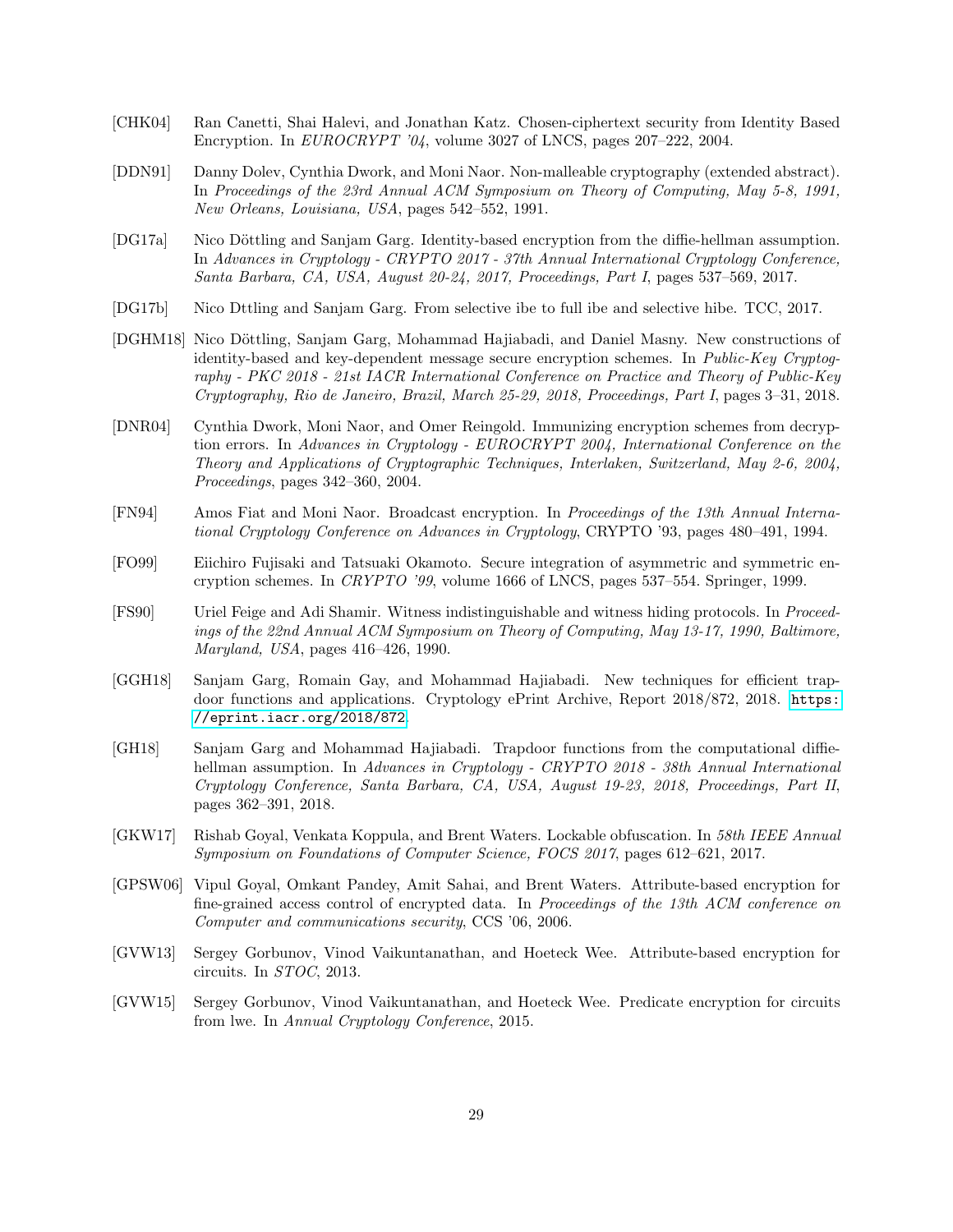[CHK04] Ran Canetti, Shai Halevi, and Jonathan Katz. Chosen-ciphertext security from Identity Based Encryption. In *EUROCRYPT '04*, volume 3027 of LNCS, pages 207–222, 2004.

[DDN91] Danny Dolev, Cynthia Dwork, and Moni Naor. Non-malleable cryptography (extended abstract). In *Proceedings of the 23rd Annual ACM Symposium on Theory of Computing, May 5-8, 1991, New Orleans, Louisiana, USA*, pages 542–552, 1991.

[DG17a] Nico Döttling and Sanjam Garg. Identity-based encryption from the diffie-hellman assumption. In *Advances in Cryptology - CRYPTO 2017 - 37th Annual International Cryptology Conference, Santa Barbara, CA, USA, August 20-24, 2017, Proceedings, Part I*, pages 537–569, 2017.

[DG17b] Nico Dttling and Sanjam Garg. From selective ibe to full ibe and selective hibe. TCC, 2017.

[DGHM18] Nico Döttling, Sanjam Garg, Mohammad Hajiabadi, and Daniel Masny. New constructions of identity-based and key-dependent message secure encryption schemes. In *Public-Key Cryptography - PKC 2018 - 21st IACR International Conference on Practice and Theory of Public-Key Cryptography, Rio de Janeiro, Brazil, March 25-29, 2018, Proceedings, Part I*, pages 3–31, 2018.

[DNR04] Cynthia Dwork, Moni Naor, and Omer Reingold. Immunizing encryption schemes from decryption errors. In *Advances in Cryptology - EUROCRYPT 2004, International Conference on the Theory and Applications of Cryptographic Techniques, Interlaken, Switzerland, May 2-6, 2004, Proceedings*, pages 342–360, 2004.

[FN94] Amos Fiat and Moni Naor. Broadcast encryption. In *Proceedings of the 13th Annual International Cryptology Conference on Advances in Cryptology*, CRYPTO '93, pages 480–491, 1994.

[FO99] Eiichiro Fujisaki and Tatsuaki Okamoto. Secure integration of asymmetric and symmetric encryption schemes. In *CRYPTO '99*, volume 1666 of LNCS, pages 537–554. Springer, 1999.

[FS90] Uriel Feige and Adi Shamir. Witness indistinguishable and witness hiding protocols. In *Proceedings of the 22nd Annual ACM Symposium on Theory of Computing, May 13-17, 1990, Baltimore, Maryland, USA*, pages 416–426, 1990.

[GGH18] Sanjam Garg, Romain Gay, and Mohammad Hajiabadi. New techniques for efficient trapdoor functions and applications. Cryptology ePrint Archive, Report 2018/872, 2018. https://eprint.iacr.org/2018/872.

[GH18] Sanjam Garg and Mohammad Hajiabadi. Trapdoor functions from the computational diffie-hellman assumption. In *Advances in Cryptology - CRYPTO 2018 - 38th Annual International Cryptology Conference, Santa Barbara, CA, USA, August 19-23, 2018, Proceedings, Part II*, pages 362–391, 2018.

[GKW17] Rishab Goyal, Venkata Koppula, and Brent Waters. Lockable obfuscation. In *58th IEEE Annual Symposium on Foundations of Computer Science, FOCS 2017*, pages 612–621, 2017.

[GPSW06] Vipul Goyal, Omkant Pandey, Amit Sahai, and Brent Waters. Attribute-based encryption for fine-grained access control of encrypted data. In *Proceedings of the 13th ACM conference on Computer and communications security*, CCS '06, 2006.

[GVW13] Sergey Gorbunov, Vinod Vaikuntanathan, and Hoeteck Wee. Attribute-based encryption for circuits. In *STOC*, 2013.

[GVW15] Sergey Gorbunov, Vinod Vaikuntanathan, and Hoeteck Wee. Predicate encryption for circuits from lwe. In *Annual Cryptology Conference*, 2015.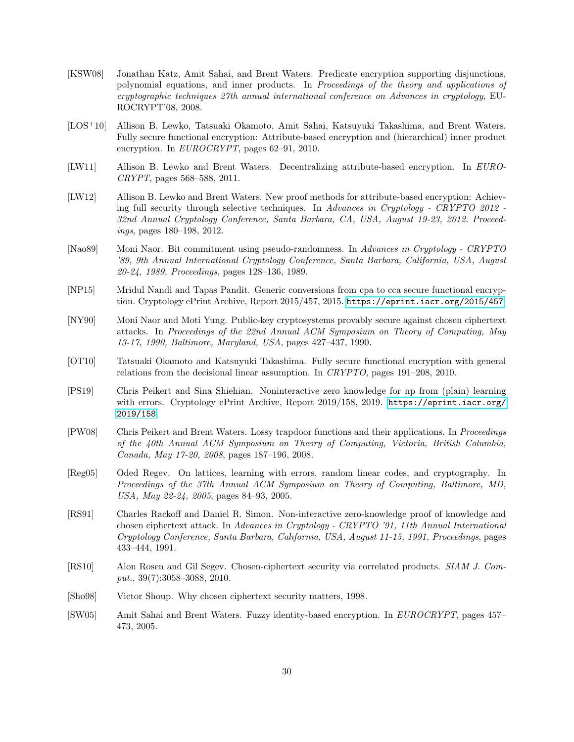[KSW08] Jonathan Katz, Amit Sahai, and Brent Waters. Predicate encryption supporting disjunctions, polynomial equations, and inner products. In *Proceedings of the theory and applications of cryptographic techniques 27th annual international conference on Advances in cryptology*, EUROCRYPT'08, 2008.

[LOS$^+$10] Allison B. Lewko, Tatsuaki Okamoto, Amit Sahai, Katsuyuki Takashima, and Brent Waters. Fully secure functional encryption: Attribute-based encryption and (hierarchical) inner product encryption. In *EUROCRYPT*, pages 62–91, 2010.

[LW11] Allison B. Lewko and Brent Waters. Decentralizing attribute-based encryption. In *EUROCRYPT*, pages 568–588, 2011.

[LW12] Allison B. Lewko and Brent Waters. New proof methods for attribute-based encryption: Achieving full security through selective techniques. In *Advances in Cryptology - CRYPTO 2012 - 32nd Annual Cryptology Conference, Santa Barbara, CA, USA, August 19-23, 2012. Proceedings*, pages 180–198, 2012.

[Nao89] Moni Naor. Bit commitment using pseudo-randomness. In *Advances in Cryptology - CRYPTO '89, 9th Annual International Cryptology Conference, Santa Barbara, California, USA, August 20-24, 1989, Proceedings*, pages 128–136, 1989.

[NP15] Mridul Nandi and Tapas Pandit. Generic conversions from cpa to cca secure functional encryption. Cryptology ePrint Archive, Report 2015/457, 2015. https://eprint.iacr.org/2015/457.

[NY90] Moni Naor and Moti Yung. Public-key cryptosystems provably secure against chosen ciphertext attacks. In *Proceedings of the 22nd Annual ACM Symposium on Theory of Computing, May 13-17, 1990, Baltimore, Maryland, USA*, pages 427–437, 1990.

[OT10] Tatsuaki Okamoto and Katsuyuki Takashima. Fully secure functional encryption with general relations from the decisional linear assumption. In *CRYPTO*, pages 191–208, 2010.

[PS19] Chris Peikert and Sina Shiehian. Noninteractive zero knowledge for np from (plain) learning with errors. Cryptology ePrint Archive, Report 2019/158, 2019. https://eprint.iacr.org/2019/158.

[PW08] Chris Peikert and Brent Waters. Lossy trapdoor functions and their applications. In *Proceedings of the 40th Annual ACM Symposium on Theory of Computing, Victoria, British Columbia, Canada, May 17-20, 2008*, pages 187–196, 2008.

[Reg05] Oded Regev. On lattices, learning with errors, random linear codes, and cryptography. In *Proceedings of the 37th Annual ACM Symposium on Theory of Computing, Baltimore, MD, USA, May 22-24, 2005*, pages 84–93, 2005.

[RS91] Charles Rackoff and Daniel R. Simon. Non-interactive zero-knowledge proof of knowledge and chosen ciphertext attack. In *Advances in Cryptology - CRYPTO '91, 11th Annual International Cryptology Conference, Santa Barbara, California, USA, August 11-15, 1991, Proceedings*, pages 433–444, 1991.

[RS10] Alon Rosen and Gil Segev. Chosen-ciphertext security via correlated products. *SIAM J. Comput.*, 39(7):3058–3088, 2010.

[Sho98] Victor Shoup. Why chosen ciphertext security matters, 1998.

[SW05] Amit Sahai and Brent Waters. Fuzzy identity-based encryption. In *EUROCRYPT*, pages 457–473, 2005.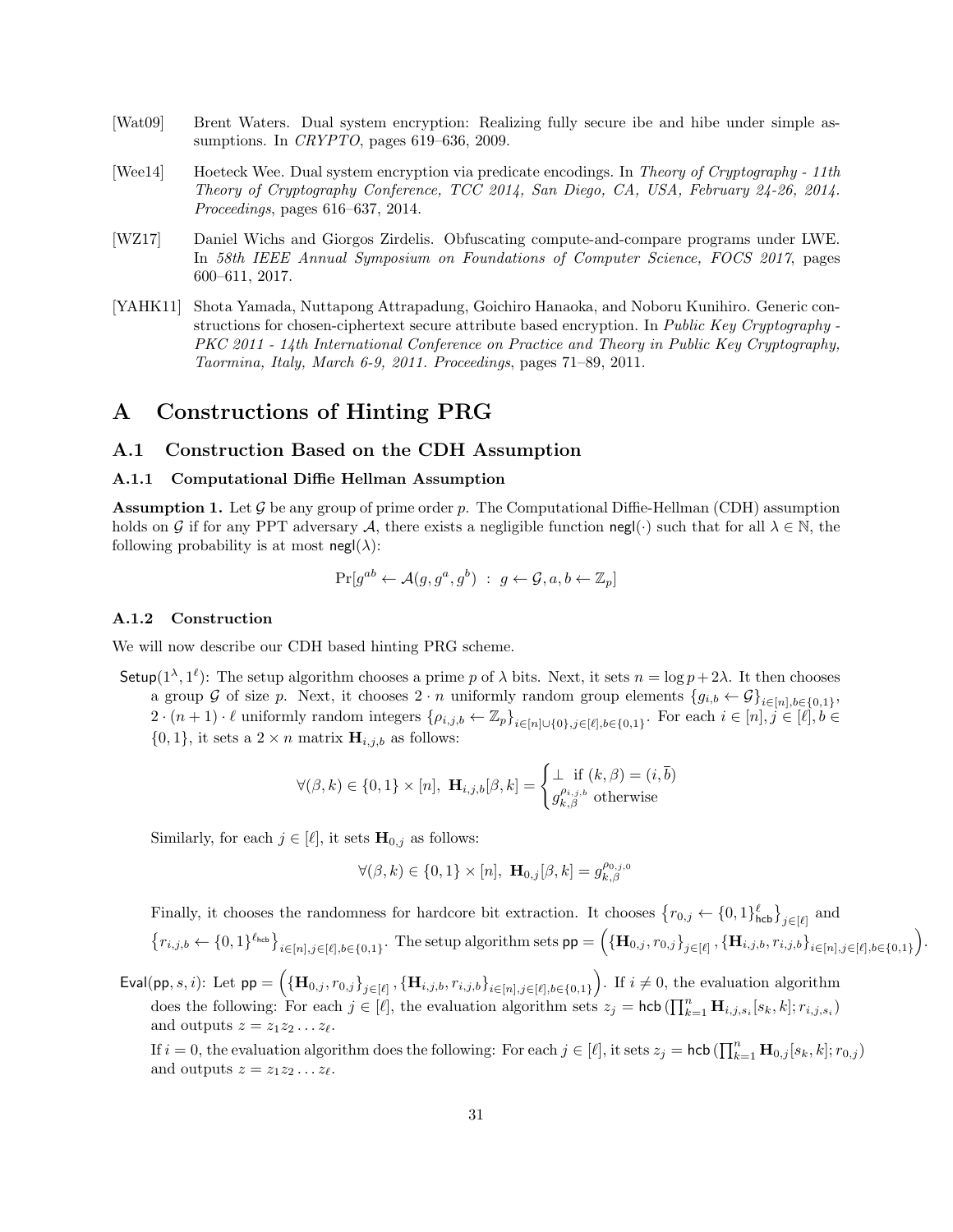[Wat09] Brent Waters. Dual system encryption: Realizing fully secure ibe and hibe under simple assumptions. In *CRYPTO*, pages 619–636, 2009.

[Wee14] Hoeteck Wee. Dual system encryption via predicate encodings. In *Theory of Cryptography - 11th Theory of Cryptography Conference, TCC 2014, San Diego, CA, USA, February 24-26, 2014. Proceedings*, pages 616–637, 2014.

[WZ17] Daniel Wichs and Giorgos Zirdelis. Obfuscating compute-and-compare programs under LWE. In *58th IEEE Annual Symposium on Foundations of Computer Science, FOCS 2017*, pages 600–611, 2017.

[YAHK11] Shota Yamada, Nuttapong Attrapadung, Goichiro Hanaoka, and Noboru Kunihiro. Generic constructions for chosen-ciphertext secure attribute based encryption. In *Public Key Cryptography - PKC 2011 - 14th International Conference on Practice and Theory in Public Key Cryptography, Taormina, Italy, March 6-9, 2011. Proceedings*, pages 71–89, 2011.

# A Constructions of Hinting PRG

## A.1 Construction Based on the CDH Assumption

### A.1.1 Computational Diffie Hellman Assumption

**Assumption 1.** Let $\mathcal{G}$ be any group of prime order $p$. The Computational Diffie-Hellman (CDH) assumption holds on $\mathcal{G}$ if for any PPT adversary $\mathcal{A}$, there exists a negligible function $\mathsf{negl}(\cdot)$ such that for all $\lambda \in \mathbb{N}$, the following probability is at most $\mathsf{negl}(\lambda)$:

$$\Pr[g^{ab} \leftarrow \mathcal{A}(g, g^a, g^b) \ : \ g \leftarrow \mathcal{G}, a, b \leftarrow \mathbb{Z}_p]$$

### A.1.2 Construction

We will now describe our CDH based hinting PRG scheme.

$\mathsf{Setup}(1^\lambda, 1^\ell)$: The setup algorithm chooses a prime $p$ of $\lambda$ bits. Next, it sets $n = \log p + 2\lambda$. It then chooses a group $\mathcal{G}$ of size $p$. Next, it chooses $2 \cdot n$ uniformly random group elements $\{g_{i,b} \leftarrow \mathcal{G}\}_{i \in [n], b \in \{0,1\}}$, $2 \cdot (n+1) \cdot \ell$ uniformly random integers $\{\rho_{i,j,b} \leftarrow \mathbb{Z}_p\}_{i \in [n] \cup \{0\}, j \in [\ell], b \in \{0,1\}}$. For each $i \in [n], j \in [\ell], b \in \{0,1\}$, it sets a $2 \times n$ matrix $\mathbf{H}_{i,j,b}$ as follows:

$$\forall (\beta, k) \in \{0,1\} \times [n], \ \mathbf{H}_{i,j,b}[\beta, k] = \begin{cases} \perp \ \text{if } (k, \beta) = (i, \overline{b}) \\ g_{k,\beta}^{\rho_{i,j,b}} \ \text{otherwise} \end{cases}$$

Similarly, for each $j \in [\ell]$, it sets $\mathbf{H}_{0,j}$ as follows:

$$\forall (\beta, k) \in \{0,1\} \times [n], \ \mathbf{H}_{0,j}[\beta, k] = g_{k,\beta}^{\rho_{0,j,0}}$$

Finally, it chooses the randomness for hardcore bit extraction. It chooses $\left\{r_{0,j} \leftarrow \{0,1\}^\ell_{\mathsf{hcb}}\right\}_{j \in [\ell]}$ and $\left\{r_{i,j,b} \leftarrow \{0,1\}^{\ell_{\mathsf{hcb}}}\right\}_{i \in [n], j \in [\ell], b \in \{0,1\}}$. The setup algorithm sets $\mathsf{pp} = \left(\left\{\mathbf{H}_{0,j}, r_{0,j}\right\}_{j \in [\ell]}, \left\{\mathbf{H}_{i,j,b}, r_{i,j,b}\right\}_{i \in [n], j \in [\ell], b \in \{0,1\}}\right)$.

$\mathsf{Eval}(\mathsf{pp}, s, i)$: Let $\mathsf{pp} = \left(\left\{\mathbf{H}_{0,j}, r_{0,j}\right\}_{j \in [\ell]}, \left\{\mathbf{H}_{i,j,b}, r_{i,j,b}\right\}_{i \in [n], j \in [\ell], b \in \{0,1\}}\right)$. If $i \neq 0$, the evaluation algorithm does the following: For each $j \in [\ell]$, the evaluation algorithm sets $z_j = \mathsf{hcb}\left(\prod_{k=1}^n \mathbf{H}_{i,j,s_i}[s_k, k]; r_{i,j,s_i}\right)$ and outputs $z = z_1 z_2 \ldots z_\ell$.

If $i = 0$, the evaluation algorithm does the following: For each $j \in [\ell]$, it sets $z_j = \mathsf{hcb}\left(\prod_{k=1}^n \mathbf{H}_{0,j}[s_k, k]; r_{0,j}\right)$ and outputs $z = z_1 z_2 \ldots z_\ell$.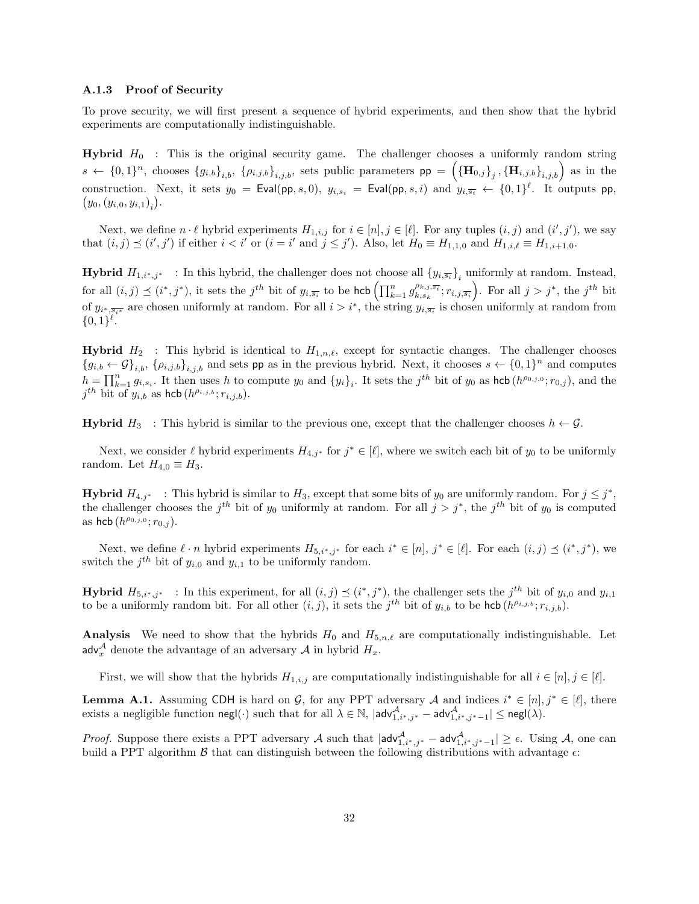### A.1.3 Proof of Security

To prove security, we will first present a sequence of hybrid experiments, and then show that the hybrid experiments are computationally indistinguishable.

**Hybrid** $H_0$ : This is the original security game. The challenger chooses a uniformly random string $s \leftarrow \{0,1\}^n$, chooses $\{g_{i,b}\}_{i,b}$, $\{\rho_{i,j,b}\}_{i,j,b}$, sets public parameters $\mathsf{pp} = \left(\{\mathbf{H}_{0,j}\}_j, \{\mathbf{H}_{i,j,b}\}_{i,j,b}\right)$ as in the construction. Next, it sets $y_0 = \mathsf{Eval}(\mathsf{pp}, s, 0)$, $y_{i,s_i} = \mathsf{Eval}(\mathsf{pp}, s, i)$ and $y_{i,\overline{s_i}} \leftarrow \{0,1\}^\ell$. It outputs $\mathsf{pp}$, $\left(y_0, (y_{i,0}, y_{i,1})_i\right)$.

Next, we define $n \cdot \ell$ hybrid experiments $H_{1,i,j}$ for $i \in [n], j \in [\ell]$. For any tuples $(i,j)$ and $(i',j')$, we say that $(i,j) \preceq (i',j')$ if either $i < i'$ or ($i = i'$ and $j \leq j'$). Also, let $H_0 \equiv H_{1,1,0}$ and $H_{1,i,\ell} \equiv H_{1,i+1,0}$.

**Hybrid** $H_{1,i^*,j^*}$ : In this hybrid, the challenger does not choose all $\{y_{i,\overline{s_i}}\}_i$ uniformly at random. Instead, for all $(i,j) \preceq (i^*,j^*)$, it sets the $j^{th}$ bit of $y_{i,\overline{s_i}}$ to be $\mathsf{hcb}\left(\prod_{k=1}^n g_{k,s_k}^{\rho_{k,j,\overline{s_i}}}; r_{i,j,\overline{s_i}}\right)$. For all $j > j^*$, the $j^{th}$ bit of $y_{i^*,\overline{s_{i^*}}}$ are chosen uniformly at random. For all $i > i^*$, the string $y_{i,\overline{s_i}}$ is chosen uniformly at random from $\{0,1\}^\ell$.

**Hybrid** $H_2$ : This hybrid is identical to $H_{1,n,\ell}$, except for syntactic changes. The challenger chooses $\{g_{i,b} \leftarrow \mathcal{G}\}_{i,b}$, $\{\rho_{i,j,b}\}_{i,j,b}$ and sets $\mathsf{pp}$ as in the previous hybrid. Next, it chooses $s \leftarrow \{0,1\}^n$ and computes $h = \prod_{k=1}^n g_{i,s_i}$. It then uses $h$ to compute $y_0$ and $\{y_i\}_i$. It sets the $j^{th}$ bit of $y_0$ as $\mathsf{hcb}\left(h^{\rho_{0,j,0}}; r_{0,j}\right)$, and the $j^{th}$ bit of $y_{i,b}$ as $\mathsf{hcb}\left(h^{\rho_{i,j,b}}; r_{i,j,b}\right)$.

**Hybrid** $H_3$ : This hybrid is similar to the previous one, except that the challenger chooses $h \leftarrow \mathcal{G}$.

Next, we consider $\ell$ hybrid experiments $H_{4,j^*}$ for $j^* \in [\ell]$, where we switch each bit of $y_0$ to be uniformly random. Let $H_{4,0} \equiv H_3$.

**Hybrid** $H_{4,j^*}$ : This hybrid is similar to $H_3$, except that some bits of $y_0$ are uniformly random. For $j \leq j^*$, the challenger chooses the $j^{th}$ bit of $y_0$ uniformly at random. For all $j > j^*$, the $j^{th}$ bit of $y_0$ is computed as $\mathsf{hcb}\left(h^{\rho_{0,j,0}}; r_{0,j}\right)$.

Next, we define $\ell \cdot n$ hybrid experiments $H_{5,i^*,j^*}$ for each $i^* \in [n]$, $j^* \in [\ell]$. For each $(i,j) \preceq (i^*,j^*)$, we switch the $j^{th}$ bit of $y_{i,0}$ and $y_{i,1}$ to be uniformly random.

**Hybrid** $H_{5,i^*,j^*}$ : In this experiment, for all $(i,j) \preceq (i^*,j^*)$, the challenger sets the $j^{th}$ bit of $y_{i,0}$ and $y_{i,1}$ to be a uniformly random bit. For all other $(i,j)$, it sets the $j^{th}$ bit of $y_{i,b}$ to be $\mathsf{hcb}\left(h^{\rho_{i,j,b}}; r_{i,j,b}\right)$.

**Analysis** We need to show that the hybrids $H_0$ and $H_{5,n,\ell}$ are computationally indistinguishable. Let $\mathsf{adv}_x^{\mathcal{A}}$ denote the advantage of an adversary $\mathcal{A}$ in hybrid $H_x$.

First, we will show that the hybrids $H_{1,i,j}$ are computationally indistinguishable for all $i \in [n], j \in [\ell]$.

**Lemma A.1.** Assuming $\mathsf{CDH}$ is hard on $\mathcal{G}$, for any PPT adversary $\mathcal{A}$ and indices $i^* \in [n], j^* \in [\ell]$, there exists a negligible function $\mathsf{negl}(\cdot)$ such that for all $\lambda \in \mathbb{N}$, $|\mathsf{adv}_{1,i^*,j^*}^{\mathcal{A}} - \mathsf{adv}_{1,i^*,j^*-1}^{\mathcal{A}}| \leq \mathsf{negl}(\lambda)$.

*Proof.* Suppose there exists a PPT adversary $\mathcal{A}$ such that $|\mathsf{adv}_{1,i^*,j^*}^{\mathcal{A}} - \mathsf{adv}_{1,i^*,j^*-1}^{\mathcal{A}}| \geq \epsilon$. Using $\mathcal{A}$, one can build a PPT algorithm $\mathcal{B}$ that can distinguish between the following distributions with advantage $\epsilon$: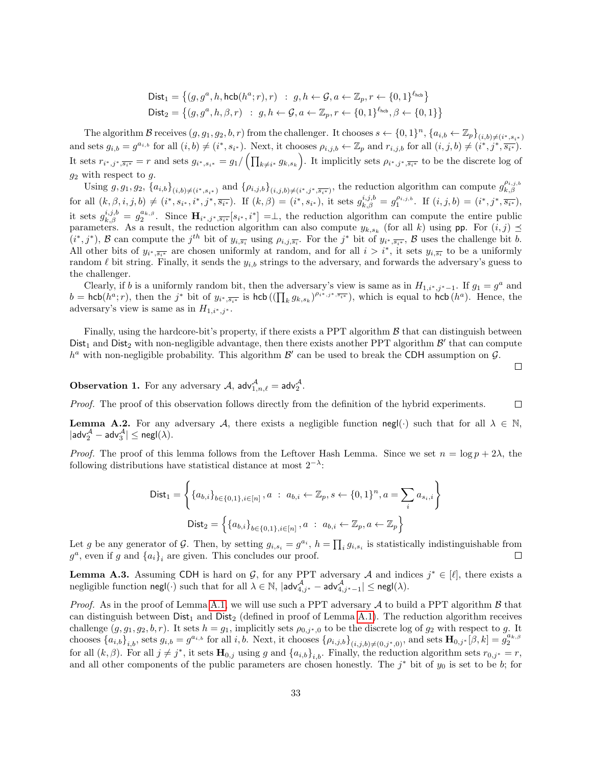$$\mathsf{Dist}_1 = \left\{(g, g^a, h, \mathsf{hcb}(h^a; r), r) \ : \ g, h \leftarrow \mathcal{G}, a \leftarrow \mathbb{Z}_p, r \leftarrow \{0,1\}^{\ell_{\mathsf{hcb}}}\right\}$$
$$\mathsf{Dist}_2 = \left\{(g, g^a, h, \beta, r) \ : \ g, h \leftarrow \mathcal{G}, a \leftarrow \mathbb{Z}_p, r \leftarrow \{0,1\}^{\ell_{\mathsf{hcb}}}, \beta \leftarrow \{0,1\}\right\}$$

The algorithm $\mathcal{B}$ receives $(g, g_1, g_2, b, r)$ from the challenger. It chooses $s \leftarrow \{0,1\}^n$, $\{a_{i,b} \leftarrow \mathbb{Z}_p\}_{(i,b)\neq(i^*,s_{i^*})}$ and sets $g_{i,b} = g^{a_{i,b}}$ for all $(i,b) \neq (i^*, s_{i^*})$. Next, it chooses $\rho_{i,j,b} \leftarrow \mathbb{Z}_p$ and $r_{i,j,b}$ for all $(i,j,b) \neq (i^*, j^*, \overline{s_{i^*}})$. It sets $r_{i^*,j^*,\overline{s_{i^*}}} = r$ and sets $g_{i^*,s_{i^*}} = g_1 / \left(\prod_{k\neq i^*} g_{k,s_k}\right)$. It implicitly sets $\rho_{i^*,j^*,\overline{s_{i^*}}}$ to be the discrete log of $g_2$ with respect to $g$.

Using $g, g_1, g_2$, $\{a_{i,b}\}_{(i,b)\neq(i^*,s_{i^*})}$ and $\{\rho_{i,j,b}\}_{(i,j,b)\neq(i^*,j^*,\overline{s_{i^*}})}$, the reduction algorithm can compute $g_{k,\beta}^{\rho_{i,j,b}}$ for all $(k, \beta, i, j, b) \neq (i^*, s_{i^*}, i^*, j^*, \overline{s_{i^*}})$. If $(k,\beta) = (i^*, s_{i^*})$, it sets $g_{k,\beta}^{i,j,b} = g_1^{\rho_{i,j,b}}$. If $(i,j,b) = (i^*, j^*, \overline{s_{i^*}})$, it sets $g_{k,\beta}^{i,j,b} = g_2^{a_{k,\beta}}$. Since $\mathbf{H}_{i^*,j^*,\overline{s_{i^*}}}[s_{i^*}, i^*] = \perp$, the reduction algorithm can compute the entire public parameters. As a result, the reduction algorithm can also compute $y_{k,s_k}$ (for all $k$) using $\mathsf{pp}$. For $(i,j) \preceq (i^*, j^*)$, $\mathcal{B}$ can compute the $j^{th}$ bit of $y_{i,\overline{s_i}}$ using $\rho_{i,j,\overline{s_i}}$. For the $j^*$ bit of $y_{i^*,\overline{s_{i^*}}}$, $\mathcal{B}$ uses the challenge bit $b$. All other bits of $y_{i^*,\overline{s_{i^*}}}$ are chosen uniformly at random, and for all $i > i^*$, it sets $y_{i,\overline{s_i}}$ to be a uniformly random $\ell$ bit string. Finally, it sends the $y_{i,b}$ strings to the adversary, and forwards the adversary's guess to the challenger.

Clearly, if $b$ is a uniformly random bit, then the adversary's view is same as in $H_{1,i^*,j^*-1}$. If $g_1 = g^a$ and $b = \mathsf{hcb}(h^a; r)$, then the $j^*$ bit of $y_{i^*,\overline{s_{i^*}}}$ is $\mathsf{hcb}\left((\prod_k g_{k,s_k})^{\rho_{i^*,j^*,\overline{s_{i^*}}}}\right)$, which is equal to $\mathsf{hcb}\left(h^a\right)$. Hence, the adversary's view is same as in $H_{1,i^*,j^*}$.

Finally, using the hardcore-bit's property, if there exists a PPT algorithm $\mathcal{B}$ that can distinguish between $\mathsf{Dist}_1$ and $\mathsf{Dist}_2$ with non-negligible advantage, then there exists another PPT algorithm $\mathcal{B}'$ that can compute $h^a$ with non-negligible probability. This algorithm $\mathcal{B}'$ can be used to break the $\mathsf{CDH}$ assumption on $\mathcal{G}$. □

**Observation 1.** For any adversary $\mathcal{A}$, $\mathsf{adv}^{\mathcal{A}}_{1,n,\ell} = \mathsf{adv}^{\mathcal{A}}_{2}$.

*Proof.* The proof of this observation follows directly from the definition of the hybrid experiments. □

**Lemma A.2.** For any adversary $\mathcal{A}$, there exists a negligible function $\mathsf{negl}(\cdot)$ such that for all $\lambda \in \mathbb{N}$, $|\mathsf{adv}^{\mathcal{A}}_{2} - \mathsf{adv}^{\mathcal{A}}_{3}| \leq \mathsf{negl}(\lambda)$.

*Proof.* The proof of this lemma follows from the Leftover Hash Lemma. Since we set $n = \log p + 2\lambda$, the following distributions have statistical distance at most $2^{-\lambda}$:

$$\mathsf{Dist}_1 = \left\{ \{a_{b,i}\}_{b\in\{0,1\}, i\in[n]}, a \ : \ a_{b,i} \leftarrow \mathbb{Z}_p, s \leftarrow \{0,1\}^n, a = \sum_i a_{s_i,i} \right\}$$
$$\mathsf{Dist}_2 = \left\{ \{a_{b,i}\}_{b\in\{0,1\}, i\in[n]}, a \ : \ a_{b,i} \leftarrow \mathbb{Z}_p, a \leftarrow \mathbb{Z}_p \right\}$$

Let $g$ be any generator of $\mathcal{G}$. Then, by setting $g_{i,s_i} = g^{a_i}$, $h = \prod_i g_{i,s_i}$ is statistically indistinguishable from $g^a$, even if $g$ and $\{a_i\}_i$ are given. This concludes our proof. □

**Lemma A.3.** Assuming $\mathsf{CDH}$ is hard on $\mathcal{G}$, for any PPT adversary $\mathcal{A}$ and indices $j^* \in [\ell]$, there exists a negligible function $\mathsf{negl}(\cdot)$ such that for all $\lambda \in \mathbb{N}$, $|\mathsf{adv}^{\mathcal{A}}_{4,j^*} - \mathsf{adv}^{\mathcal{A}}_{4,j^*-1}| \leq \mathsf{negl}(\lambda)$.

*Proof.* As in the proof of Lemma A.1, we will use such a PPT adversary $\mathcal{A}$ to build a PPT algorithm $\mathcal{B}$ that can distinguish between $\mathsf{Dist}_1$ and $\mathsf{Dist}_2$ (defined in proof of Lemma A.1). The reduction algorithm receives challenge $(g, g_1, g_2, b, r)$. It sets $h = g_1$, implicitly sets $\rho_{0,j^*,0}$ to be the discrete log of $g_2$ with respect to $g$. It chooses $\{a_{i,b}\}_{i,b}$, sets $g_{i,b} = g^{a_{i,b}}$ for all $i, b$. Next, it chooses $\{\rho_{i,j,b}\}_{(i,j,b)\neq(0,j^*,0)}$, and sets $\mathbf{H}_{0,j^*}[\beta, k] = g_2^{a_{k,\beta}}$ for all $(k,\beta)$. For all $j \neq j^*$, it sets $\mathbf{H}_{0,j}$ using $g$ and $\{a_{i,b}\}_{i,b}$. Finally, the reduction algorithm sets $r_{0,j^*} = r$, and all other components of the public parameters are chosen honestly. The $j^*$ bit of $y_0$ is set to be $b$; for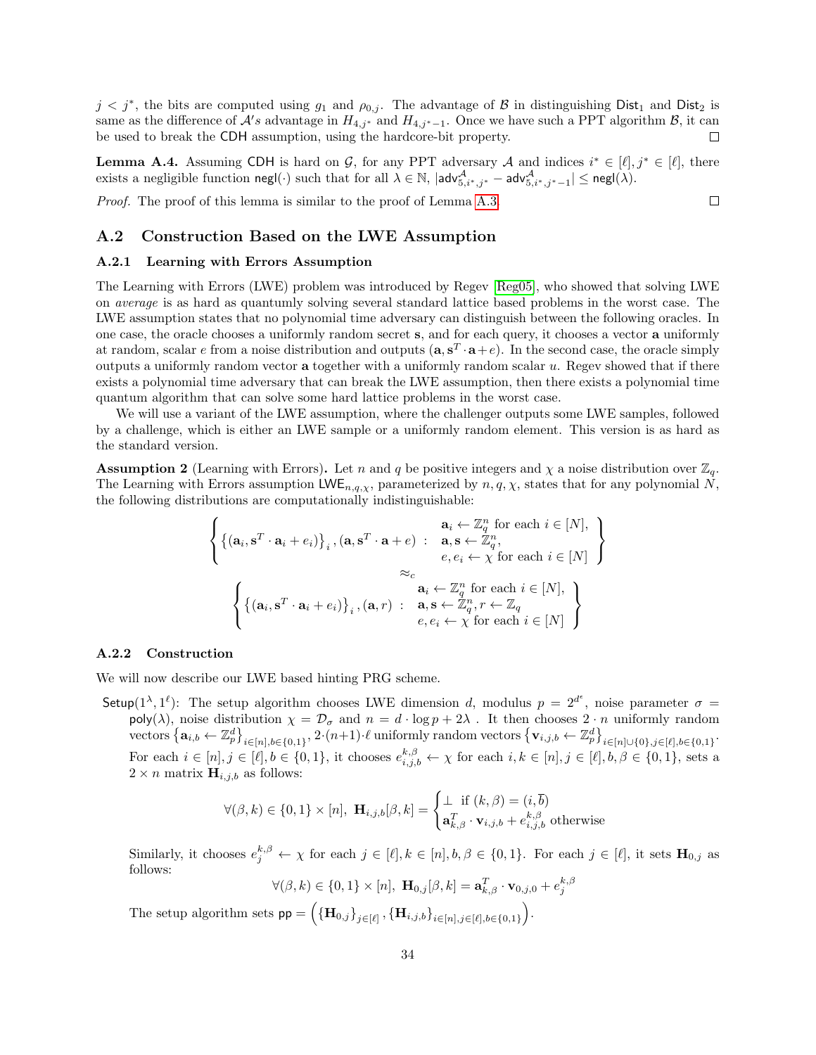$j < j^*$, the bits are computed using $g_1$ and $\rho_{0,j}$. The advantage of $\mathcal{B}$ in distinguishing $\mathsf{Dist}_1$ and $\mathsf{Dist}_2$ is same as the difference of $\mathcal{A}'s$ advantage in $H_{4,j^*}$ and $H_{4,j^*-1}$. Once we have such a PPT algorithm $\mathcal{B}$, it can be used to break the CDH assumption, using the hardcore-bit property. □

**Lemma A.4.** Assuming CDH is hard on $\mathcal{G}$, for any PPT adversary $\mathcal{A}$ and indices $i^* \in [\ell], j^* \in [\ell]$, there exists a negligible function $\mathsf{negl}(\cdot)$ such that for all $\lambda \in \mathbb{N}$, $|\mathsf{adv}^{\mathcal{A}}_{5,i^*,j^*} - \mathsf{adv}^{\mathcal{A}}_{5,i^*,j^*-1}| \leq \mathsf{negl}(\lambda)$.

*Proof.* The proof of this lemma is similar to the proof of Lemma A.3 □

## A.2 Construction Based on the LWE Assumption

### A.2.1 Learning with Errors Assumption

The Learning with Errors (LWE) problem was introduced by Regev [Reg05], who showed that solving LWE on *average* is as hard as quantumly solving several standard lattice based problems in the worst case. The LWE assumption states that no polynomial time adversary can distinguish between the following oracles. In one case, the oracle chooses a uniformly random secret $\mathbf{s}$, and for each query, it chooses a vector $\mathbf{a}$ uniformly at random, scalar $e$ from a noise distribution and outputs $(\mathbf{a}, \mathbf{s}^T \cdot \mathbf{a} + e)$. In the second case, the oracle simply outputs a uniformly random vector $\mathbf{a}$ together with a uniformly random scalar $u$. Regev showed that if there exists a polynomial time adversary that can break the LWE assumption, then there exists a polynomial time quantum algorithm that can solve some hard lattice problems in the worst case.

We will use a variant of the LWE assumption, where the challenger outputs some LWE samples, followed by a challenge, which is either an LWE sample or a uniformly random element. This version is as hard as the standard version.

**Assumption 2** (Learning with Errors). Let $n$ and $q$ be positive integers and $\chi$ a noise distribution over $\mathbb{Z}_q$. The Learning with Errors assumption $\mathsf{LWE}_{n,q,\chi}$, parameterized by $n, q, \chi$, states that for any polynomial $N$, the following distributions are computationally indistinguishable:

$$\left\{ \left\{(\mathbf{a}_i, \mathbf{s}^T \cdot \mathbf{a}_i + e_i)\right\}_i, (\mathbf{a}, \mathbf{s}^T \cdot \mathbf{a} + e) \ : \ \begin{array}{l} \mathbf{a}_i \leftarrow \mathbb{Z}_q^n \text{ for each } i \in [N], \\ \mathbf{a}, \mathbf{s} \leftarrow \mathbb{Z}_q^n, \\ e, e_i \leftarrow \chi \text{ for each } i \in [N] \end{array} \right\}$$

$$\approx_c$$

$$\left\{ \left\{(\mathbf{a}_i, \mathbf{s}^T \cdot \mathbf{a}_i + e_i)\right\}_i, (\mathbf{a}, r) \ : \ \begin{array}{l} \mathbf{a}_i \leftarrow \mathbb{Z}_q^n \text{ for each } i \in [N], \\ \mathbf{a}, \mathbf{s} \leftarrow \mathbb{Z}_q^n, r \leftarrow \mathbb{Z}_q \\ e, e_i \leftarrow \chi \text{ for each } i \in [N] \end{array} \right\}$$

### A.2.2 Construction

We will now describe our LWE based hinting PRG scheme.

$\mathsf{Setup}(1^\lambda, 1^\ell)$: The setup algorithm chooses LWE dimension $d$, modulus $p = 2^{d^\epsilon}$, noise parameter $\sigma = \mathsf{poly}(\lambda)$, noise distribution $\chi = \mathcal{D}_\sigma$ and $n = d \cdot \log p + 2\lambda$ . It then chooses $2 \cdot n$ uniformly random vectors $\left\{\mathbf{a}_{i,b} \leftarrow \mathbb{Z}_p^d\right\}_{i \in [n], b \in \{0,1\}}$, $2 \cdot (n+1) \cdot \ell$ uniformly random vectors $\left\{\mathbf{v}_{i,j,b} \leftarrow \mathbb{Z}_p^d\right\}_{i \in [n] \cup \{0\}, j \in [\ell], b \in \{0,1\}}$. For each $i \in [n], j \in [\ell], b \in \{0,1\}$, it chooses $e_{i,j,b}^{k,\beta} \leftarrow \chi$ for each $i, k \in [n], j \in [\ell], b, \beta \in \{0,1\}$, sets a $2 \times n$ matrix $\mathbf{H}_{i,j,b}$ as follows:

$$\forall (\beta, k) \in \{0,1\} \times [n], \ \mathbf{H}_{i,j,b}[\beta, k] = \begin{cases} \perp & \text{if } (k, \beta) = (i, \overline{b}) \\ \mathbf{a}_{k,\beta}^T \cdot \mathbf{v}_{i,j,b} + e_{i,j,b}^{k,\beta} & \text{otherwise} \end{cases}$$

Similarly, it chooses $e_j^{k,\beta} \leftarrow \chi$ for each $j \in [\ell], k \in [n], b, \beta \in \{0,1\}$. For each $j \in [\ell]$, it sets $\mathbf{H}_{0,j}$ as follows:

$$\forall (\beta, k) \in \{0,1\} \times [n], \ \mathbf{H}_{0,j}[\beta, k] = \mathbf{a}_{k,\beta}^T \cdot \mathbf{v}_{0,j,0} + e_j^{k,\beta}$$

The setup algorithm sets $\mathsf{pp} = \left(\{\mathbf{H}_{0,j}\}_{j \in [\ell]}, \{\mathbf{H}_{i,j,b}\}_{i \in [n], j \in [\ell], b \in \{0,1\}}\right)$.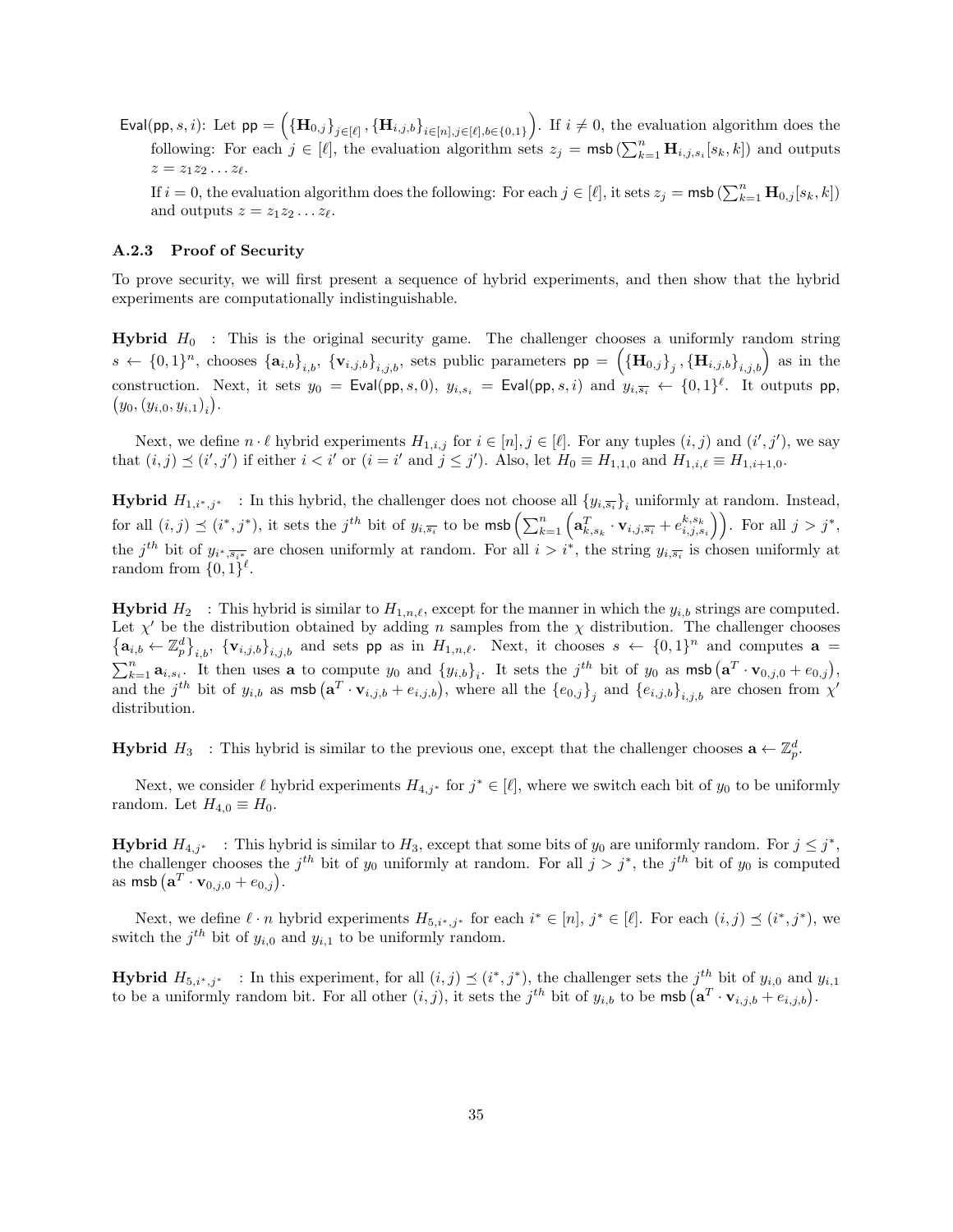Eval(pp, $s$, $i$): Let $\mathsf{pp} = \left(\{\mathbf{H}_{0,j}\}_{j\in[\ell]}, \{\mathbf{H}_{i,j,b}\}_{i\in[n],j\in[\ell],b\in\{0,1\}}\right)$. If $i \neq 0$, the evaluation algorithm does the following: For each $j \in [\ell]$, the evaluation algorithm sets $z_j = \mathsf{msb}\left(\sum_{k=1}^{n} \mathbf{H}_{i,j,s_i}[s_k, k]\right)$ and outputs $z = z_1 z_2 \ldots z_\ell$.

If $i = 0$, the evaluation algorithm does the following: For each $j \in [\ell]$, it sets $z_j = \mathsf{msb}\left(\sum_{k=1}^{n} \mathbf{H}_{0,j}[s_k, k]\right)$ and outputs $z = z_1 z_2 \ldots z_\ell$.

### A.2.3 Proof of Security

To prove security, we will first present a sequence of hybrid experiments, and then show that the hybrid experiments are computationally indistinguishable.

**Hybrid $H_0$** : This is the original security game. The challenger chooses a uniformly random string $s \leftarrow \{0,1\}^n$, chooses $\{\mathbf{a}_{i,b}\}_{i,b}$, $\{\mathbf{v}_{i,j,b}\}_{i,j,b}$, sets public parameters $\mathsf{pp} = \left(\{\mathbf{H}_{0,j}\}_j, \{\mathbf{H}_{i,j,b}\}_{i,j,b}\right)$ as in the construction. Next, it sets $y_0 = \mathsf{Eval}(\mathsf{pp}, s, 0)$, $y_{i,s_i} = \mathsf{Eval}(\mathsf{pp}, s, i)$ and $y_{i,\overline{s_i}} \leftarrow \{0,1\}^\ell$. It outputs pp, $\left(y_0, (y_{i,0}, y_{i,1})_i\right)$.

Next, we define $n \cdot \ell$ hybrid experiments $H_{1,i,j}$ for $i \in [n], j \in [\ell]$. For any tuples $(i,j)$ and $(i',j')$, we say that $(i,j) \preceq (i',j')$ if either $i < i'$ or ($i = i'$ and $j \leq j'$). Also, let $H_0 \equiv H_{1,1,0}$ and $H_{1,i,\ell} \equiv H_{1,i+1,0}$.

**Hybrid $H_{1,i^*,j^*}$** : In this hybrid, the challenger does not choose all $\{y_{i,\overline{s_i}}\}_i$ uniformly at random. Instead, for all $(i,j) \preceq (i^*,j^*)$, it sets the $j^{th}$ bit of $y_{i,\overline{s_i}}$ to be $\mathsf{msb}\left(\sum_{k=1}^{n}\left(\mathbf{a}_{k,s_k}^T \cdot \mathbf{v}_{i,j,\overline{s_i}} + e_{i,j,s_i}^{k,s_k}\right)\right)$. For all $j > j^*$, the $j^{th}$ bit of $y_{i^*,\overline{s_{i^*}}}$ are chosen uniformly at random. For all $i > i^*$, the string $y_{i,\overline{s_i}}$ is chosen uniformly at random from $\{0,1\}^\ell$.

**Hybrid $H_2$** : This hybrid is similar to $H_{1,n,\ell}$, except for the manner in which the $y_{i,b}$ strings are computed. Let $\chi'$ be the distribution obtained by adding $n$ samples from the $\chi$ distribution. The challenger chooses $\{\mathbf{a}_{i,b} \leftarrow \mathbb{Z}_p^d\}_{i,b}$, $\{\mathbf{v}_{i,j,b}\}_{i,j,b}$ and sets pp as in $H_{1,n,\ell}$. Next, it chooses $s \leftarrow \{0,1\}^n$ and computes $\mathbf{a} = \sum_{k=1}^{n} \mathbf{a}_{i,s_i}$. It then uses $\mathbf{a}$ to compute $y_0$ and $\{y_{i,b}\}_i$. It sets the $j^{th}$ bit of $y_0$ as $\mathsf{msb}\left(\mathbf{a}^T \cdot \mathbf{v}_{0,j,0} + e_{0,j}\right)$, and the $j^{th}$ bit of $y_{i,b}$ as $\mathsf{msb}\left(\mathbf{a}^T \cdot \mathbf{v}_{i,j,b} + e_{i,j,b}\right)$, where all the $\{e_{0,j}\}_j$ and $\{e_{i,j,b}\}_{i,j,b}$ are chosen from $\chi'$ distribution.

**Hybrid $H_3$** : This hybrid is similar to the previous one, except that the challenger chooses $\mathbf{a} \leftarrow \mathbb{Z}_p^d$.

Next, we consider $\ell$ hybrid experiments $H_{4,j^*}$ for $j^* \in [\ell]$, where we switch each bit of $y_0$ to be uniformly random. Let $H_{4,0} \equiv H_0$.

**Hybrid $H_{4,j^*}$** : This hybrid is similar to $H_3$, except that some bits of $y_0$ are uniformly random. For $j \leq j^*$, the challenger chooses the $j^{th}$ bit of $y_0$ uniformly at random. For all $j > j^*$, the $j^{th}$ bit of $y_0$ is computed as $\mathsf{msb}\left(\mathbf{a}^T \cdot \mathbf{v}_{0,j,0} + e_{0,j}\right)$.

Next, we define $\ell \cdot n$ hybrid experiments $H_{5,i^*,j^*}$ for each $i^* \in [n]$, $j^* \in [\ell]$. For each $(i,j) \preceq (i^*,j^*)$, we switch the $j^{th}$ bit of $y_{i,0}$ and $y_{i,1}$ to be uniformly random.

**Hybrid $H_{5,i^*,j^*}$** : In this experiment, for all $(i,j) \preceq (i^*,j^*)$, the challenger sets the $j^{th}$ bit of $y_{i,0}$ and $y_{i,1}$ to be a uniformly random bit. For all other $(i,j)$, it sets the $j^{th}$ bit of $y_{i,b}$ to be $\mathsf{msb}\left(\mathbf{a}^T \cdot \mathbf{v}_{i,j,b} + e_{i,j,b}\right)$.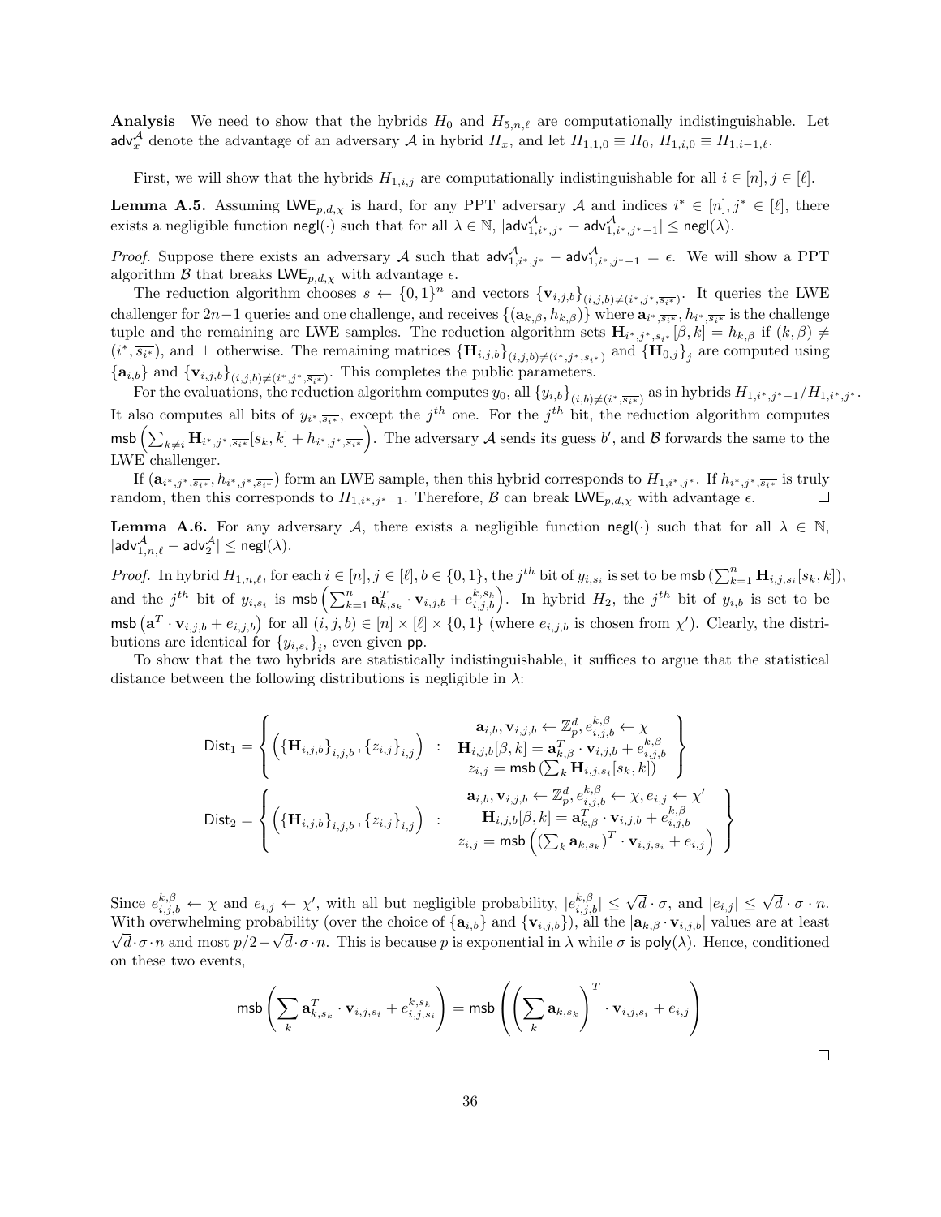**Analysis** We need to show that the hybrids $H_0$ and $H_{5,n,\ell}$ are computationally indistinguishable. Let $\mathsf{adv}_x^{\mathcal{A}}$ denote the advantage of an adversary $\mathcal{A}$ in hybrid $H_x$, and let $H_{1,1,0} \equiv H_0$, $H_{1,i,0} \equiv H_{1,i-1,\ell}$.

First, we will show that the hybrids $H_{1,i,j}$ are computationally indistinguishable for all $i \in [n], j \in [\ell]$.

**Lemma A.5.** Assuming $\mathsf{LWE}_{p,d,\chi}$ is hard, for any PPT adversary $\mathcal{A}$ and indices $i^* \in [n], j^* \in [\ell]$, there exists a negligible function $\mathsf{negl}(\cdot)$ such that for all $\lambda \in \mathbb{N}$, $|\mathsf{adv}_{1,i^*,j^*}^{\mathcal{A}} - \mathsf{adv}_{1,i^*,j^*-1}^{\mathcal{A}}| \leq \mathsf{negl}(\lambda)$.

*Proof.* Suppose there exists an adversary $\mathcal{A}$ such that $\mathsf{adv}_{1,i^*,j^*}^{\mathcal{A}} - \mathsf{adv}_{1,i^*,j^*-1}^{\mathcal{A}} = \epsilon$. We will show a PPT algorithm $\mathcal{B}$ that breaks $\mathsf{LWE}_{p,d,\chi}$ with advantage $\epsilon$.

The reduction algorithm chooses $s \leftarrow \{0,1\}^n$ and vectors $\{\mathbf{v}_{i,j,b}\}_{(i,j,b)\neq(i^*,j^*,\overline{s_{i^*}})}$. It queries the LWE challenger for $2n-1$ queries and one challenge, and receives $\{(\mathbf{a}_{k,\beta}, h_{k,\beta})\}$ where $\mathbf{a}_{i^*,\overline{s_{i^*}}}, h_{i^*,\overline{s_{i^*}}}$ is the challenge tuple and the remaining are LWE samples. The reduction algorithm sets $\mathbf{H}_{i^*,j^*,\overline{s_{i^*}}}[\beta, k] = h_{k,\beta}$ if $(k,\beta) \neq (i^*, \overline{s_{i^*}})$, and $\perp$ otherwise. The remaining matrices $\{\mathbf{H}_{i,j,b}\}_{(i,j,b)\neq(i^*,j^*,\overline{s_{i^*}})}$ and $\{\mathbf{H}_{0,j}\}_j$ are computed using $\{\mathbf{a}_{i,b}\}$ and $\{\mathbf{v}_{i,j,b}\}_{(i,j,b)\neq(i^*,j^*,\overline{s_{i^*}})}$. This completes the public parameters.

For the evaluations, the reduction algorithm computes $y_0$, all $\{y_{i,b}\}_{(i,b)\neq(i^*,\overline{s_{i^*}})}$ as in hybrids $H_{1,i^*,j^*-1}/H_{1,i^*,j^*}$. It also computes all bits of $y_{i^*,\overline{s_{i^*}}}$, except the $j^{th}$ one. For the $j^{th}$ bit, the reduction algorithm computes $\mathsf{msb}\left(\sum_{k\neq i} \mathbf{H}_{i^*,j^*,\overline{s_{i^*}}}[s_k,k] + h_{i^*,j^*,\overline{s_{i^*}}}\right)$. The adversary $\mathcal{A}$ sends its guess $b'$, and $\mathcal{B}$ forwards the same to the LWE challenger.

If $(\mathbf{a}_{i^*,j^*,\overline{s_{i^*}}}, h_{i^*,j^*,\overline{s_{i^*}}})$ form an LWE sample, then this hybrid corresponds to $H_{1,i^*,j^*}$. If $h_{i^*,j^*,\overline{s_{i^*}}}$ is truly random, then this corresponds to $H_{1,i^*,j^*-1}$. Therefore, $\mathcal{B}$ can break $\mathsf{LWE}_{p,d,\chi}$ with advantage $\epsilon$. $\square$

**Lemma A.6.** For any adversary $\mathcal{A}$, there exists a negligible function $\mathsf{negl}(\cdot)$ such that for all $\lambda \in \mathbb{N}$, $|\mathsf{adv}_{1,n,\ell}^{\mathcal{A}} - \mathsf{adv}_2^{\mathcal{A}}| \leq \mathsf{negl}(\lambda)$.

*Proof.* In hybrid $H_{1,n,\ell}$, for each $i \in [n], j \in [\ell], b \in \{0,1\}$, the $j^{th}$ bit of $y_{i,s_i}$ is set to be $\mathsf{msb}\left(\sum_{k=1}^n \mathbf{H}_{i,j,s_i}[s_k,k]\right)$, and the $j^{th}$ bit of $y_{i,\overline{s_i}}$ is $\mathsf{msb}\left(\sum_{k=1}^n \mathbf{a}_{k,s_k}^T \cdot \mathbf{v}_{i,j,b} + e_{i,j,b}^{k,s_k}\right)$. In hybrid $H_2$, the $j^{th}$ bit of $y_{i,b}$ is set to be $\mathsf{msb}\left(\mathbf{a}^T \cdot \mathbf{v}_{i,j,b} + e_{i,j,b}\right)$ for all $(i,j,b) \in [n] \times [\ell] \times \{0,1\}$ (where $e_{i,j,b}$ is chosen from $\chi'$). Clearly, the distributions are identical for $\{y_{i,\overline{s_i}}\}_i$, even given $\mathsf{pp}$.

To show that the two hybrids are statistically indistinguishable, it suffices to argue that the statistical distance between the following distributions is negligible in $\lambda$:

$$\mathsf{Dist}_1 = \left\{ \left( \{\mathbf{H}_{i,j,b}\}_{i,j,b}, \{z_{i,j}\}_{i,j} \right) \;:\; \begin{array}{c} \mathbf{a}_{i,b}, \mathbf{v}_{i,j,b} \leftarrow \mathbb{Z}_p^d, e_{i,j,b}^{k,\beta} \leftarrow \chi \\ \mathbf{H}_{i,j,b}[\beta,k] = \mathbf{a}_{k,\beta}^T \cdot \mathbf{v}_{i,j,b} + e_{i,j,b}^{k,\beta} \\ z_{i,j} = \mathsf{msb}\left(\sum_k \mathbf{H}_{i,j,s_i}[s_k,k]\right) \end{array} \right\}$$

$$\mathsf{Dist}_2 = \left\{ \left( \{\mathbf{H}_{i,j,b}\}_{i,j,b}, \{z_{i,j}\}_{i,j} \right) \;:\; \begin{array}{c} \mathbf{a}_{i,b}, \mathbf{v}_{i,j,b} \leftarrow \mathbb{Z}_p^d, e_{i,j,b}^{k,\beta} \leftarrow \chi, e_{i,j} \leftarrow \chi' \\ \mathbf{H}_{i,j,b}[\beta,k] = \mathbf{a}_{k,\beta}^T \cdot \mathbf{v}_{i,j,b} + e_{i,j,b}^{k,\beta} \\ z_{i,j} = \mathsf{msb}\left(\left(\sum_k \mathbf{a}_{k,s_k}\right)^T \cdot \mathbf{v}_{i,j,s_i} + e_{i,j}\right) \end{array} \right\}$$

Since $e_{i,j,b}^{k,\beta} \leftarrow \chi$ and $e_{i,j} \leftarrow \chi'$, with all but negligible probability, $|e_{i,j,b}^{k,\beta}| \leq \sqrt{d} \cdot \sigma$, and $|e_{i,j}| \leq \sqrt{d} \cdot \sigma \cdot n$. With overwhelming probability (over the choice of $\{\mathbf{a}_{i,b}\}$ and $\{\mathbf{v}_{i,j,b}\}$), all the $|\mathbf{a}_{k,\beta} \cdot \mathbf{v}_{i,j,b}|$ values are at least $\sqrt{d} \cdot \sigma \cdot n$ and most $p/2 - \sqrt{d} \cdot \sigma \cdot n$. This is because $p$ is exponential in $\lambda$ while $\sigma$ is $\mathsf{poly}(\lambda)$. Hence, conditioned on these two events,

$$\mathsf{msb}\left(\sum_k \mathbf{a}_{k,s_k}^T \cdot \mathbf{v}_{i,j,s_i} + e_{i,j,s_i}^{k,s_k}\right) = \mathsf{msb}\left(\left(\sum_k \mathbf{a}_{k,s_k}\right)^T \cdot \mathbf{v}_{i,j,s_i} + e_{i,j}\right)$$

$\square$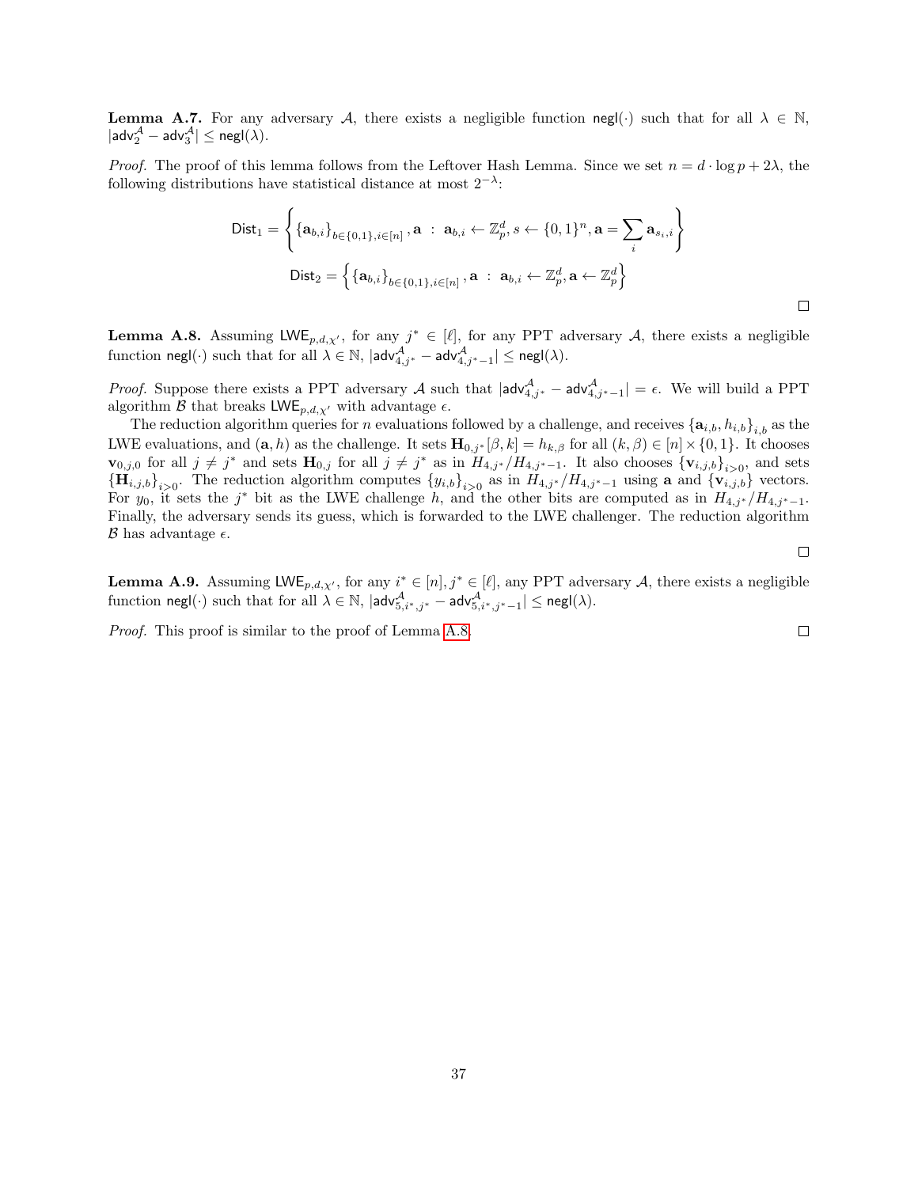**Lemma A.7.** For any adversary $\mathcal{A}$, there exists a negligible function $\mathsf{negl}(\cdot)$ such that for all $\lambda \in \mathbb{N}$, $|\mathsf{adv}_2^{\mathcal{A}} - \mathsf{adv}_3^{\mathcal{A}}| \leq \mathsf{negl}(\lambda)$.

*Proof.* The proof of this lemma follows from the Leftover Hash Lemma. Since we set $n = d \cdot \log p + 2\lambda$, the following distributions have statistical distance at most $2^{-\lambda}$:

$$\mathsf{Dist}_1 = \left\{ \{\mathbf{a}_{b,i}\}_{b \in \{0,1\}, i \in [n]}, \mathbf{a} \; : \; \mathbf{a}_{b,i} \leftarrow \mathbb{Z}_p^d, s \leftarrow \{0,1\}^n, \mathbf{a} = \sum_i \mathbf{a}_{s_i,i} \right\}$$

$$\mathsf{Dist}_2 = \left\{ \{\mathbf{a}_{b,i}\}_{b \in \{0,1\}, i \in [n]}, \mathbf{a} \; : \; \mathbf{a}_{b,i} \leftarrow \mathbb{Z}_p^d, \mathbf{a} \leftarrow \mathbb{Z}_p^d \right\}$$

$\square$

**Lemma A.8.** Assuming $\mathsf{LWE}_{p,d,\chi'}$, for any $j^* \in [\ell]$, for any PPT adversary $\mathcal{A}$, there exists a negligible function $\mathsf{negl}(\cdot)$ such that for all $\lambda \in \mathbb{N}$, $|\mathsf{adv}_{4,j^*}^{\mathcal{A}} - \mathsf{adv}_{4,j^*-1}^{\mathcal{A}}| \leq \mathsf{negl}(\lambda)$.

*Proof.* Suppose there exists a PPT adversary $\mathcal{A}$ such that $|\mathsf{adv}_{4,j^*}^{\mathcal{A}} - \mathsf{adv}_{4,j^*-1}^{\mathcal{A}}| = \epsilon$. We will build a PPT algorithm $\mathcal{B}$ that breaks $\mathsf{LWE}_{p,d,\chi'}$ with advantage $\epsilon$.

The reduction algorithm queries for $n$ evaluations followed by a challenge, and receives $\{\mathbf{a}_{i,b}, h_{i,b}\}_{i,b}$ as the LWE evaluations, and $(\mathbf{a}, h)$ as the challenge. It sets $\mathbf{H}_{0,j^*}[\beta, k] = h_{k,\beta}$ for all $(k, \beta) \in [n] \times \{0,1\}$. It chooses $\mathbf{v}_{0,j,0}$ for all $j \neq j^*$ and sets $\mathbf{H}_{0,j}$ for all $j \neq j^*$ as in $H_{4,j^*}/H_{4,j^*-1}$. It also chooses $\{\mathbf{v}_{i,j,b}\}_{i>0}$, and sets $\{\mathbf{H}_{i,j,b}\}_{i>0}$. The reduction algorithm computes $\{y_{i,b}\}_{i>0}$ as in $H_{4,j^*}/H_{4,j^*-1}$ using $\mathbf{a}$ and $\{\mathbf{v}_{i,j,b}\}$ vectors. For $y_0$, it sets the $j^*$ bit as the LWE challenge $h$, and the other bits are computed as in $H_{4,j^*}/H_{4,j^*-1}$. Finally, the adversary sends its guess, which is forwarded to the LWE challenger. The reduction algorithm $\mathcal{B}$ has advantage $\epsilon$.

$\square$

**Lemma A.9.** Assuming $\mathsf{LWE}_{p,d,\chi'}$, for any $i^* \in [n], j^* \in [\ell]$, any PPT adversary $\mathcal{A}$, there exists a negligible function $\mathsf{negl}(\cdot)$ such that for all $\lambda \in \mathbb{N}$, $|\mathsf{adv}_{5,i^*,j^*}^{\mathcal{A}} - \mathsf{adv}_{5,i^*,j^*-1}^{\mathcal{A}}| \leq \mathsf{negl}(\lambda)$.

*Proof.* This proof is similar to the proof of Lemma A.8. $\square$